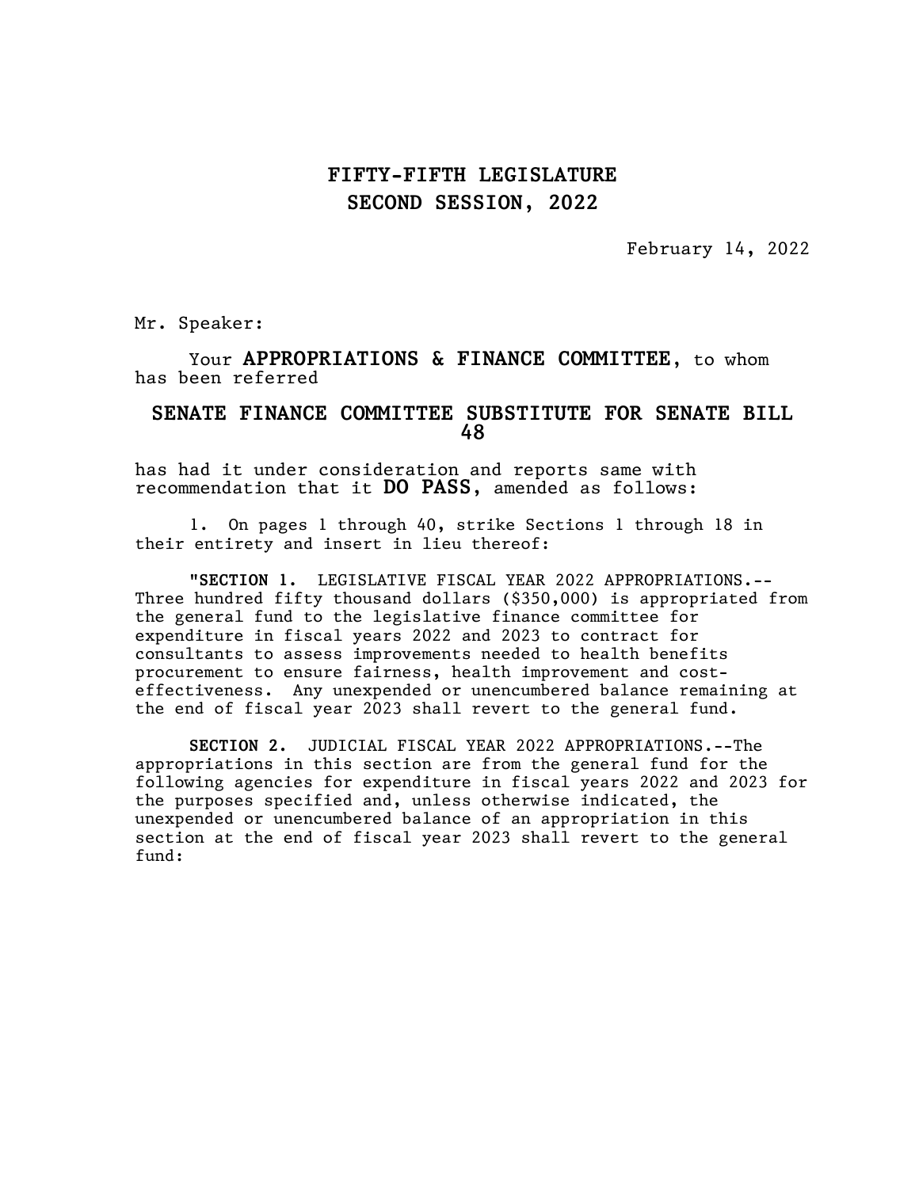# FIFTY-FIFTH LEGISLATURE
# SECOND SESSION, 2022

February 14, 2022

Mr. Speaker:

Your **APPROPRIATIONS & FINANCE COMMITTEE**, to whom has been referred

## SENATE FINANCE COMMITTEE SUBSTITUTE FOR SENATE BILL 48

has had it under consideration and reports same with recommendation that it **DO PASS**, amended as follows:

1. On pages 1 through 40, strike Sections 1 through 18 in their entirety and insert in lieu thereof:

"**SECTION 1.** LEGISLATIVE FISCAL YEAR 2022 APPROPRIATIONS.--Three hundred fifty thousand dollars ($350,000) is appropriated from the general fund to the legislative finance committee for expenditure in fiscal years 2022 and 2023 to contract for consultants to assess improvements needed to health benefits procurement to ensure fairness, health improvement and cost-effectiveness. Any unexpended or unencumbered balance remaining at the end of fiscal year 2023 shall revert to the general fund.

**SECTION 2.** JUDICIAL FISCAL YEAR 2022 APPROPRIATIONS.--The appropriations in this section are from the general fund for the following agencies for expenditure in fiscal years 2022 and 2023 for the purposes specified and, unless otherwise indicated, the unexpended or unencumbered balance of an appropriation in this section at the end of fiscal year 2023 shall revert to the general fund: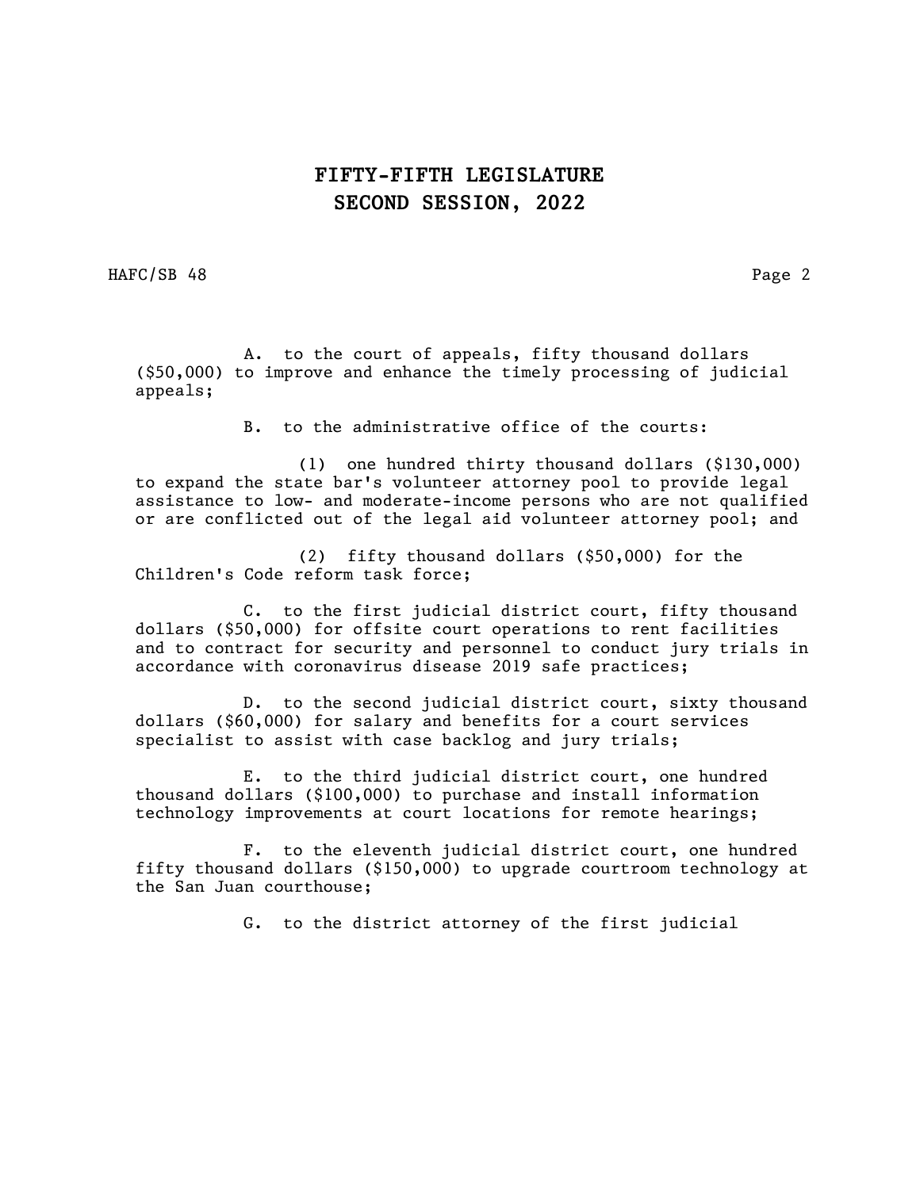A. to the court of appeals, fifty thousand dollars ($50,000) to improve and enhance the timely processing of judicial appeals;

B. to the administrative office of the courts:

(1) one hundred thirty thousand dollars ($130,000) to expand the state bar's volunteer attorney pool to provide legal assistance to low- and moderate-income persons who are not qualified or are conflicted out of the legal aid volunteer attorney pool; and

(2) fifty thousand dollars ($50,000) for the Children's Code reform task force;

C. to the first judicial district court, fifty thousand dollars ($50,000) for offsite court operations to rent facilities and to contract for security and personnel to conduct jury trials in accordance with coronavirus disease 2019 safe practices;

D. to the second judicial district court, sixty thousand dollars ($60,000) for salary and benefits for a court services specialist to assist with case backlog and jury trials;

E. to the third judicial district court, one hundred thousand dollars ($100,000) to purchase and install information technology improvements at court locations for remote hearings;

F. to the eleventh judicial district court, one hundred fifty thousand dollars ($150,000) to upgrade courtroom technology at the San Juan courthouse;

G. to the district attorney of the first judicial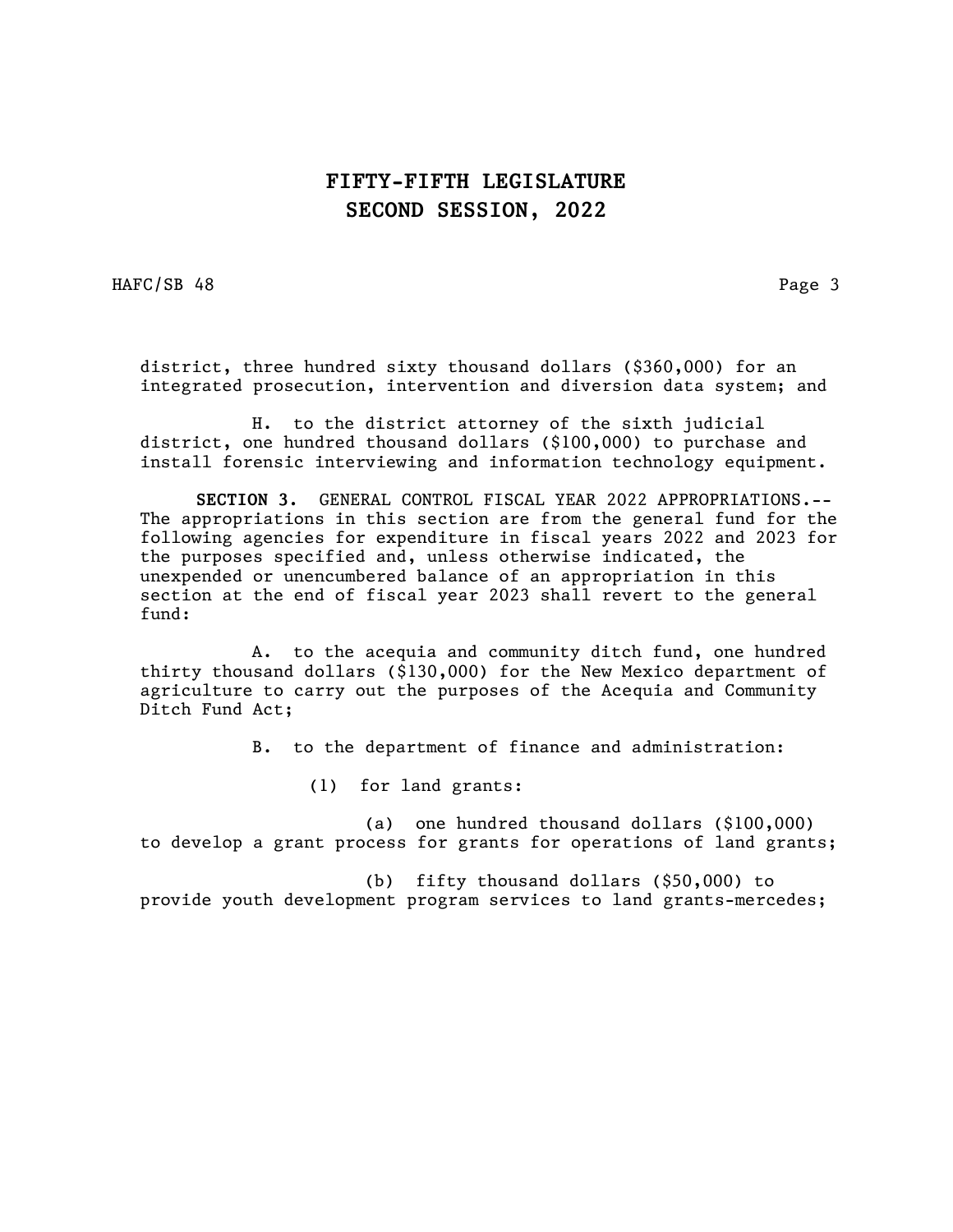district, three hundred sixty thousand dollars ($360,000) for an integrated prosecution, intervention and diversion data system; and

H. to the district attorney of the sixth judicial district, one hundred thousand dollars ($100,000) to purchase and install forensic interviewing and information technology equipment.

**SECTION 3.** GENERAL CONTROL FISCAL YEAR 2022 APPROPRIATIONS.--The appropriations in this section are from the general fund for the following agencies for expenditure in fiscal years 2022 and 2023 for the purposes specified and, unless otherwise indicated, the unexpended or unencumbered balance of an appropriation in this section at the end of fiscal year 2023 shall revert to the general fund:

A. to the acequia and community ditch fund, one hundred thirty thousand dollars ($130,000) for the New Mexico department of agriculture to carry out the purposes of the Acequia and Community Ditch Fund Act;

B. to the department of finance and administration:

(1) for land grants:

(a) one hundred thousand dollars ($100,000) to develop a grant process for grants for operations of land grants;

(b) fifty thousand dollars ($50,000) to provide youth development program services to land grants-mercedes;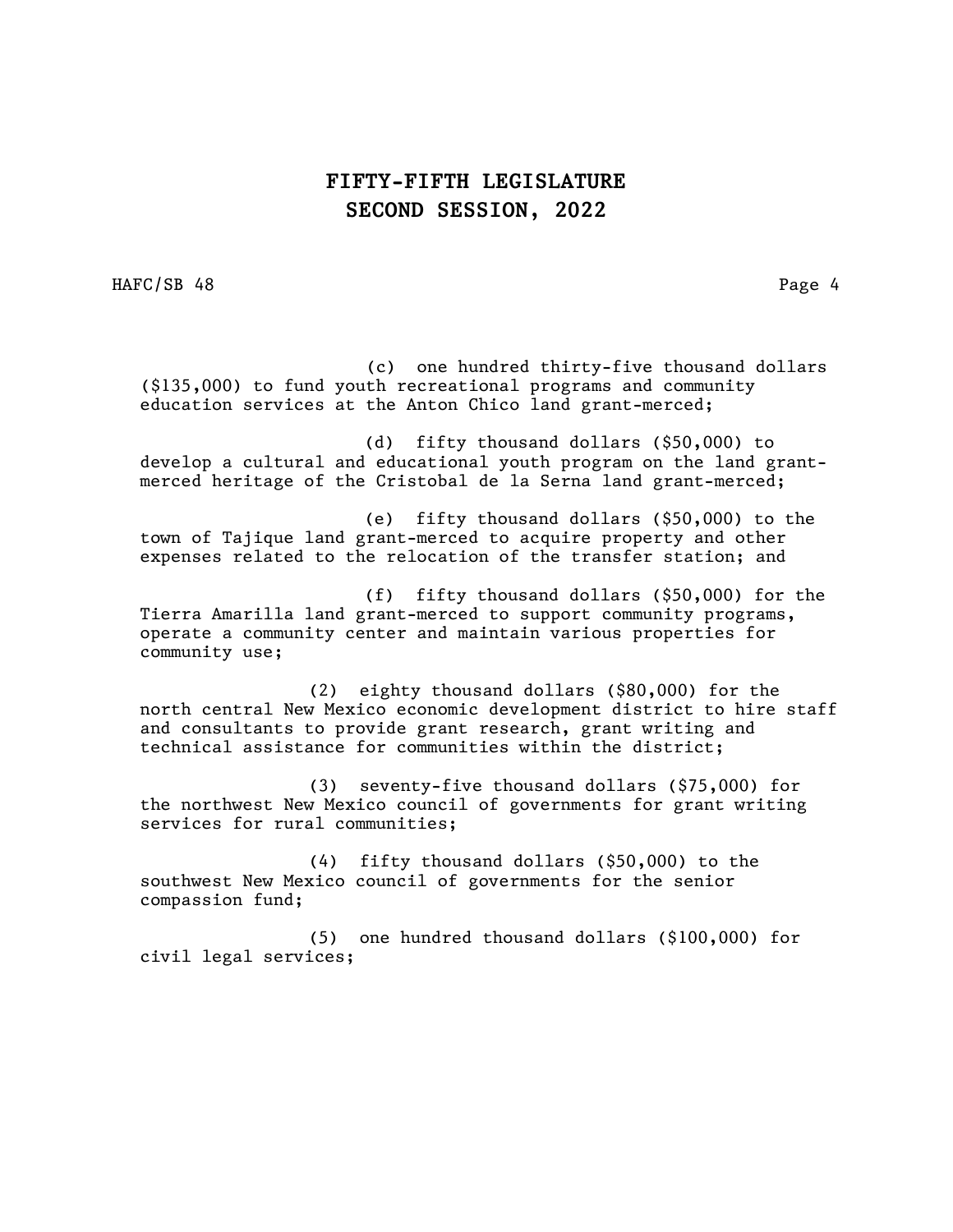(c) one hundred thirty-five thousand dollars ($135,000) to fund youth recreational programs and community education services at the Anton Chico land grant-merced;

(d) fifty thousand dollars ($50,000) to develop a cultural and educational youth program on the land grant-merced heritage of the Cristobal de la Serna land grant-merced;

(e) fifty thousand dollars ($50,000) to the town of Tajique land grant-merced to acquire property and other expenses related to the relocation of the transfer station; and

(f) fifty thousand dollars ($50,000) for the Tierra Amarilla land grant-merced to support community programs, operate a community center and maintain various properties for community use;

(2) eighty thousand dollars ($80,000) for the north central New Mexico economic development district to hire staff and consultants to provide grant research, grant writing and technical assistance for communities within the district;

(3) seventy-five thousand dollars ($75,000) for the northwest New Mexico council of governments for grant writing services for rural communities;

(4) fifty thousand dollars ($50,000) to the southwest New Mexico council of governments for the senior compassion fund;

(5) one hundred thousand dollars ($100,000) for civil legal services;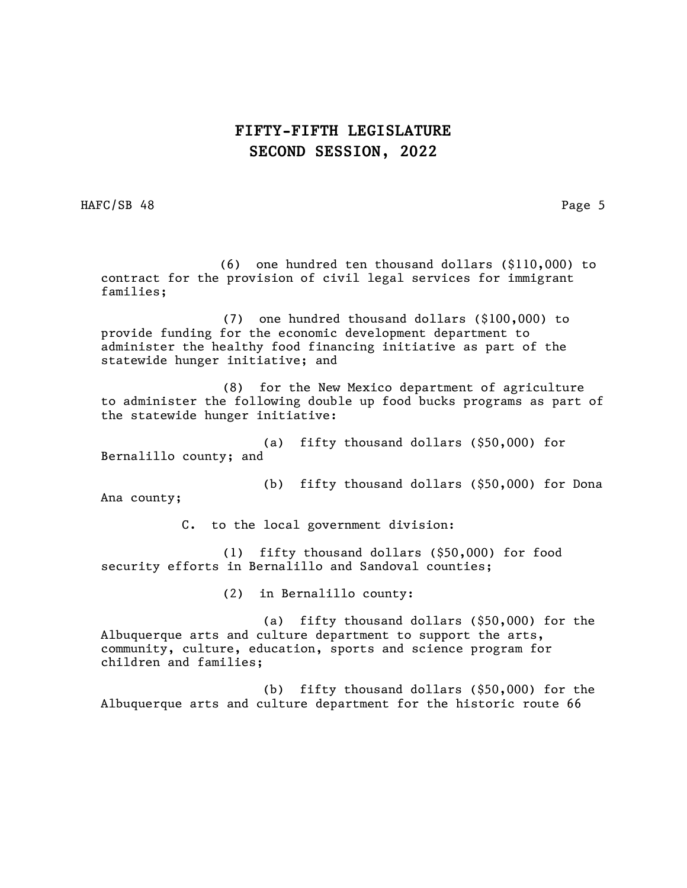(6) one hundred ten thousand dollars ($110,000) to contract for the provision of civil legal services for immigrant families;

(7) one hundred thousand dollars ($100,000) to provide funding for the economic development department to administer the healthy food financing initiative as part of the statewide hunger initiative; and

(8) for the New Mexico department of agriculture to administer the following double up food bucks programs as part of the statewide hunger initiative:

(a) fifty thousand dollars ($50,000) for Bernalillo county; and

(b) fifty thousand dollars ($50,000) for Dona Ana county;

C. to the local government division:

(1) fifty thousand dollars ($50,000) for food security efforts in Bernalillo and Sandoval counties;

(2) in Bernalillo county:

(a) fifty thousand dollars ($50,000) for the Albuquerque arts and culture department to support the arts, community, culture, education, sports and science program for children and families;

(b) fifty thousand dollars ($50,000) for the Albuquerque arts and culture department for the historic route 66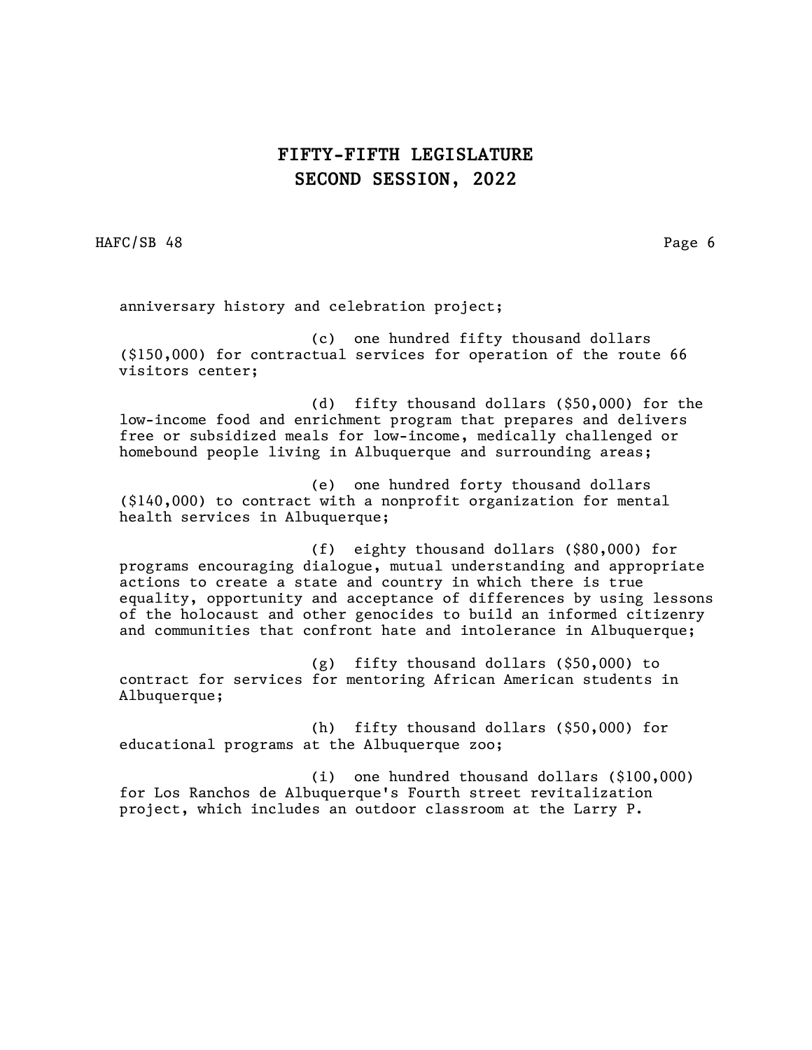anniversary history and celebration project;

(c) one hundred fifty thousand dollars ($150,000) for contractual services for operation of the route 66 visitors center;

(d) fifty thousand dollars ($50,000) for the low-income food and enrichment program that prepares and delivers free or subsidized meals for low-income, medically challenged or homebound people living in Albuquerque and surrounding areas;

(e) one hundred forty thousand dollars ($140,000) to contract with a nonprofit organization for mental health services in Albuquerque;

(f) eighty thousand dollars ($80,000) for programs encouraging dialogue, mutual understanding and appropriate actions to create a state and country in which there is true equality, opportunity and acceptance of differences by using lessons of the holocaust and other genocides to build an informed citizenry and communities that confront hate and intolerance in Albuquerque;

(g) fifty thousand dollars ($50,000) to contract for services for mentoring African American students in Albuquerque;

(h) fifty thousand dollars ($50,000) for educational programs at the Albuquerque zoo;

(i) one hundred thousand dollars ($100,000) for Los Ranchos de Albuquerque's Fourth street revitalization project, which includes an outdoor classroom at the Larry P.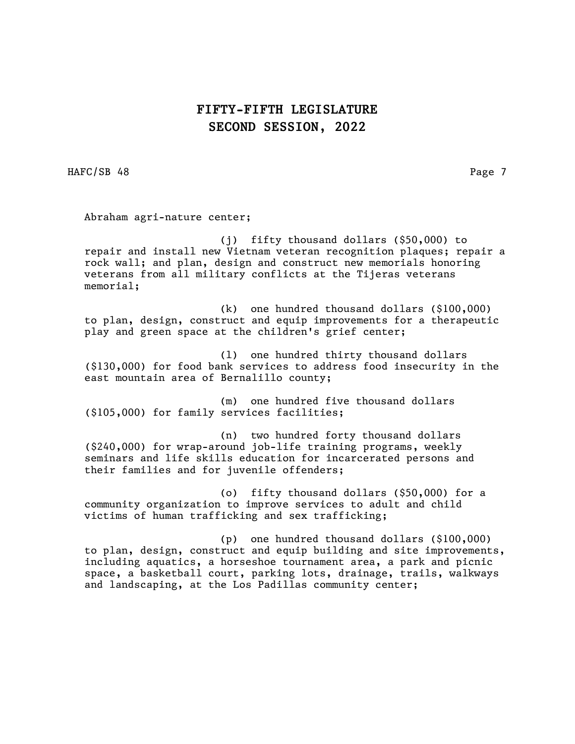Abraham agri-nature center;

(j) fifty thousand dollars ($50,000) to repair and install new Vietnam veteran recognition plaques; repair a rock wall; and plan, design and construct new memorials honoring veterans from all military conflicts at the Tijeras veterans memorial;

(k) one hundred thousand dollars ($100,000) to plan, design, construct and equip improvements for a therapeutic play and green space at the children's grief center;

(l) one hundred thirty thousand dollars ($130,000) for food bank services to address food insecurity in the east mountain area of Bernalillo county;

(m) one hundred five thousand dollars ($105,000) for family services facilities;

(n) two hundred forty thousand dollars ($240,000) for wrap-around job-life training programs, weekly seminars and life skills education for incarcerated persons and their families and for juvenile offenders;

(o) fifty thousand dollars ($50,000) for a community organization to improve services to adult and child victims of human trafficking and sex trafficking;

(p) one hundred thousand dollars ($100,000) to plan, design, construct and equip building and site improvements, including aquatics, a horseshoe tournament area, a park and picnic space, a basketball court, parking lots, drainage, trails, walkways and landscaping, at the Los Padillas community center;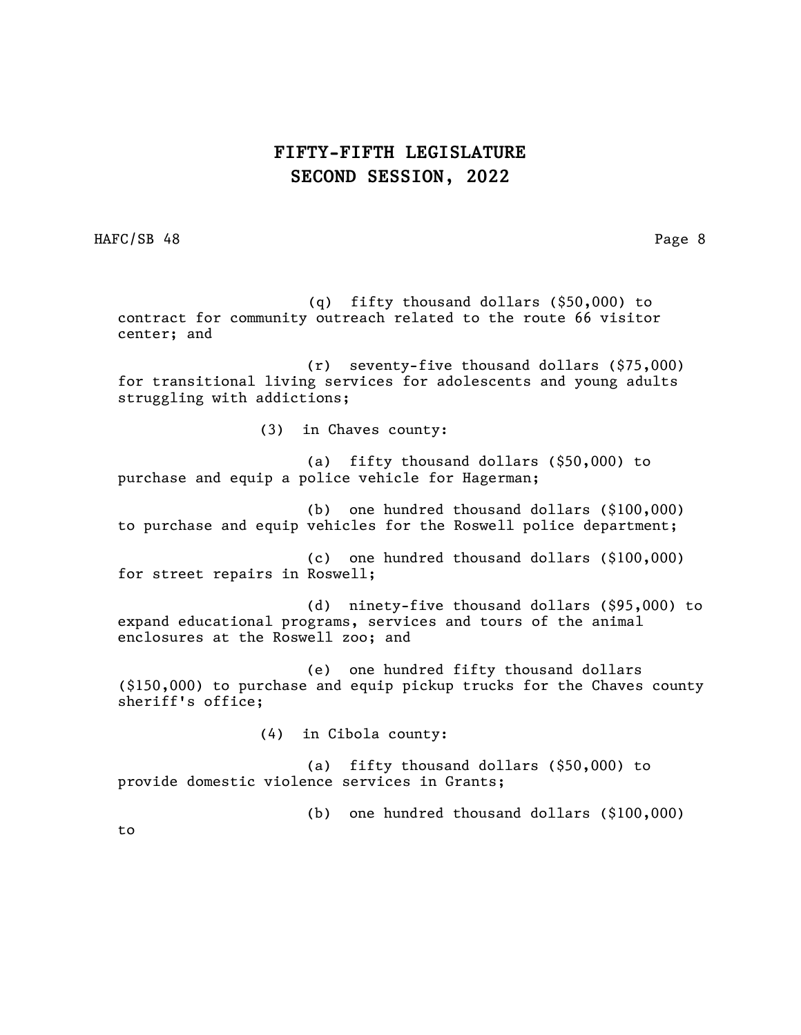(q) fifty thousand dollars ($50,000) to contract for community outreach related to the route 66 visitor center; and

(r) seventy-five thousand dollars ($75,000) for transitional living services for adolescents and young adults struggling with addictions;

(3) in Chaves county:

(a) fifty thousand dollars ($50,000) to purchase and equip a police vehicle for Hagerman;

(b) one hundred thousand dollars ($100,000) to purchase and equip vehicles for the Roswell police department;

(c) one hundred thousand dollars ($100,000) for street repairs in Roswell;

(d) ninety-five thousand dollars ($95,000) to expand educational programs, services and tours of the animal enclosures at the Roswell zoo; and

(e) one hundred fifty thousand dollars ($150,000) to purchase and equip pickup trucks for the Chaves county sheriff's office;

(4) in Cibola county:

(a) fifty thousand dollars ($50,000) to provide domestic violence services in Grants;

(b) one hundred thousand dollars ($100,000) to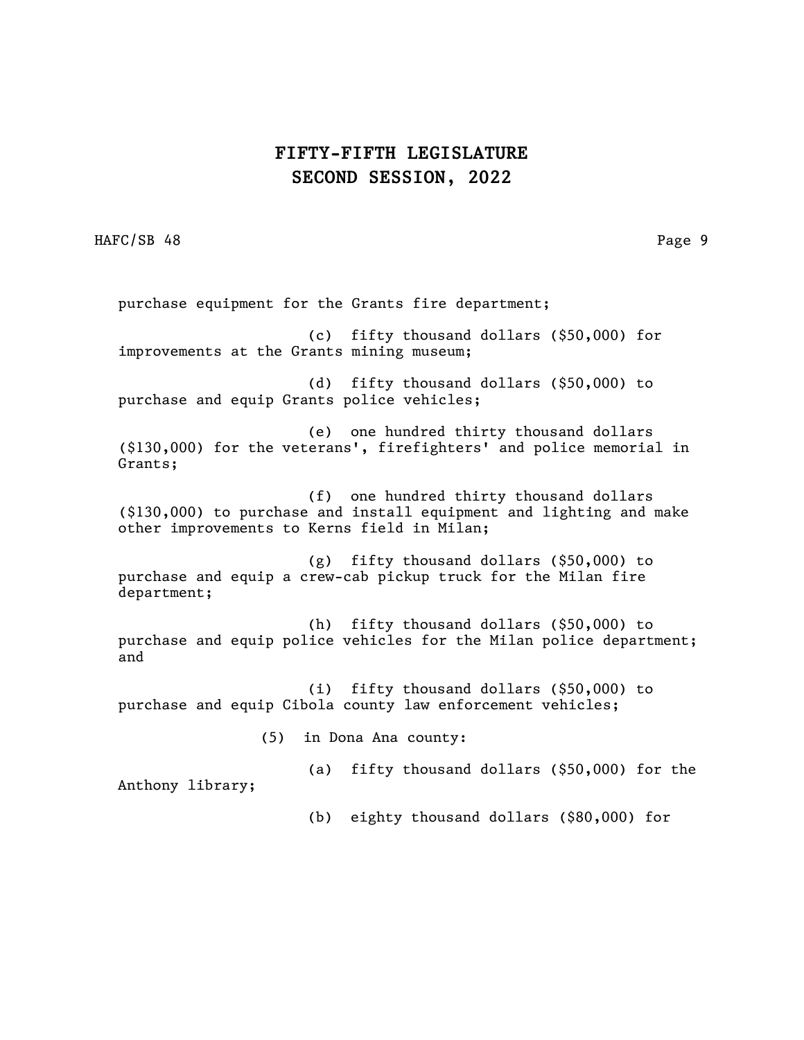purchase equipment for the Grants fire department;

(c) fifty thousand dollars ($50,000) for improvements at the Grants mining museum;

(d) fifty thousand dollars ($50,000) to purchase and equip Grants police vehicles;

(e) one hundred thirty thousand dollars ($130,000) for the veterans', firefighters' and police memorial in Grants;

(f) one hundred thirty thousand dollars ($130,000) to purchase and install equipment and lighting and make other improvements to Kerns field in Milan;

(g) fifty thousand dollars ($50,000) to purchase and equip a crew-cab pickup truck for the Milan fire department;

(h) fifty thousand dollars ($50,000) to purchase and equip police vehicles for the Milan police department; and

(i) fifty thousand dollars ($50,000) to purchase and equip Cibola county law enforcement vehicles;

(5) in Dona Ana county:

(a) fifty thousand dollars ($50,000) for the Anthony library;

(b) eighty thousand dollars ($80,000) for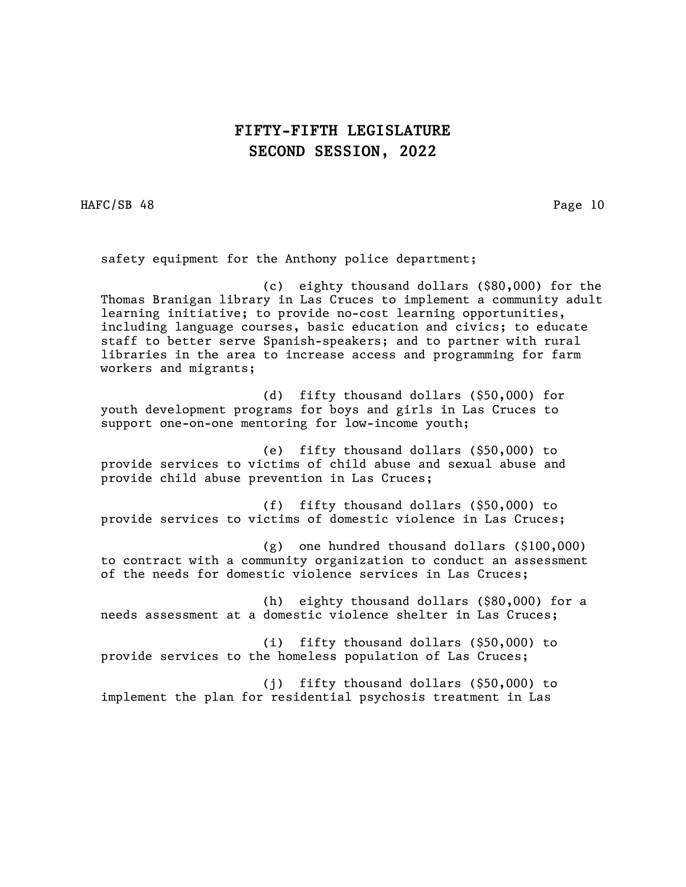safety equipment for the Anthony police department;

(c) eighty thousand dollars ($80,000) for the Thomas Branigan library in Las Cruces to implement a community adult learning initiative; to provide no-cost learning opportunities, including language courses, basic education and civics; to educate staff to better serve Spanish-speakers; and to partner with rural libraries in the area to increase access and programming for farm workers and migrants;

(d) fifty thousand dollars ($50,000) for youth development programs for boys and girls in Las Cruces to support one-on-one mentoring for low-income youth;

(e) fifty thousand dollars ($50,000) to provide services to victims of child abuse and sexual abuse and provide child abuse prevention in Las Cruces;

(f) fifty thousand dollars ($50,000) to provide services to victims of domestic violence in Las Cruces;

(g) one hundred thousand dollars ($100,000) to contract with a community organization to conduct an assessment of the needs for domestic violence services in Las Cruces;

(h) eighty thousand dollars ($80,000) for a needs assessment at a domestic violence shelter in Las Cruces;

(i) fifty thousand dollars ($50,000) to provide services to the homeless population of Las Cruces;

(j) fifty thousand dollars ($50,000) to implement the plan for residential psychosis treatment in Las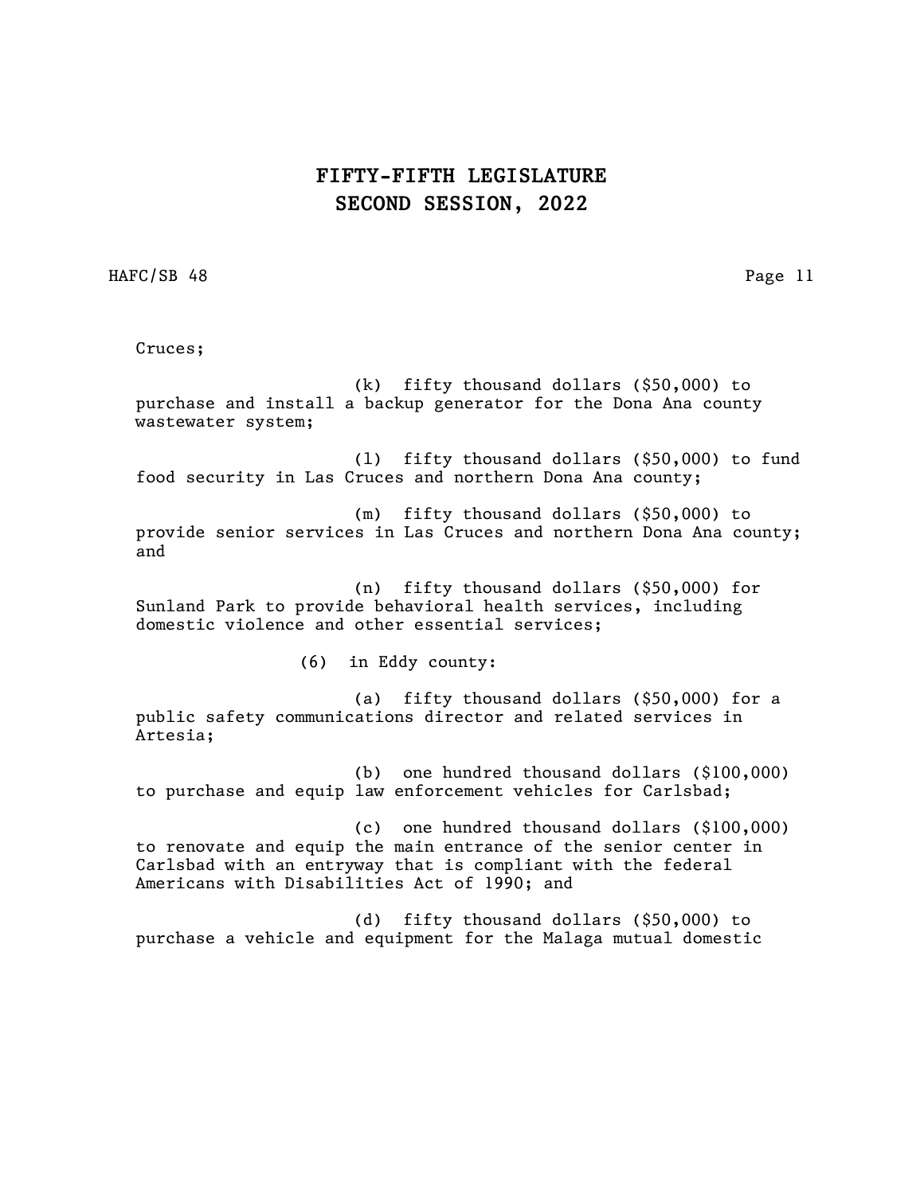Cruces;

(k) fifty thousand dollars ($50,000) to purchase and install a backup generator for the Dona Ana county wastewater system;

(l) fifty thousand dollars ($50,000) to fund food security in Las Cruces and northern Dona Ana county;

(m) fifty thousand dollars ($50,000) to provide senior services in Las Cruces and northern Dona Ana county; and

(n) fifty thousand dollars ($50,000) for Sunland Park to provide behavioral health services, including domestic violence and other essential services;

(6) in Eddy county:

(a) fifty thousand dollars ($50,000) for a public safety communications director and related services in Artesia;

(b) one hundred thousand dollars ($100,000) to purchase and equip law enforcement vehicles for Carlsbad;

(c) one hundred thousand dollars ($100,000) to renovate and equip the main entrance of the senior center in Carlsbad with an entryway that is compliant with the federal Americans with Disabilities Act of 1990; and

(d) fifty thousand dollars ($50,000) to purchase a vehicle and equipment for the Malaga mutual domestic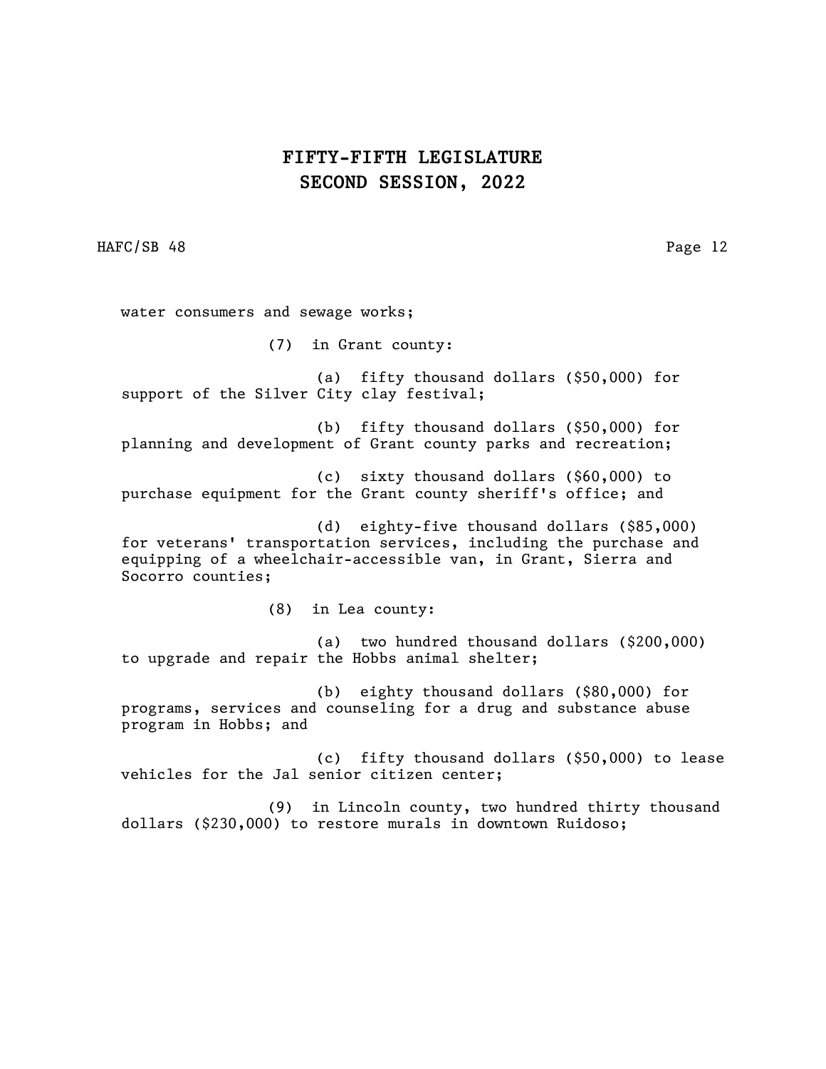water consumers and sewage works;

(7) in Grant county:

(a) fifty thousand dollars ($50,000) for support of the Silver City clay festival;

(b) fifty thousand dollars ($50,000) for planning and development of Grant county parks and recreation;

(c) sixty thousand dollars ($60,000) to purchase equipment for the Grant county sheriff's office; and

(d) eighty-five thousand dollars ($85,000) for veterans' transportation services, including the purchase and equipping of a wheelchair-accessible van, in Grant, Sierra and Socorro counties;

(8) in Lea county:

(a) two hundred thousand dollars ($200,000) to upgrade and repair the Hobbs animal shelter;

(b) eighty thousand dollars ($80,000) for programs, services and counseling for a drug and substance abuse program in Hobbs; and

(c) fifty thousand dollars ($50,000) to lease vehicles for the Jal senior citizen center;

(9) in Lincoln county, two hundred thirty thousand dollars ($230,000) to restore murals in downtown Ruidoso;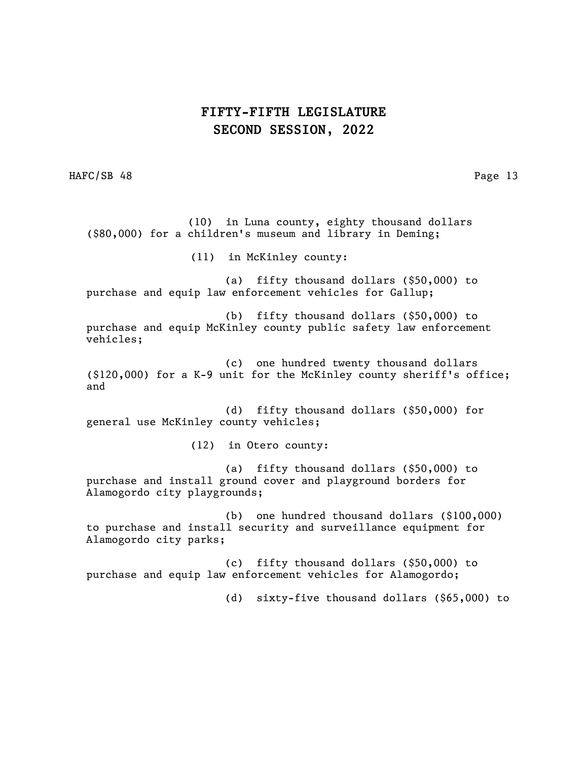(10) in Luna county, eighty thousand dollars ($80,000) for a children's museum and library in Deming;

(11) in McKinley county:

(a) fifty thousand dollars ($50,000) to purchase and equip law enforcement vehicles for Gallup;

(b) fifty thousand dollars ($50,000) to purchase and equip McKinley county public safety law enforcement vehicles;

(c) one hundred twenty thousand dollars ($120,000) for a K-9 unit for the McKinley county sheriff's office; and

(d) fifty thousand dollars ($50,000) for general use McKinley county vehicles;

(12) in Otero county:

(a) fifty thousand dollars ($50,000) to purchase and install ground cover and playground borders for Alamogordo city playgrounds;

(b) one hundred thousand dollars ($100,000) to purchase and install security and surveillance equipment for Alamogordo city parks;

(c) fifty thousand dollars ($50,000) to purchase and equip law enforcement vehicles for Alamogordo;

(d) sixty-five thousand dollars ($65,000) to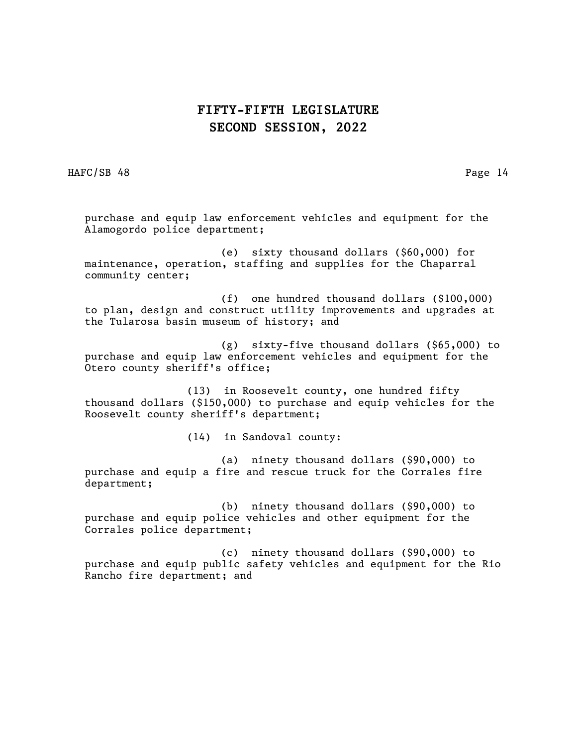purchase and equip law enforcement vehicles and equipment for the Alamogordo police department;

(e) sixty thousand dollars ($60,000) for maintenance, operation, staffing and supplies for the Chaparral community center;

(f) one hundred thousand dollars ($100,000) to plan, design and construct utility improvements and upgrades at the Tularosa basin museum of history; and

(g) sixty-five thousand dollars ($65,000) to purchase and equip law enforcement vehicles and equipment for the Otero county sheriff's office;

(13) in Roosevelt county, one hundred fifty thousand dollars ($150,000) to purchase and equip vehicles for the Roosevelt county sheriff's department;

(14) in Sandoval county:

(a) ninety thousand dollars ($90,000) to purchase and equip a fire and rescue truck for the Corrales fire department;

(b) ninety thousand dollars ($90,000) to purchase and equip police vehicles and other equipment for the Corrales police department;

(c) ninety thousand dollars ($90,000) to purchase and equip public safety vehicles and equipment for the Rio Rancho fire department; and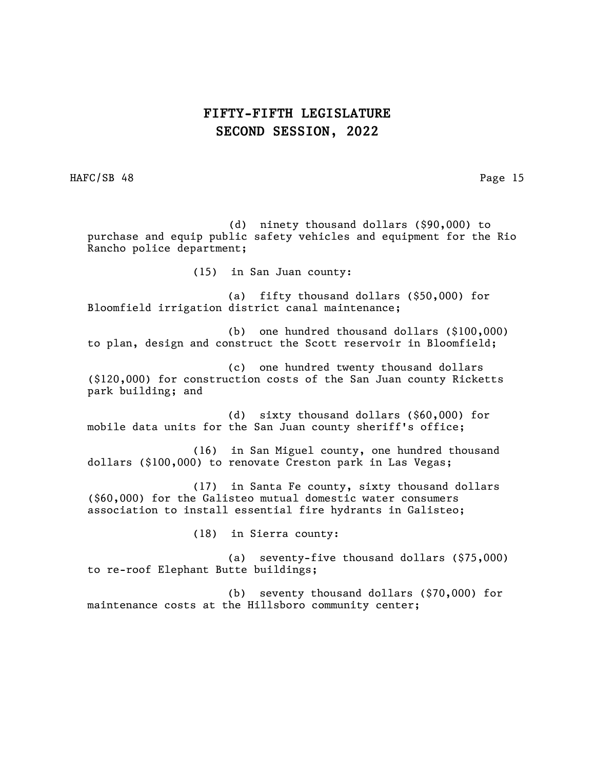(d) ninety thousand dollars ($90,000) to purchase and equip public safety vehicles and equipment for the Rio Rancho police department;

(15) in San Juan county:

(a) fifty thousand dollars ($50,000) for Bloomfield irrigation district canal maintenance;

(b) one hundred thousand dollars ($100,000) to plan, design and construct the Scott reservoir in Bloomfield;

(c) one hundred twenty thousand dollars ($120,000) for construction costs of the San Juan county Ricketts park building; and

(d) sixty thousand dollars ($60,000) for mobile data units for the San Juan county sheriff's office;

(16) in San Miguel county, one hundred thousand dollars ($100,000) to renovate Creston park in Las Vegas;

(17) in Santa Fe county, sixty thousand dollars ($60,000) for the Galisteo mutual domestic water consumers association to install essential fire hydrants in Galisteo;

(18) in Sierra county:

(a) seventy-five thousand dollars ($75,000) to re-roof Elephant Butte buildings;

(b) seventy thousand dollars ($70,000) for maintenance costs at the Hillsboro community center;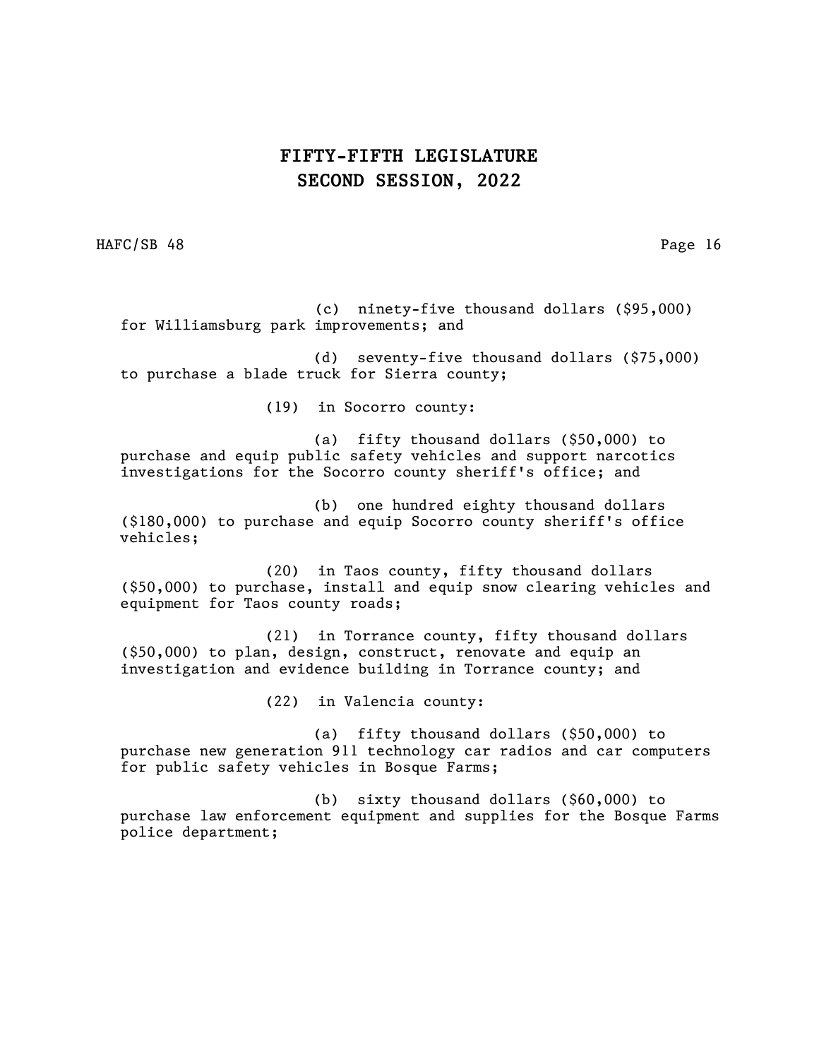(c) ninety-five thousand dollars ($95,000) for Williamsburg park improvements; and

(d) seventy-five thousand dollars ($75,000) to purchase a blade truck for Sierra county;

(19) in Socorro county:

(a) fifty thousand dollars ($50,000) to purchase and equip public safety vehicles and support narcotics investigations for the Socorro county sheriff's office; and

(b) one hundred eighty thousand dollars ($180,000) to purchase and equip Socorro county sheriff's office vehicles;

(20) in Taos county, fifty thousand dollars ($50,000) to purchase, install and equip snow clearing vehicles and equipment for Taos county roads;

(21) in Torrance county, fifty thousand dollars ($50,000) to plan, design, construct, renovate and equip an investigation and evidence building in Torrance county; and

(22) in Valencia county:

(a) fifty thousand dollars ($50,000) to purchase new generation 911 technology car radios and car computers for public safety vehicles in Bosque Farms;

(b) sixty thousand dollars ($60,000) to purchase law enforcement equipment and supplies for the Bosque Farms police department;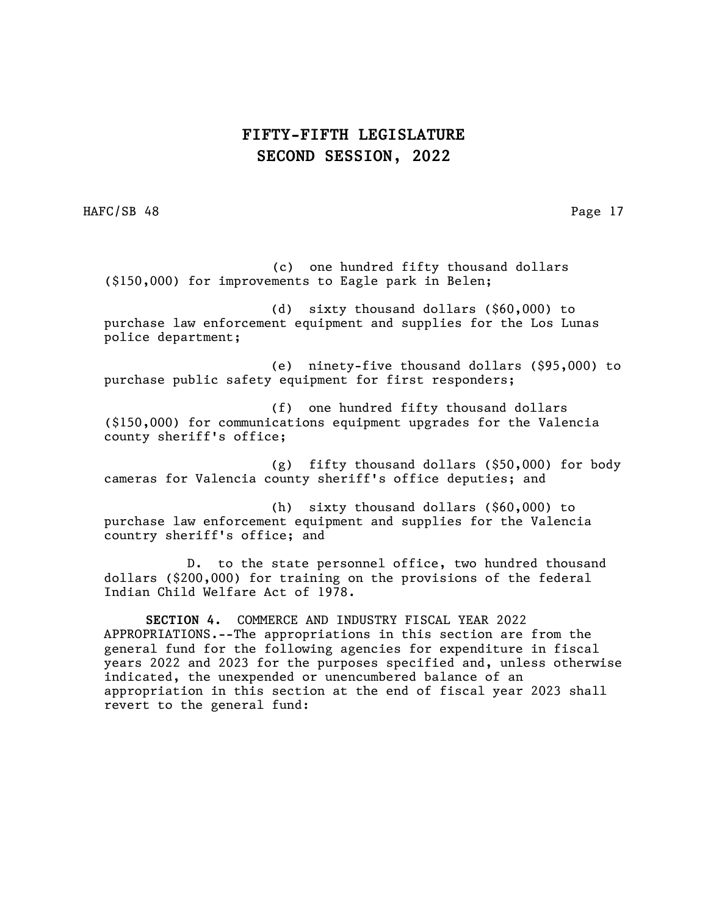(c) one hundred fifty thousand dollars ($150,000) for improvements to Eagle park in Belen;

(d) sixty thousand dollars ($60,000) to purchase law enforcement equipment and supplies for the Los Lunas police department;

(e) ninety-five thousand dollars ($95,000) to purchase public safety equipment for first responders;

(f) one hundred fifty thousand dollars ($150,000) for communications equipment upgrades for the Valencia county sheriff's office;

(g) fifty thousand dollars ($50,000) for body cameras for Valencia county sheriff's office deputies; and

(h) sixty thousand dollars ($60,000) to purchase law enforcement equipment and supplies for the Valencia country sheriff's office; and

D. to the state personnel office, two hundred thousand dollars ($200,000) for training on the provisions of the federal Indian Child Welfare Act of 1978.

**SECTION 4.** COMMERCE AND INDUSTRY FISCAL YEAR 2022 APPROPRIATIONS.--The appropriations in this section are from the general fund for the following agencies for expenditure in fiscal years 2022 and 2023 for the purposes specified and, unless otherwise indicated, the unexpended or unencumbered balance of an appropriation in this section at the end of fiscal year 2023 shall revert to the general fund: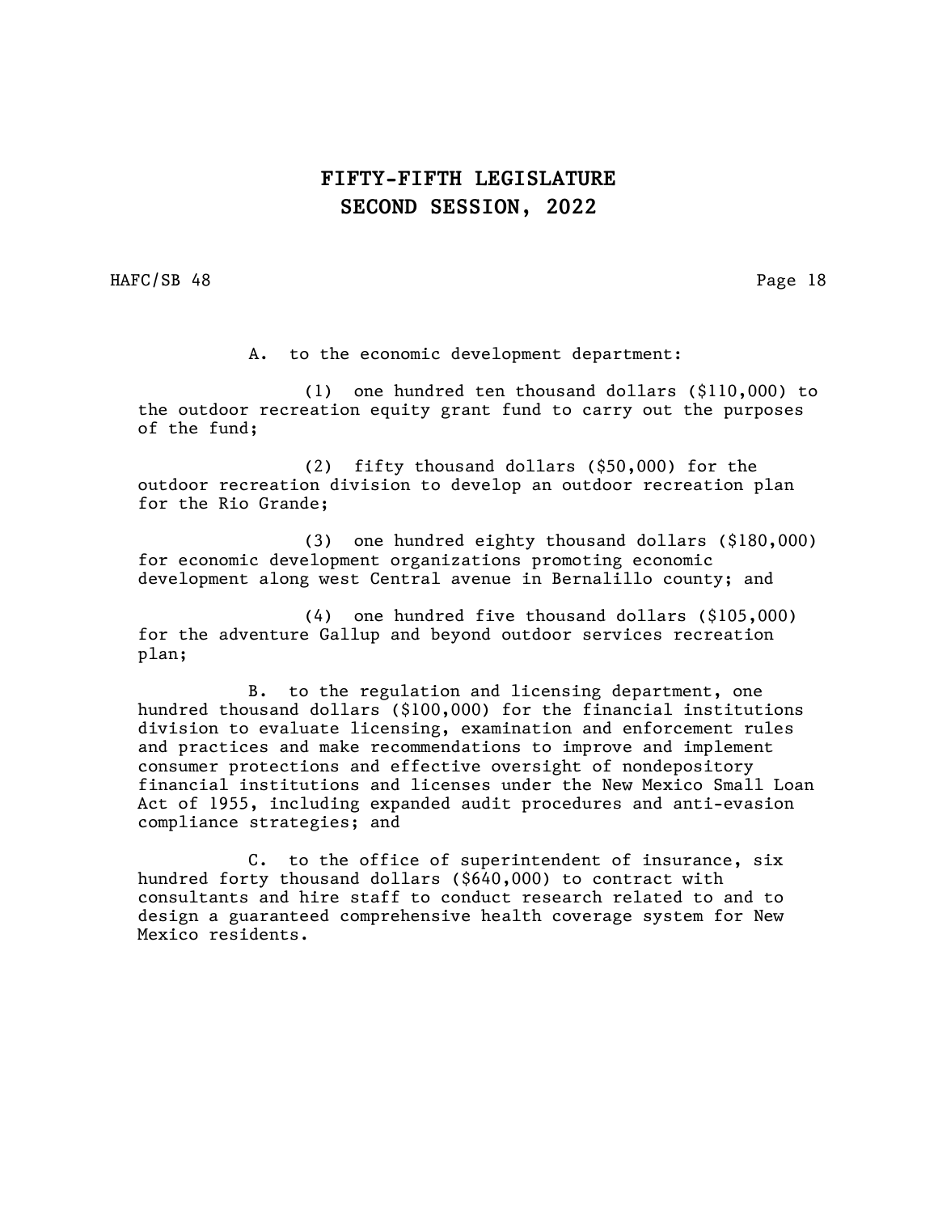A. to the economic development department:

(1) one hundred ten thousand dollars ($110,000) to the outdoor recreation equity grant fund to carry out the purposes of the fund;

(2) fifty thousand dollars ($50,000) for the outdoor recreation division to develop an outdoor recreation plan for the Rio Grande;

(3) one hundred eighty thousand dollars ($180,000) for economic development organizations promoting economic development along west Central avenue in Bernalillo county; and

(4) one hundred five thousand dollars ($105,000) for the adventure Gallup and beyond outdoor services recreation plan;

B. to the regulation and licensing department, one hundred thousand dollars ($100,000) for the financial institutions division to evaluate licensing, examination and enforcement rules and practices and make recommendations to improve and implement consumer protections and effective oversight of nondepository financial institutions and licenses under the New Mexico Small Loan Act of 1955, including expanded audit procedures and anti-evasion compliance strategies; and

C. to the office of superintendent of insurance, six hundred forty thousand dollars ($640,000) to contract with consultants and hire staff to conduct research related to and to design a guaranteed comprehensive health coverage system for New Mexico residents.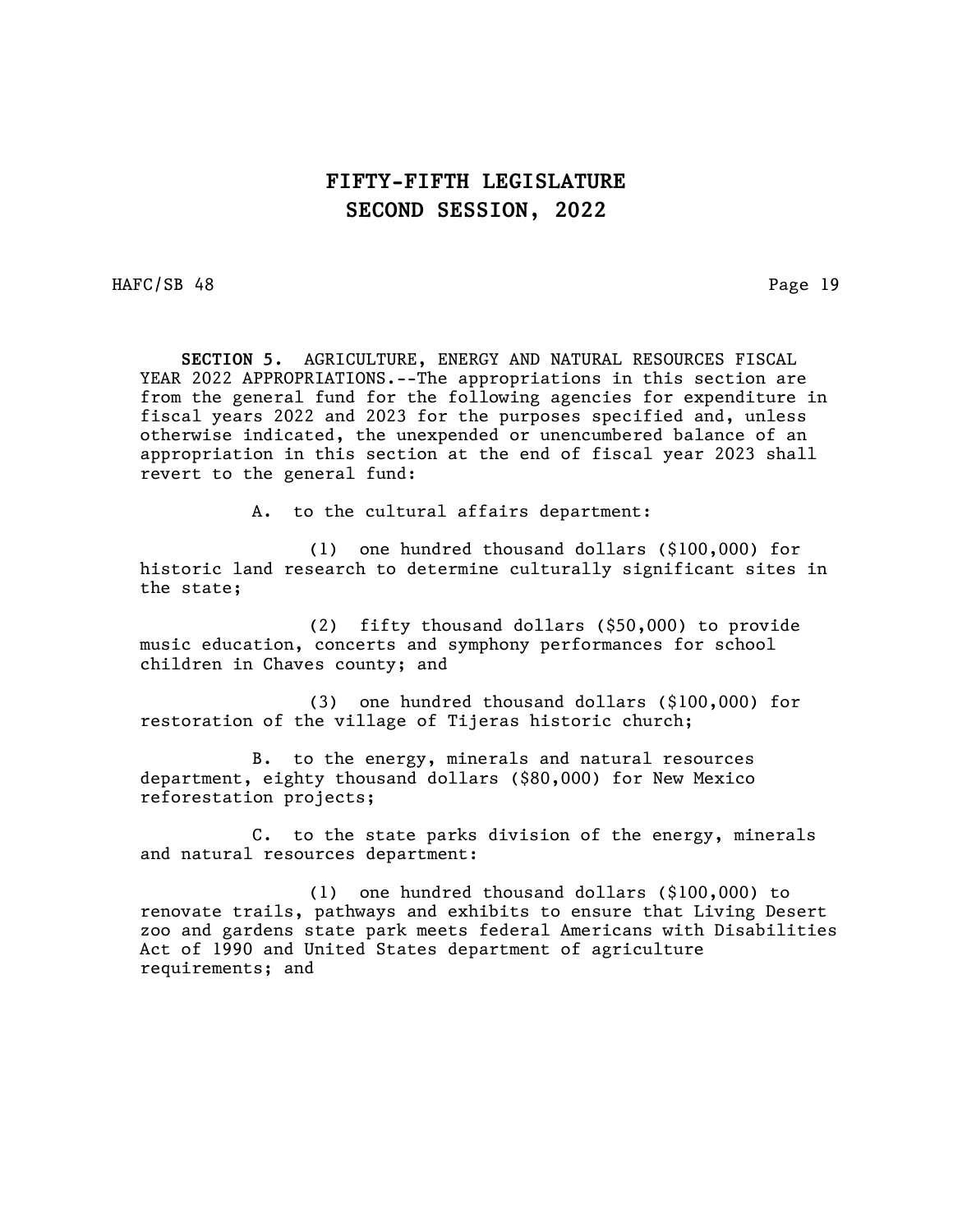**SECTION 5.** AGRICULTURE, ENERGY AND NATURAL RESOURCES FISCAL YEAR 2022 APPROPRIATIONS.--The appropriations in this section are from the general fund for the following agencies for expenditure in fiscal years 2022 and 2023 for the purposes specified and, unless otherwise indicated, the unexpended or unencumbered balance of an appropriation in this section at the end of fiscal year 2023 shall revert to the general fund:

A. to the cultural affairs department:

(1) one hundred thousand dollars ($100,000) for historic land research to determine culturally significant sites in the state;

(2) fifty thousand dollars ($50,000) to provide music education, concerts and symphony performances for school children in Chaves county; and

(3) one hundred thousand dollars ($100,000) for restoration of the village of Tijeras historic church;

B. to the energy, minerals and natural resources department, eighty thousand dollars ($80,000) for New Mexico reforestation projects;

C. to the state parks division of the energy, minerals and natural resources department:

(1) one hundred thousand dollars ($100,000) to renovate trails, pathways and exhibits to ensure that Living Desert zoo and gardens state park meets federal Americans with Disabilities Act of 1990 and United States department of agriculture requirements; and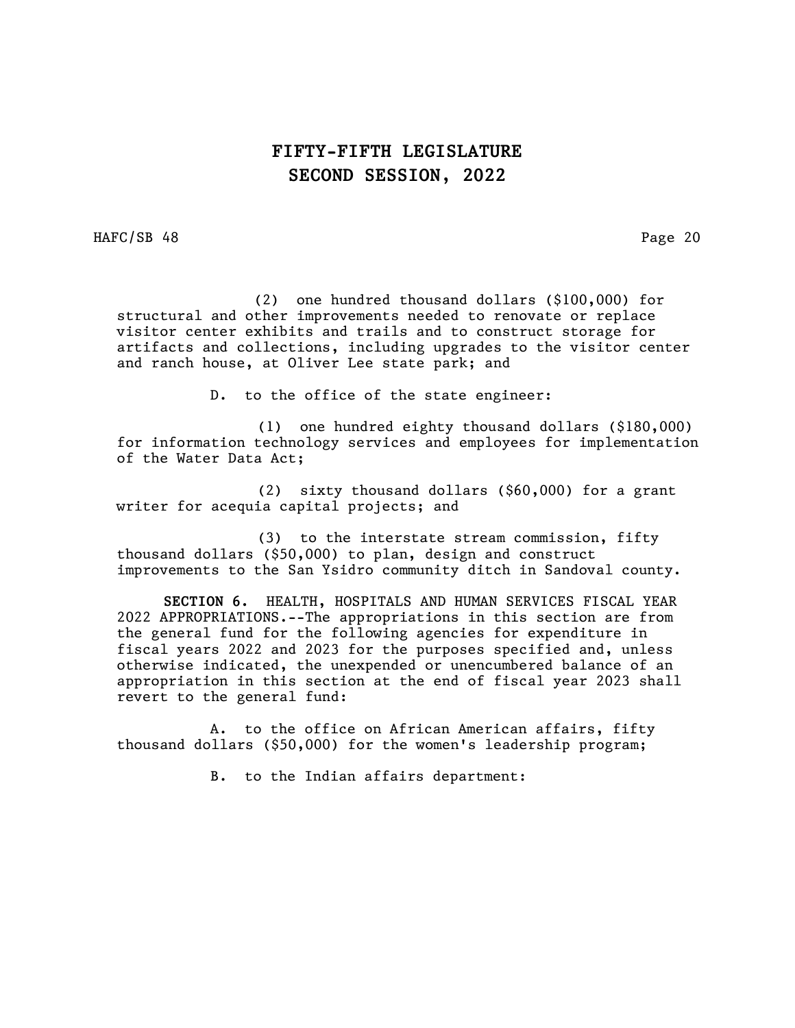(2) one hundred thousand dollars ($100,000) for structural and other improvements needed to renovate or replace visitor center exhibits and trails and to construct storage for artifacts and collections, including upgrades to the visitor center and ranch house, at Oliver Lee state park; and

D. to the office of the state engineer:

(1) one hundred eighty thousand dollars ($180,000) for information technology services and employees for implementation of the Water Data Act;

(2) sixty thousand dollars ($60,000) for a grant writer for acequia capital projects; and

(3) to the interstate stream commission, fifty thousand dollars ($50,000) to plan, design and construct improvements to the San Ysidro community ditch in Sandoval county.

**SECTION 6.** HEALTH, HOSPITALS AND HUMAN SERVICES FISCAL YEAR 2022 APPROPRIATIONS.--The appropriations in this section are from the general fund for the following agencies for expenditure in fiscal years 2022 and 2023 for the purposes specified and, unless otherwise indicated, the unexpended or unencumbered balance of an appropriation in this section at the end of fiscal year 2023 shall revert to the general fund:

A. to the office on African American affairs, fifty thousand dollars ($50,000) for the women's leadership program;

B. to the Indian affairs department: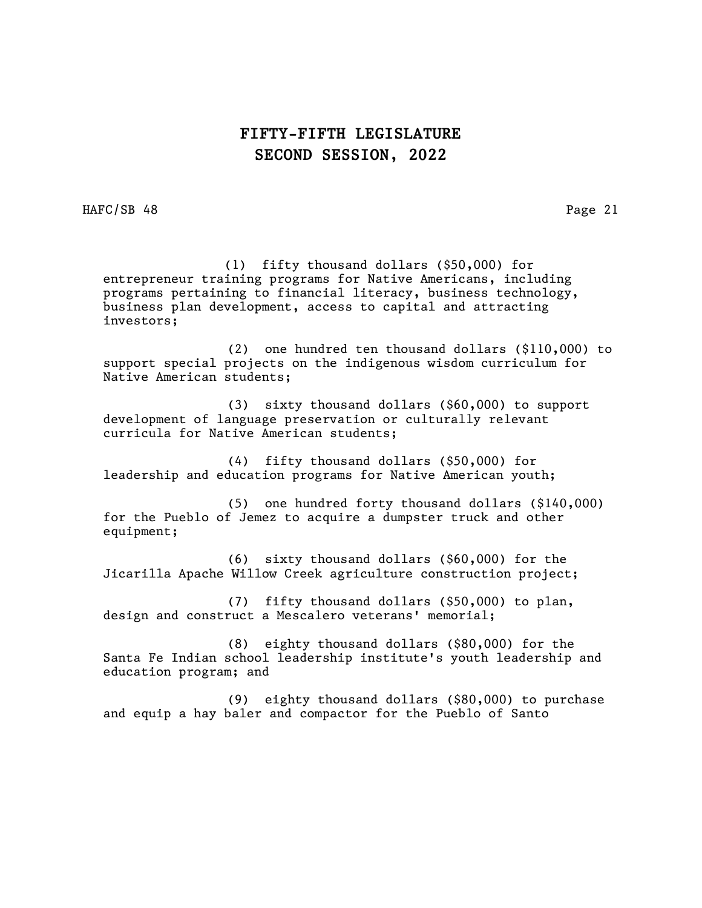(1) fifty thousand dollars ($50,000) for entrepreneur training programs for Native Americans, including programs pertaining to financial literacy, business technology, business plan development, access to capital and attracting investors;

(2) one hundred ten thousand dollars ($110,000) to support special projects on the indigenous wisdom curriculum for Native American students;

(3) sixty thousand dollars ($60,000) to support development of language preservation or culturally relevant curricula for Native American students;

(4) fifty thousand dollars ($50,000) for leadership and education programs for Native American youth;

(5) one hundred forty thousand dollars ($140,000) for the Pueblo of Jemez to acquire a dumpster truck and other equipment;

(6) sixty thousand dollars ($60,000) for the Jicarilla Apache Willow Creek agriculture construction project;

(7) fifty thousand dollars ($50,000) to plan, design and construct a Mescalero veterans' memorial;

(8) eighty thousand dollars ($80,000) for the Santa Fe Indian school leadership institute's youth leadership and education program; and

(9) eighty thousand dollars ($80,000) to purchase and equip a hay baler and compactor for the Pueblo of Santo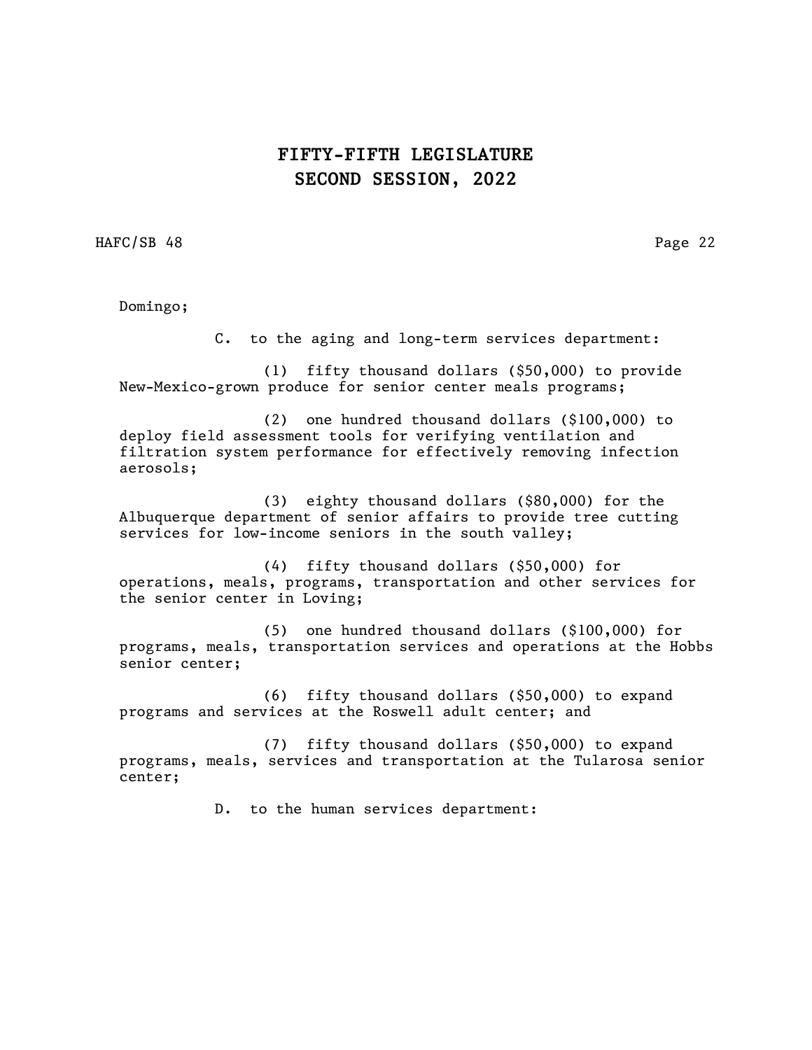Domingo;

C. to the aging and long-term services department:

(1) fifty thousand dollars ($50,000) to provide New-Mexico-grown produce for senior center meals programs;

(2) one hundred thousand dollars ($100,000) to deploy field assessment tools for verifying ventilation and filtration system performance for effectively removing infection aerosols;

(3) eighty thousand dollars ($80,000) for the Albuquerque department of senior affairs to provide tree cutting services for low-income seniors in the south valley;

(4) fifty thousand dollars ($50,000) for operations, meals, programs, transportation and other services for the senior center in Loving;

(5) one hundred thousand dollars ($100,000) for programs, meals, transportation services and operations at the Hobbs senior center;

(6) fifty thousand dollars ($50,000) to expand programs and services at the Roswell adult center; and

(7) fifty thousand dollars ($50,000) to expand programs, meals, services and transportation at the Tularosa senior center;

D. to the human services department: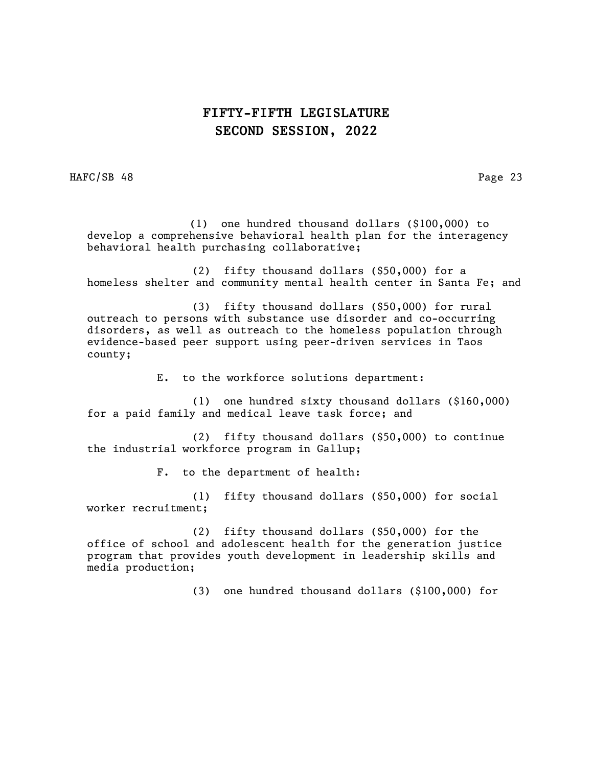(1) one hundred thousand dollars ($100,000) to develop a comprehensive behavioral health plan for the interagency behavioral health purchasing collaborative;

(2) fifty thousand dollars ($50,000) for a homeless shelter and community mental health center in Santa Fe; and

(3) fifty thousand dollars ($50,000) for rural outreach to persons with substance use disorder and co-occurring disorders, as well as outreach to the homeless population through evidence-based peer support using peer-driven services in Taos county;

E. to the workforce solutions department:

(1) one hundred sixty thousand dollars ($160,000) for a paid family and medical leave task force; and

(2) fifty thousand dollars ($50,000) to continue the industrial workforce program in Gallup;

F. to the department of health:

(1) fifty thousand dollars ($50,000) for social worker recruitment;

(2) fifty thousand dollars ($50,000) for the office of school and adolescent health for the generation justice program that provides youth development in leadership skills and media production;

(3) one hundred thousand dollars ($100,000) for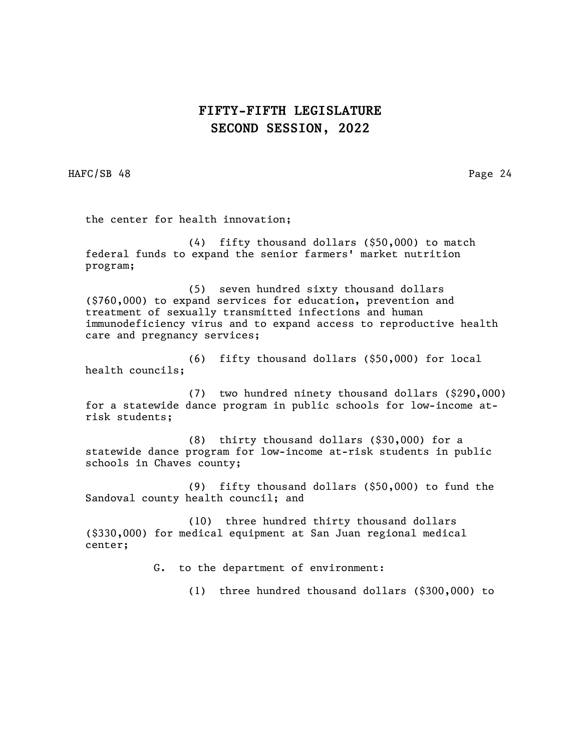the center for health innovation;

(4) fifty thousand dollars ($50,000) to match federal funds to expand the senior farmers' market nutrition program;

(5) seven hundred sixty thousand dollars ($760,000) to expand services for education, prevention and treatment of sexually transmitted infections and human immunodeficiency virus and to expand access to reproductive health care and pregnancy services;

(6) fifty thousand dollars ($50,000) for local health councils;

(7) two hundred ninety thousand dollars ($290,000) for a statewide dance program in public schools for low-income at-risk students;

(8) thirty thousand dollars ($30,000) for a statewide dance program for low-income at-risk students in public schools in Chaves county;

(9) fifty thousand dollars ($50,000) to fund the Sandoval county health council; and

(10) three hundred thirty thousand dollars ($330,000) for medical equipment at San Juan regional medical center;

G. to the department of environment:

(1) three hundred thousand dollars ($300,000) to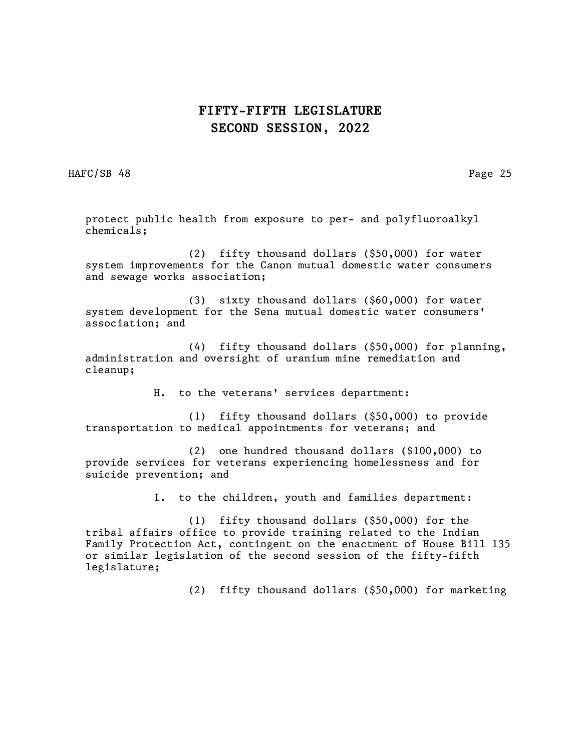protect public health from exposure to per- and polyfluoroalkyl chemicals;

(2) fifty thousand dollars ($50,000) for water system improvements for the Canon mutual domestic water consumers and sewage works association;

(3) sixty thousand dollars ($60,000) for water system development for the Sena mutual domestic water consumers' association; and

(4) fifty thousand dollars ($50,000) for planning, administration and oversight of uranium mine remediation and cleanup;

H. to the veterans' services department:

(1) fifty thousand dollars ($50,000) to provide transportation to medical appointments for veterans; and

(2) one hundred thousand dollars ($100,000) to provide services for veterans experiencing homelessness and for suicide prevention; and

I. to the children, youth and families department:

(1) fifty thousand dollars ($50,000) for the tribal affairs office to provide training related to the Indian Family Protection Act, contingent on the enactment of House Bill 135 or similar legislation of the second session of the fifty-fifth legislature;

(2) fifty thousand dollars ($50,000) for marketing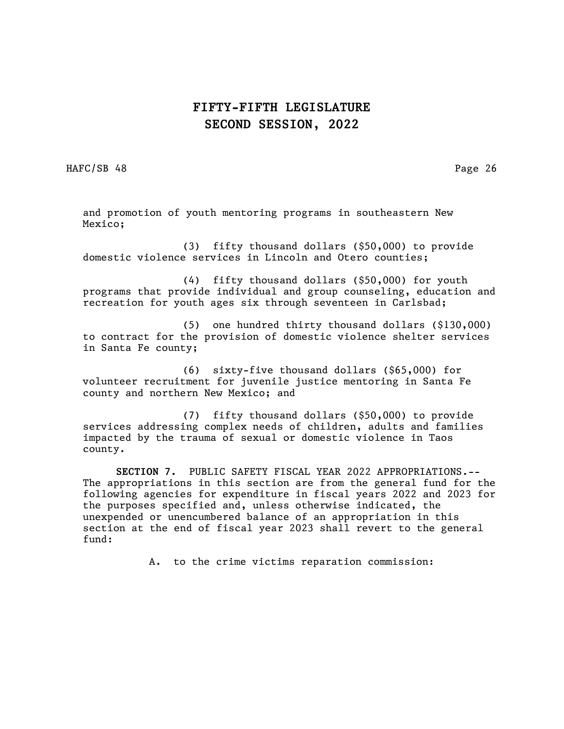and promotion of youth mentoring programs in southeastern New Mexico;

(3) fifty thousand dollars ($50,000) to provide domestic violence services in Lincoln and Otero counties;

(4) fifty thousand dollars ($50,000) for youth programs that provide individual and group counseling, education and recreation for youth ages six through seventeen in Carlsbad;

(5) one hundred thirty thousand dollars ($130,000) to contract for the provision of domestic violence shelter services in Santa Fe county;

(6) sixty-five thousand dollars ($65,000) for volunteer recruitment for juvenile justice mentoring in Santa Fe county and northern New Mexico; and

(7) fifty thousand dollars ($50,000) to provide services addressing complex needs of children, adults and families impacted by the trauma of sexual or domestic violence in Taos county.

**SECTION 7.** PUBLIC SAFETY FISCAL YEAR 2022 APPROPRIATIONS.--The appropriations in this section are from the general fund for the following agencies for expenditure in fiscal years 2022 and 2023 for the purposes specified and, unless otherwise indicated, the unexpended or unencumbered balance of an appropriation in this section at the end of fiscal year 2023 shall revert to the general fund:

A. to the crime victims reparation commission: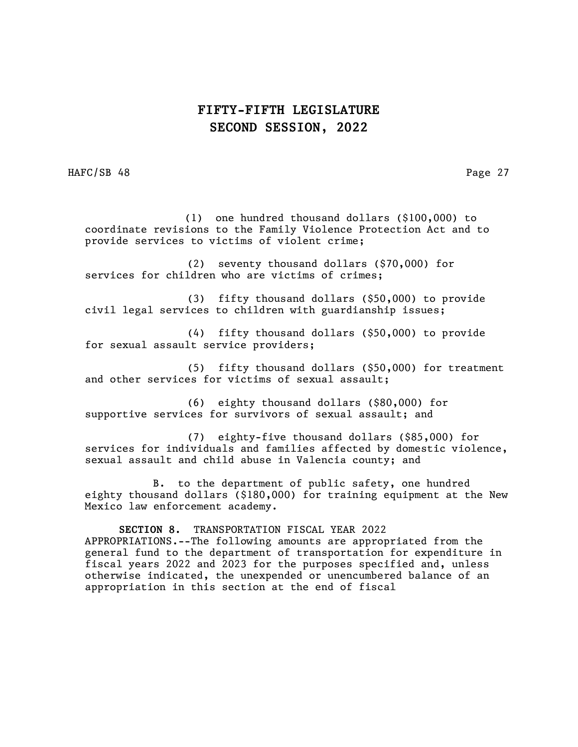(1) one hundred thousand dollars ($100,000) to coordinate revisions to the Family Violence Protection Act and to provide services to victims of violent crime;

(2) seventy thousand dollars ($70,000) for services for children who are victims of crimes;

(3) fifty thousand dollars ($50,000) to provide civil legal services to children with guardianship issues;

(4) fifty thousand dollars ($50,000) to provide for sexual assault service providers;

(5) fifty thousand dollars ($50,000) for treatment and other services for victims of sexual assault;

(6) eighty thousand dollars ($80,000) for supportive services for survivors of sexual assault; and

(7) eighty-five thousand dollars ($85,000) for services for individuals and families affected by domestic violence, sexual assault and child abuse in Valencia county; and

B. to the department of public safety, one hundred eighty thousand dollars ($180,000) for training equipment at the New Mexico law enforcement academy.

**SECTION 8.** TRANSPORTATION FISCAL YEAR 2022 APPROPRIATIONS.--The following amounts are appropriated from the general fund to the department of transportation for expenditure in fiscal years 2022 and 2023 for the purposes specified and, unless otherwise indicated, the unexpended or unencumbered balance of an appropriation in this section at the end of fiscal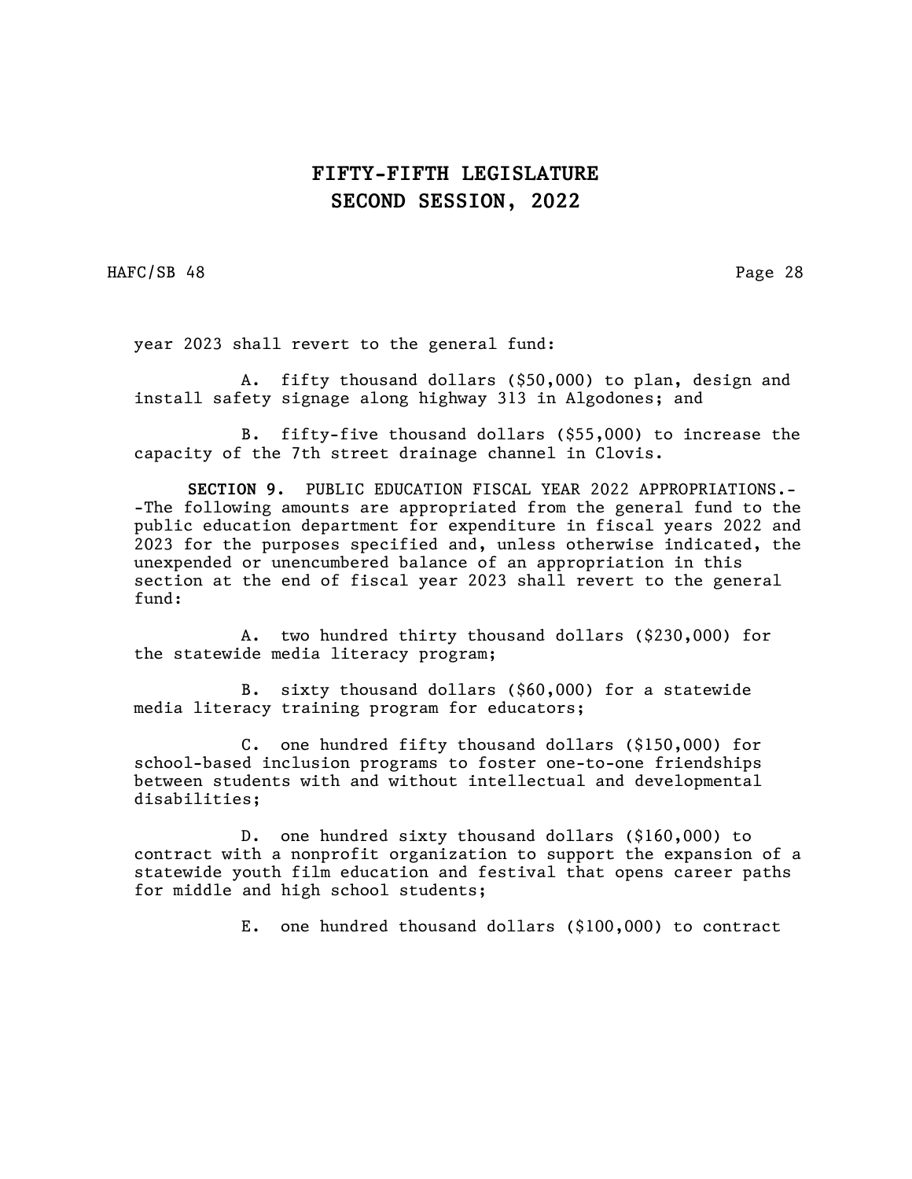year 2023 shall revert to the general fund:

A. fifty thousand dollars ($50,000) to plan, design and install safety signage along highway 313 in Algodones; and

B. fifty-five thousand dollars ($55,000) to increase the capacity of the 7th street drainage channel in Clovis.

**SECTION 9.** PUBLIC EDUCATION FISCAL YEAR 2022 APPROPRIATIONS.--The following amounts are appropriated from the general fund to the public education department for expenditure in fiscal years 2022 and 2023 for the purposes specified and, unless otherwise indicated, the unexpended or unencumbered balance of an appropriation in this section at the end of fiscal year 2023 shall revert to the general fund:

A. two hundred thirty thousand dollars ($230,000) for the statewide media literacy program;

B. sixty thousand dollars ($60,000) for a statewide media literacy training program for educators;

C. one hundred fifty thousand dollars ($150,000) for school-based inclusion programs to foster one-to-one friendships between students with and without intellectual and developmental disabilities;

D. one hundred sixty thousand dollars ($160,000) to contract with a nonprofit organization to support the expansion of a statewide youth film education and festival that opens career paths for middle and high school students;

E. one hundred thousand dollars ($100,000) to contract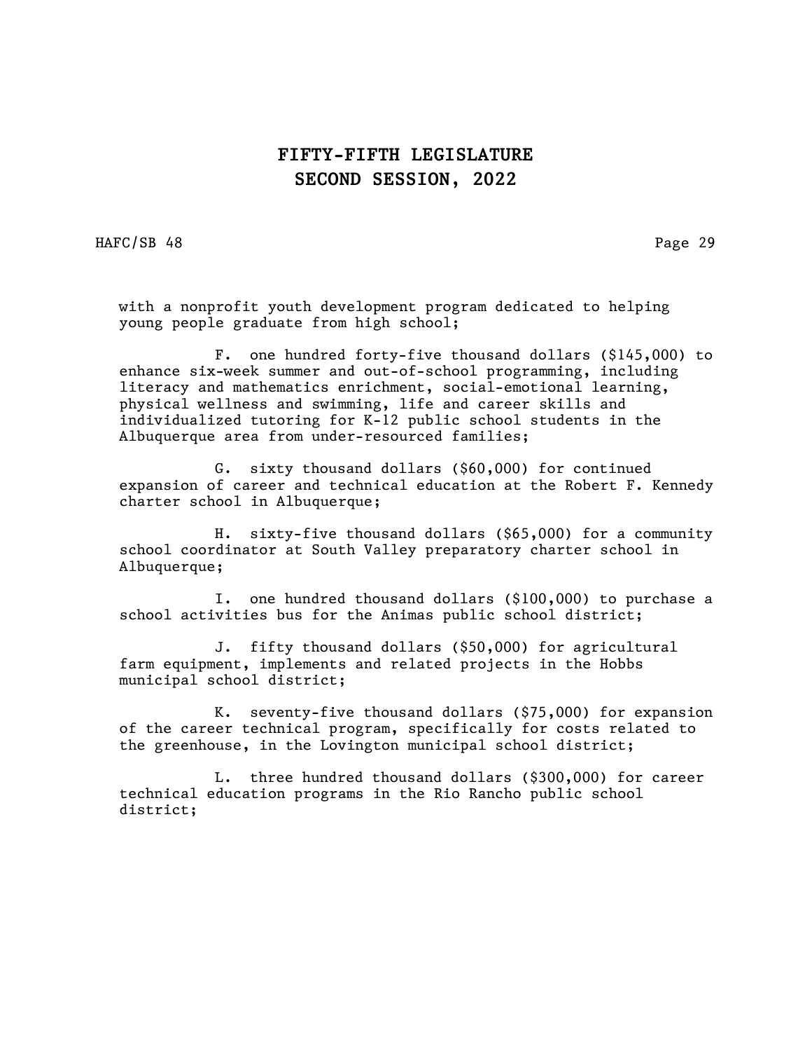with a nonprofit youth development program dedicated to helping young people graduate from high school;

F. one hundred forty-five thousand dollars ($145,000) to enhance six-week summer and out-of-school programming, including literacy and mathematics enrichment, social-emotional learning, physical wellness and swimming, life and career skills and individualized tutoring for K-12 public school students in the Albuquerque area from under-resourced families;

G. sixty thousand dollars ($60,000) for continued expansion of career and technical education at the Robert F. Kennedy charter school in Albuquerque;

H. sixty-five thousand dollars ($65,000) for a community school coordinator at South Valley preparatory charter school in Albuquerque;

I. one hundred thousand dollars ($100,000) to purchase a school activities bus for the Animas public school district;

J. fifty thousand dollars ($50,000) for agricultural farm equipment, implements and related projects in the Hobbs municipal school district;

K. seventy-five thousand dollars ($75,000) for expansion of the career technical program, specifically for costs related to the greenhouse, in the Lovington municipal school district;

L. three hundred thousand dollars ($300,000) for career technical education programs in the Rio Rancho public school district;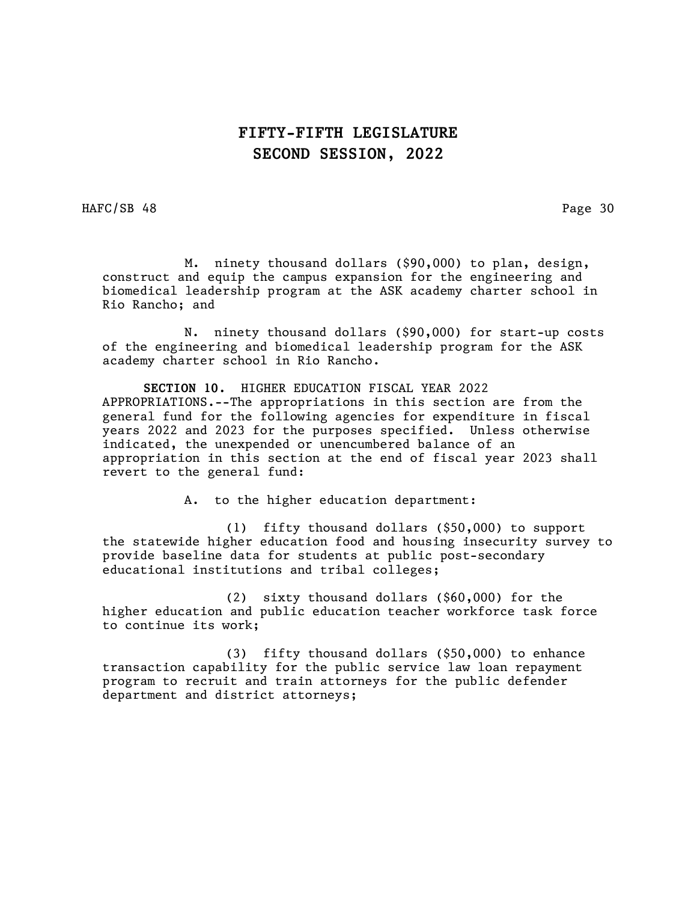M. ninety thousand dollars ($90,000) to plan, design, construct and equip the campus expansion for the engineering and biomedical leadership program at the ASK academy charter school in Rio Rancho; and

N. ninety thousand dollars ($90,000) for start-up costs of the engineering and biomedical leadership program for the ASK academy charter school in Rio Rancho.

**SECTION 10.** HIGHER EDUCATION FISCAL YEAR 2022 APPROPRIATIONS.--The appropriations in this section are from the general fund for the following agencies for expenditure in fiscal years 2022 and 2023 for the purposes specified. Unless otherwise indicated, the unexpended or unencumbered balance of an appropriation in this section at the end of fiscal year 2023 shall revert to the general fund:

A. to the higher education department:

(1) fifty thousand dollars ($50,000) to support the statewide higher education food and housing insecurity survey to provide baseline data for students at public post-secondary educational institutions and tribal colleges;

(2) sixty thousand dollars ($60,000) for the higher education and public education teacher workforce task force to continue its work;

(3) fifty thousand dollars ($50,000) to enhance transaction capability for the public service law loan repayment program to recruit and train attorneys for the public defender department and district attorneys;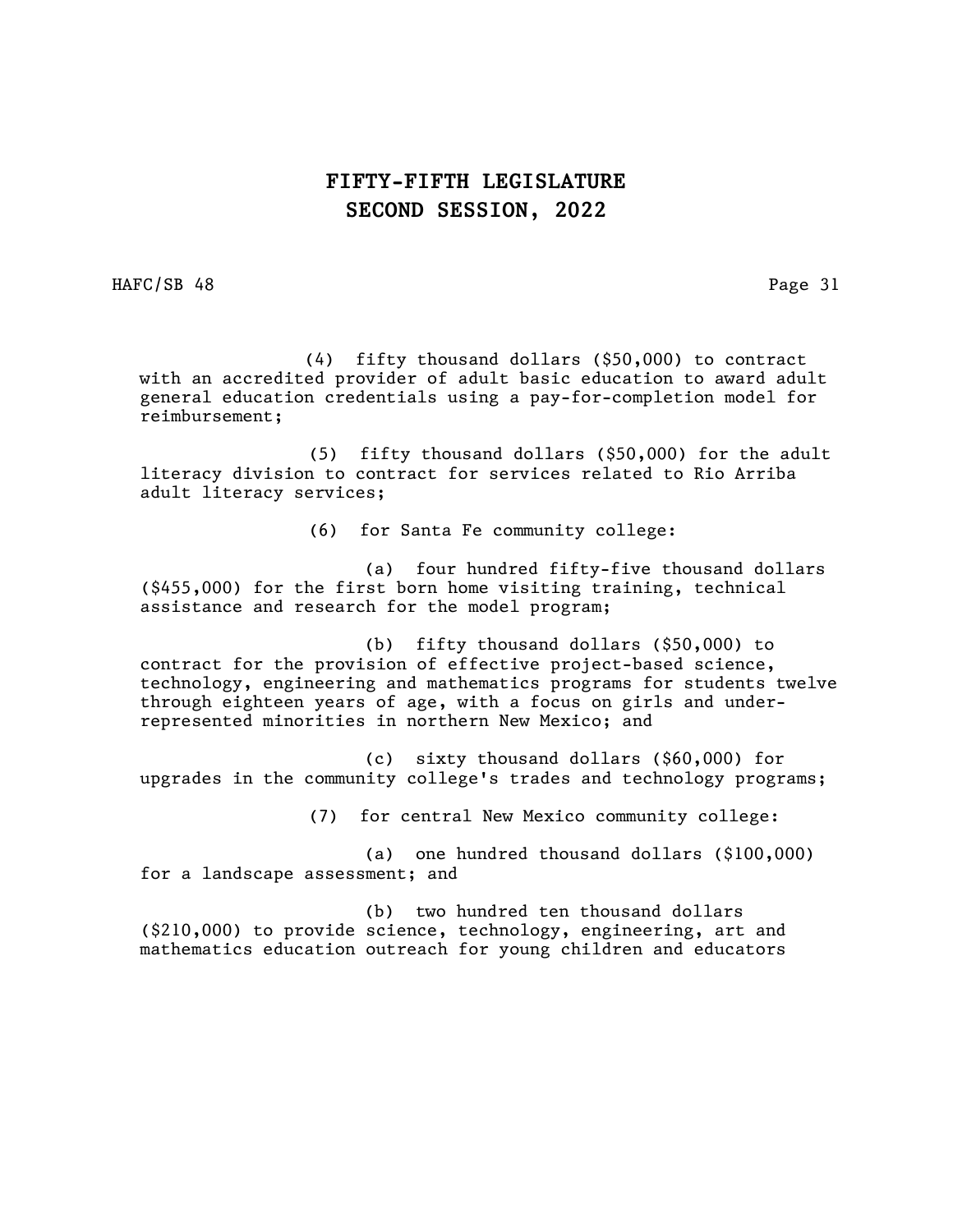(4) fifty thousand dollars ($50,000) to contract with an accredited provider of adult basic education to award adult general education credentials using a pay-for-completion model for reimbursement;

(5) fifty thousand dollars ($50,000) for the adult literacy division to contract for services related to Rio Arriba adult literacy services;

(6) for Santa Fe community college:

(a) four hundred fifty-five thousand dollars ($455,000) for the first born home visiting training, technical assistance and research for the model program;

(b) fifty thousand dollars ($50,000) to contract for the provision of effective project-based science, technology, engineering and mathematics programs for students twelve through eighteen years of age, with a focus on girls and under-represented minorities in northern New Mexico; and

(c) sixty thousand dollars ($60,000) for upgrades in the community college's trades and technology programs;

(7) for central New Mexico community college:

(a) one hundred thousand dollars ($100,000) for a landscape assessment; and

(b) two hundred ten thousand dollars ($210,000) to provide science, technology, engineering, art and mathematics education outreach for young children and educators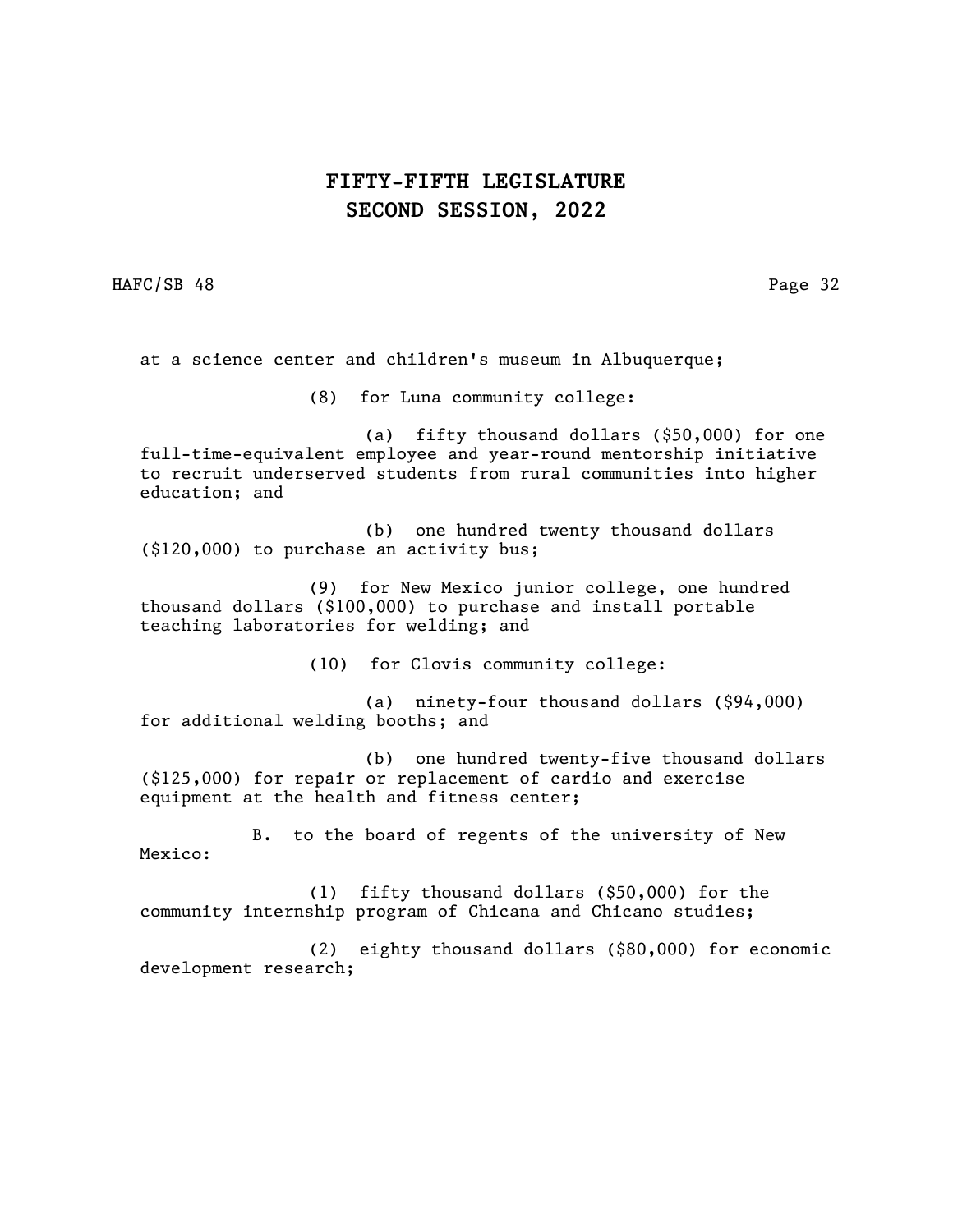at a science center and children's museum in Albuquerque;

(8) for Luna community college:

(a) fifty thousand dollars ($50,000) for one full-time-equivalent employee and year-round mentorship initiative to recruit underserved students from rural communities into higher education; and

(b) one hundred twenty thousand dollars ($120,000) to purchase an activity bus;

(9) for New Mexico junior college, one hundred thousand dollars ($100,000) to purchase and install portable teaching laboratories for welding; and

(10) for Clovis community college:

(a) ninety-four thousand dollars ($94,000) for additional welding booths; and

(b) one hundred twenty-five thousand dollars ($125,000) for repair or replacement of cardio and exercise equipment at the health and fitness center;

B. to the board of regents of the university of New Mexico:

(1) fifty thousand dollars ($50,000) for the community internship program of Chicana and Chicano studies;

(2) eighty thousand dollars ($80,000) for economic development research;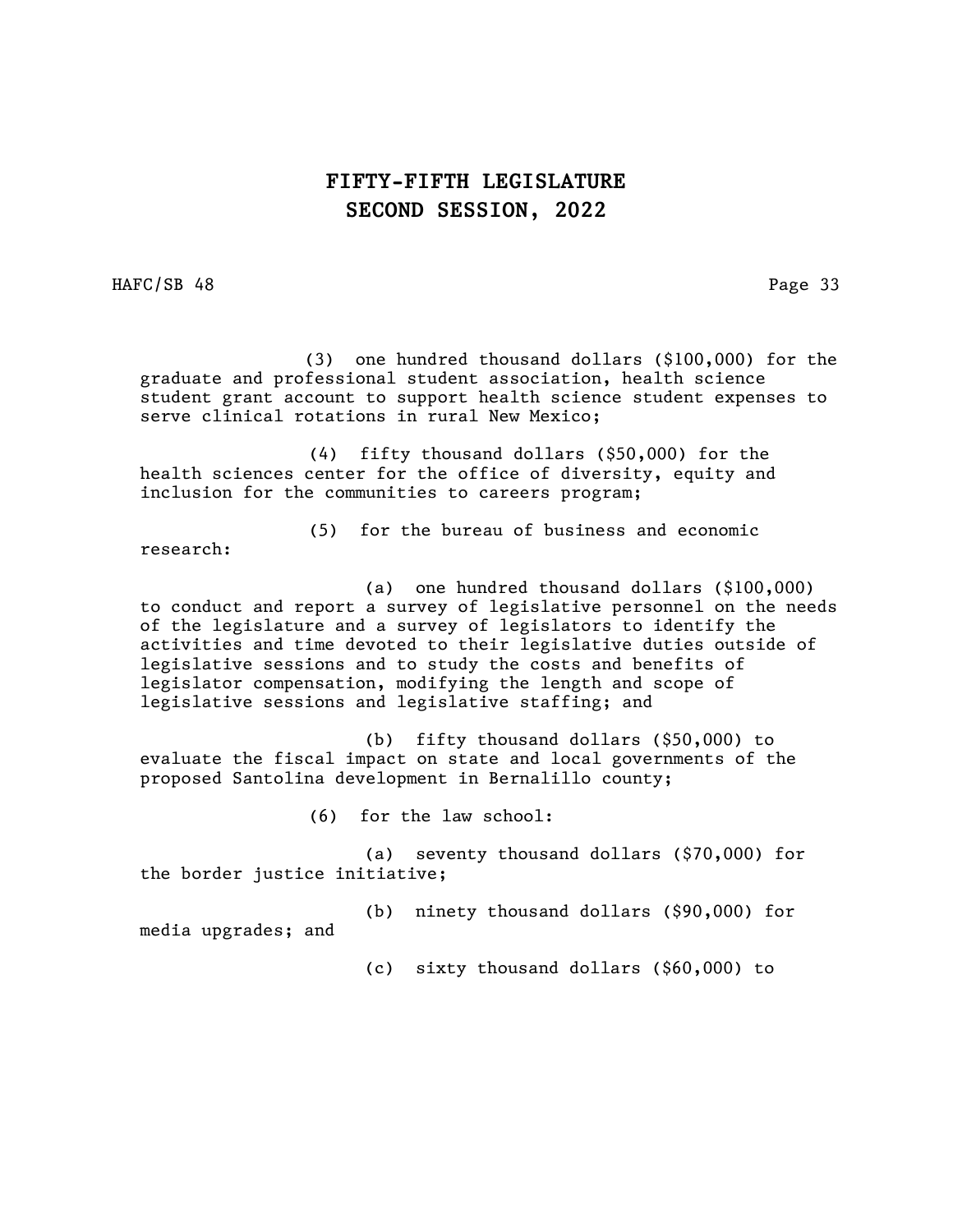(3) one hundred thousand dollars ($100,000) for the graduate and professional student association, health science student grant account to support health science student expenses to serve clinical rotations in rural New Mexico;

(4) fifty thousand dollars ($50,000) for the health sciences center for the office of diversity, equity and inclusion for the communities to careers program;

(5) for the bureau of business and economic research:

(a) one hundred thousand dollars ($100,000) to conduct and report a survey of legislative personnel on the needs of the legislature and a survey of legislators to identify the activities and time devoted to their legislative duties outside of legislative sessions and to study the costs and benefits of legislator compensation, modifying the length and scope of legislative sessions and legislative staffing; and

(b) fifty thousand dollars ($50,000) to evaluate the fiscal impact on state and local governments of the proposed Santolina development in Bernalillo county;

(6) for the law school:

(a) seventy thousand dollars ($70,000) for the border justice initiative;

(b) ninety thousand dollars ($90,000) for media upgrades; and

(c) sixty thousand dollars ($60,000) to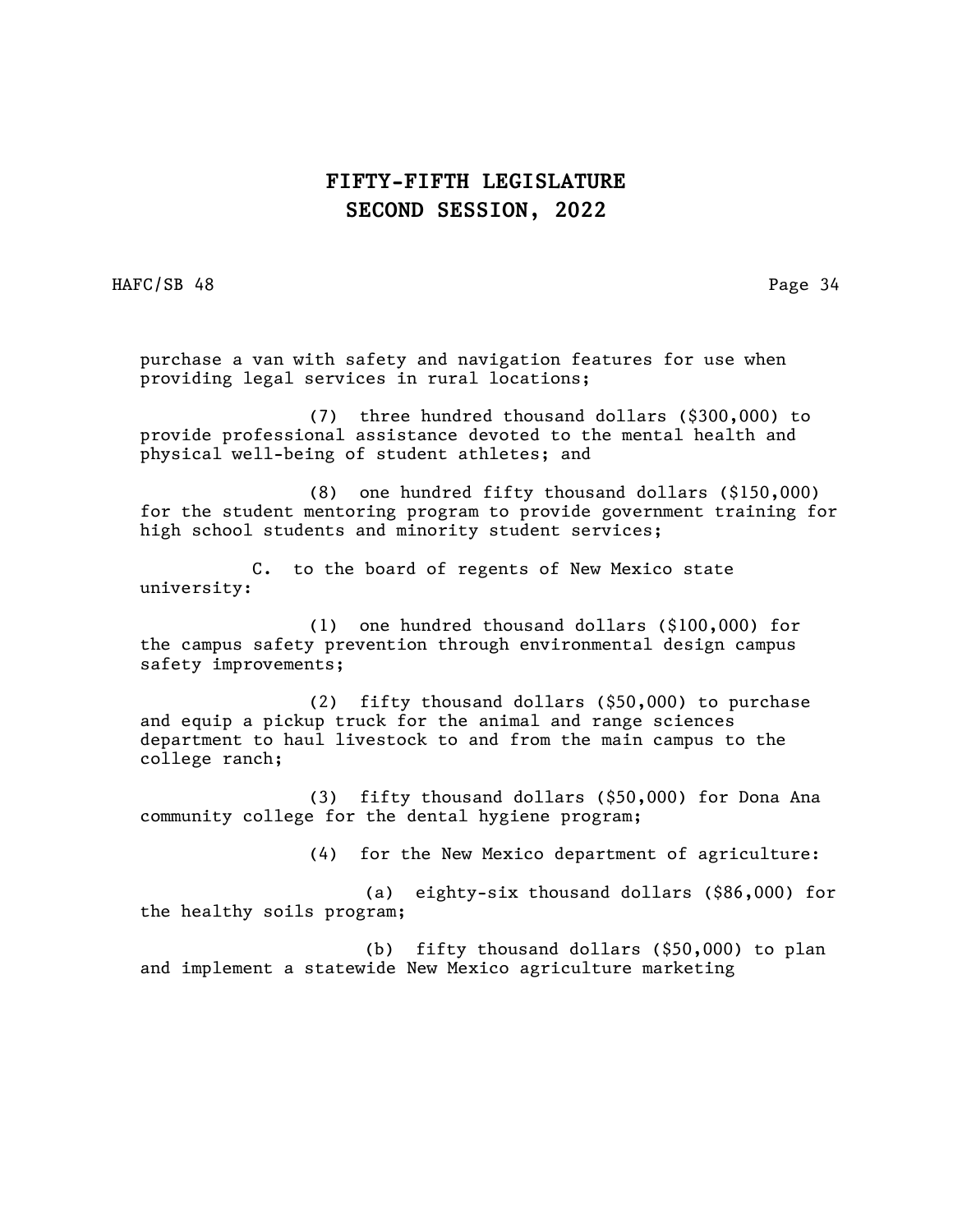purchase a van with safety and navigation features for use when providing legal services in rural locations;

(7) three hundred thousand dollars ($300,000) to provide professional assistance devoted to the mental health and physical well-being of student athletes; and

(8) one hundred fifty thousand dollars ($150,000) for the student mentoring program to provide government training for high school students and minority student services;

C. to the board of regents of New Mexico state university:

(1) one hundred thousand dollars ($100,000) for the campus safety prevention through environmental design campus safety improvements;

(2) fifty thousand dollars ($50,000) to purchase and equip a pickup truck for the animal and range sciences department to haul livestock to and from the main campus to the college ranch;

(3) fifty thousand dollars ($50,000) for Dona Ana community college for the dental hygiene program;

(4) for the New Mexico department of agriculture:

(a) eighty-six thousand dollars ($86,000) for the healthy soils program;

(b) fifty thousand dollars ($50,000) to plan and implement a statewide New Mexico agriculture marketing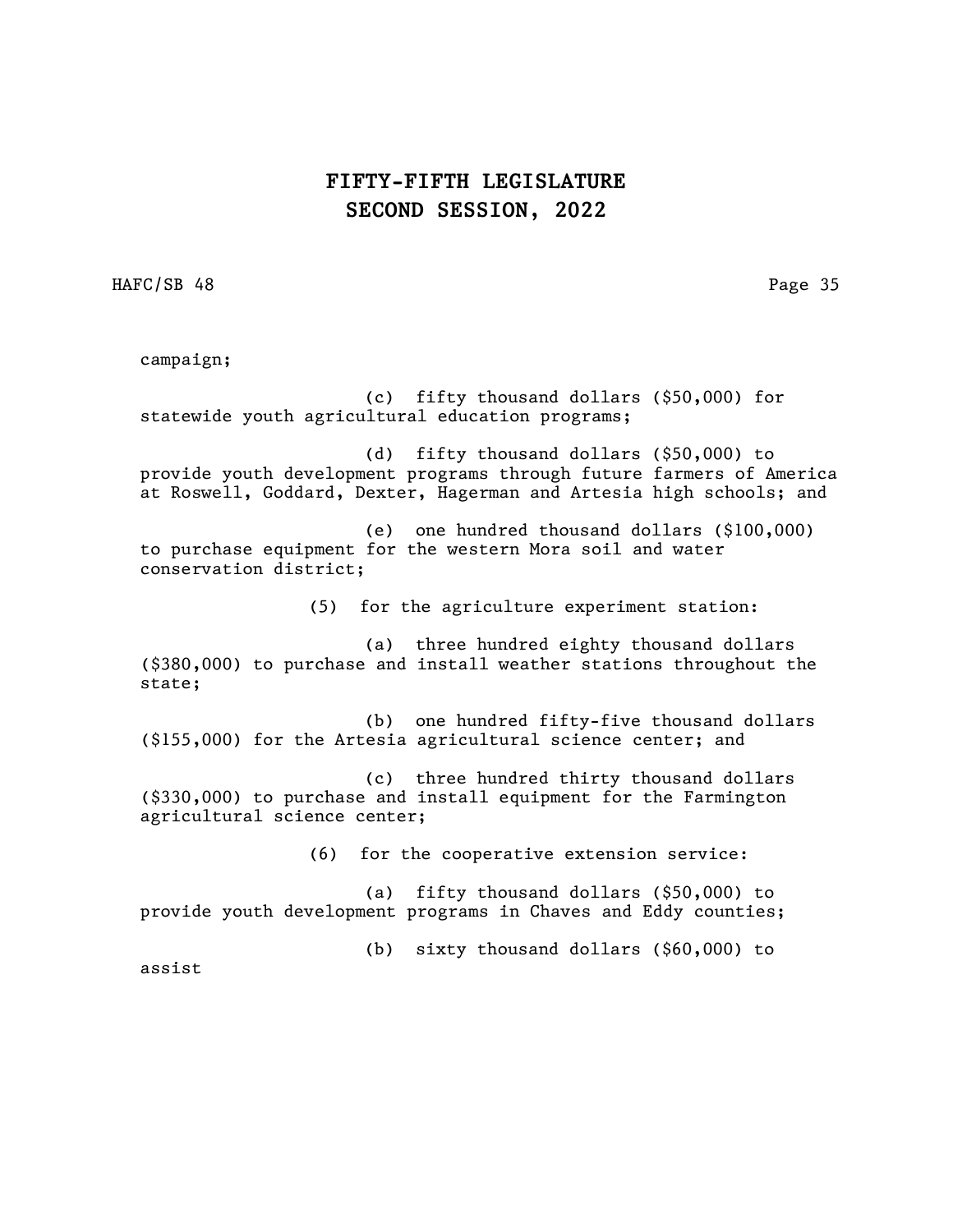campaign;

(c) fifty thousand dollars ($50,000) for statewide youth agricultural education programs;

(d) fifty thousand dollars ($50,000) to provide youth development programs through future farmers of America at Roswell, Goddard, Dexter, Hagerman and Artesia high schools; and

(e) one hundred thousand dollars ($100,000) to purchase equipment for the western Mora soil and water conservation district;

(5) for the agriculture experiment station:

(a) three hundred eighty thousand dollars ($380,000) to purchase and install weather stations throughout the state;

(b) one hundred fifty-five thousand dollars ($155,000) for the Artesia agricultural science center; and

(c) three hundred thirty thousand dollars ($330,000) to purchase and install equipment for the Farmington agricultural science center;

(6) for the cooperative extension service:

(a) fifty thousand dollars ($50,000) to provide youth development programs in Chaves and Eddy counties;

(b) sixty thousand dollars ($60,000) to assist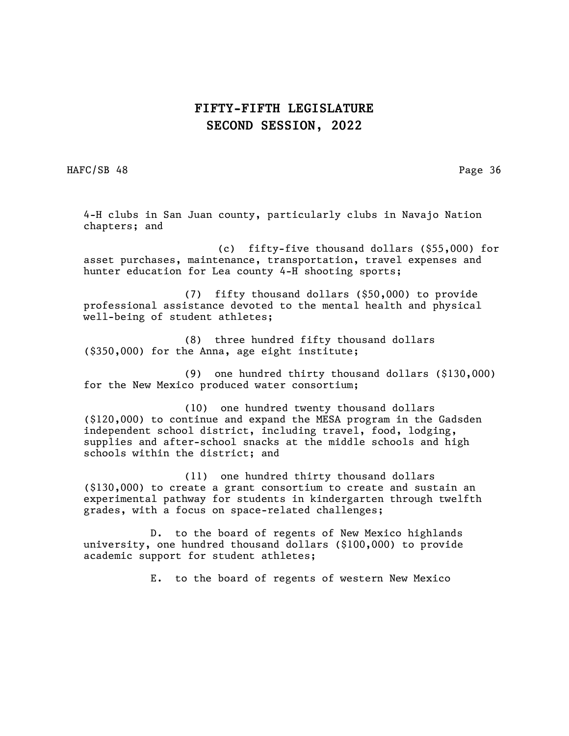4-H clubs in San Juan county, particularly clubs in Navajo Nation chapters; and

(c) fifty-five thousand dollars ($55,000) for asset purchases, maintenance, transportation, travel expenses and hunter education for Lea county 4-H shooting sports;

(7) fifty thousand dollars ($50,000) to provide professional assistance devoted to the mental health and physical well-being of student athletes;

(8) three hundred fifty thousand dollars ($350,000) for the Anna, age eight institute;

(9) one hundred thirty thousand dollars ($130,000) for the New Mexico produced water consortium;

(10) one hundred twenty thousand dollars ($120,000) to continue and expand the MESA program in the Gadsden independent school district, including travel, food, lodging, supplies and after-school snacks at the middle schools and high schools within the district; and

(11) one hundred thirty thousand dollars ($130,000) to create a grant consortium to create and sustain an experimental pathway for students in kindergarten through twelfth grades, with a focus on space-related challenges;

D. to the board of regents of New Mexico highlands university, one hundred thousand dollars ($100,000) to provide academic support for student athletes;

E. to the board of regents of western New Mexico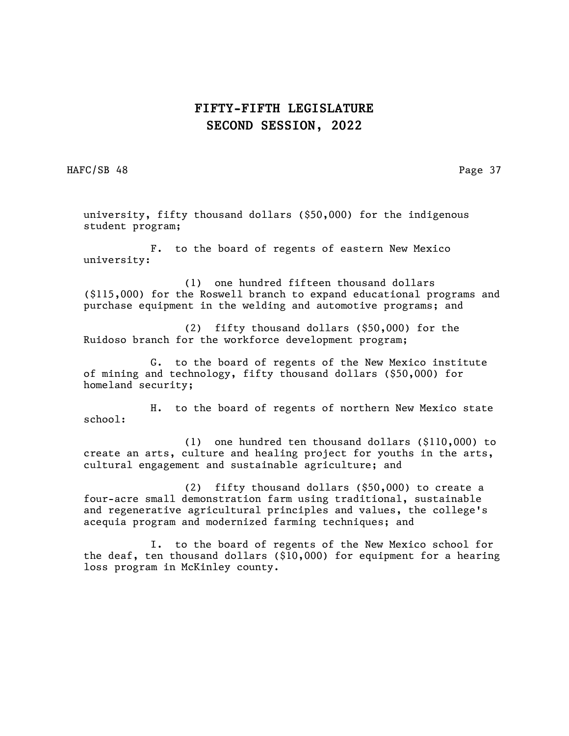university, fifty thousand dollars ($50,000) for the indigenous student program;

F. to the board of regents of eastern New Mexico university:

(1) one hundred fifteen thousand dollars ($115,000) for the Roswell branch to expand educational programs and purchase equipment in the welding and automotive programs; and

(2) fifty thousand dollars ($50,000) for the Ruidoso branch for the workforce development program;

G. to the board of regents of the New Mexico institute of mining and technology, fifty thousand dollars ($50,000) for homeland security;

H. to the board of regents of northern New Mexico state school:

(1) one hundred ten thousand dollars ($110,000) to create an arts, culture and healing project for youths in the arts, cultural engagement and sustainable agriculture; and

(2) fifty thousand dollars ($50,000) to create a four-acre small demonstration farm using traditional, sustainable and regenerative agricultural principles and values, the college's acequia program and modernized farming techniques; and

I. to the board of regents of the New Mexico school for the deaf, ten thousand dollars ($10,000) for equipment for a hearing loss program in McKinley county.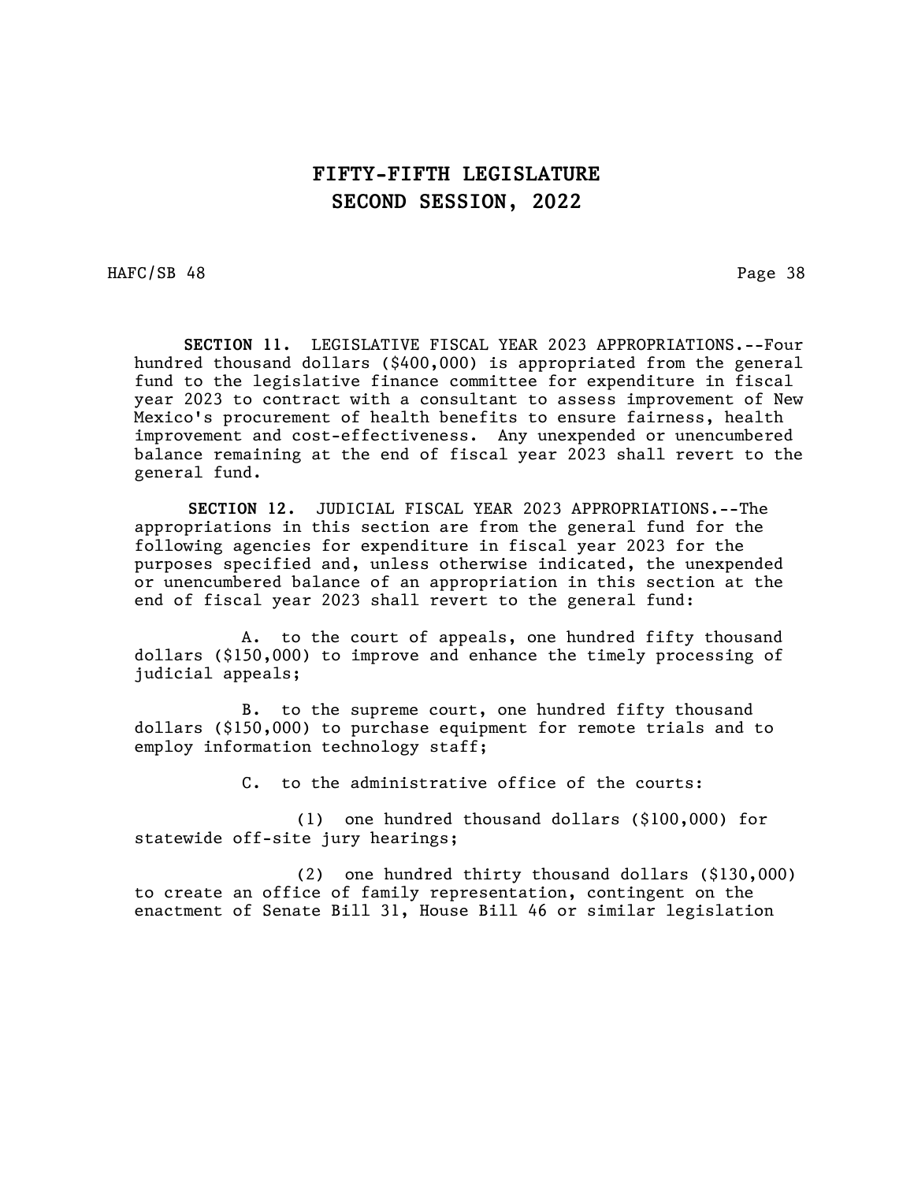**SECTION 11.** LEGISLATIVE FISCAL YEAR 2023 APPROPRIATIONS.--Four hundred thousand dollars ($400,000) is appropriated from the general fund to the legislative finance committee for expenditure in fiscal year 2023 to contract with a consultant to assess improvement of New Mexico's procurement of health benefits to ensure fairness, health improvement and cost-effectiveness. Any unexpended or unencumbered balance remaining at the end of fiscal year 2023 shall revert to the general fund.

**SECTION 12.** JUDICIAL FISCAL YEAR 2023 APPROPRIATIONS.--The appropriations in this section are from the general fund for the following agencies for expenditure in fiscal year 2023 for the purposes specified and, unless otherwise indicated, the unexpended or unencumbered balance of an appropriation in this section at the end of fiscal year 2023 shall revert to the general fund:

A. to the court of appeals, one hundred fifty thousand dollars ($150,000) to improve and enhance the timely processing of judicial appeals;

B. to the supreme court, one hundred fifty thousand dollars ($150,000) to purchase equipment for remote trials and to employ information technology staff;

C. to the administrative office of the courts:

(1) one hundred thousand dollars ($100,000) for statewide off-site jury hearings;

(2) one hundred thirty thousand dollars ($130,000) to create an office of family representation, contingent on the enactment of Senate Bill 31, House Bill 46 or similar legislation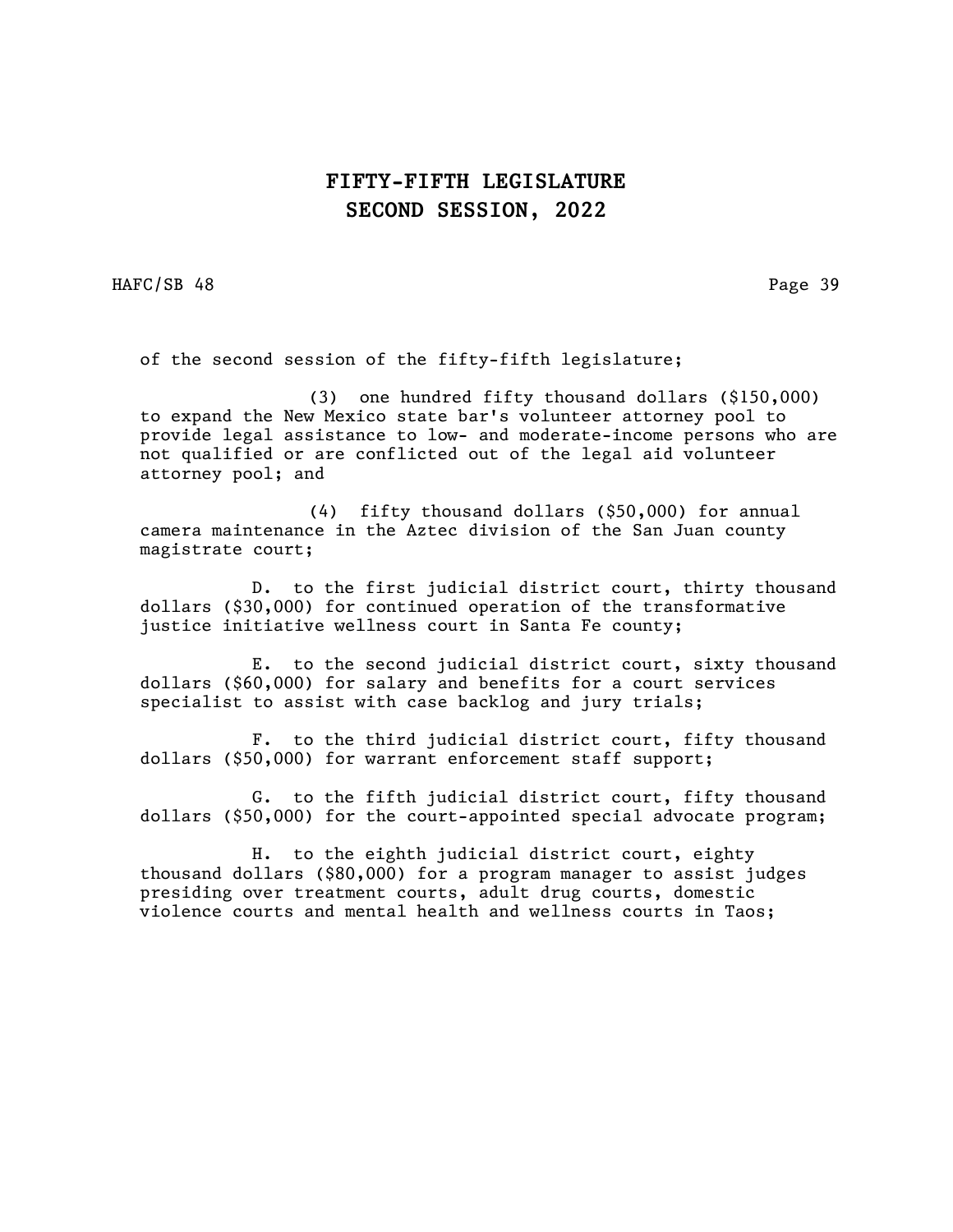of the second session of the fifty-fifth legislature;

(3) one hundred fifty thousand dollars ($150,000) to expand the New Mexico state bar's volunteer attorney pool to provide legal assistance to low- and moderate-income persons who are not qualified or are conflicted out of the legal aid volunteer attorney pool; and

(4) fifty thousand dollars ($50,000) for annual camera maintenance in the Aztec division of the San Juan county magistrate court;

D. to the first judicial district court, thirty thousand dollars ($30,000) for continued operation of the transformative justice initiative wellness court in Santa Fe county;

E. to the second judicial district court, sixty thousand dollars ($60,000) for salary and benefits for a court services specialist to assist with case backlog and jury trials;

F. to the third judicial district court, fifty thousand dollars ($50,000) for warrant enforcement staff support;

G. to the fifth judicial district court, fifty thousand dollars ($50,000) for the court-appointed special advocate program;

H. to the eighth judicial district court, eighty thousand dollars ($80,000) for a program manager to assist judges presiding over treatment courts, adult drug courts, domestic violence courts and mental health and wellness courts in Taos;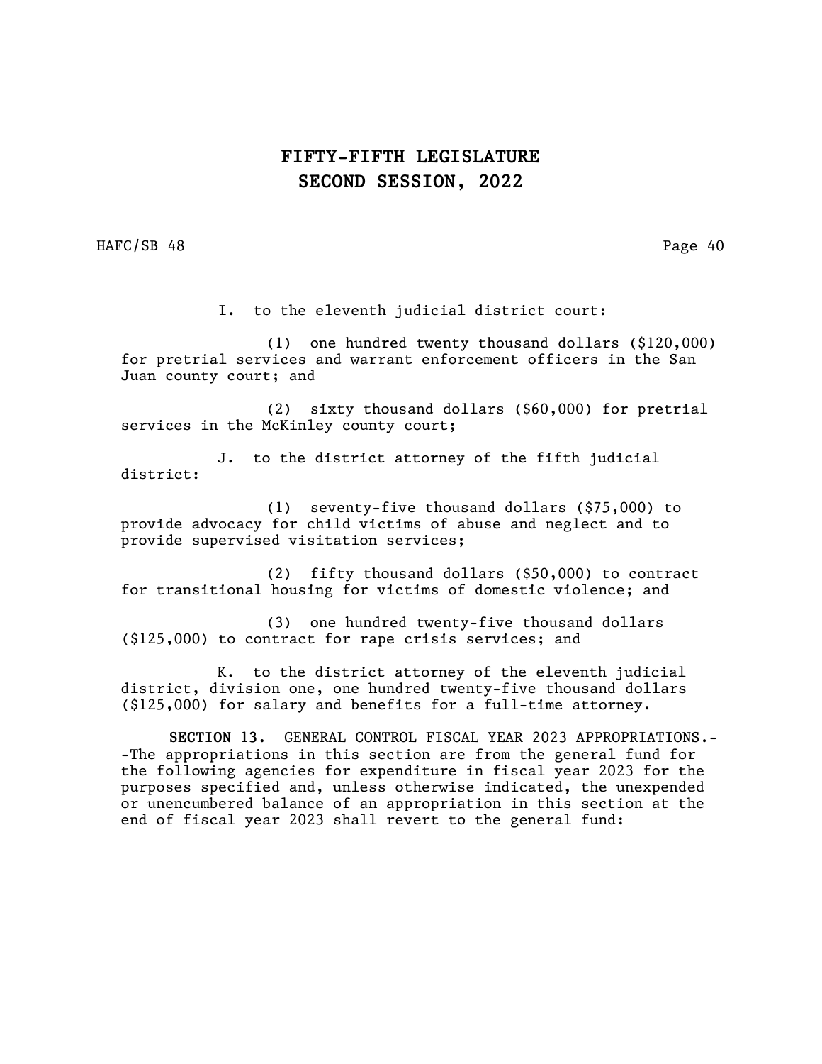I. to the eleventh judicial district court:

(1) one hundred twenty thousand dollars ($120,000) for pretrial services and warrant enforcement officers in the San Juan county court; and

(2) sixty thousand dollars ($60,000) for pretrial services in the McKinley county court;

J. to the district attorney of the fifth judicial district:

(1) seventy-five thousand dollars ($75,000) to provide advocacy for child victims of abuse and neglect and to provide supervised visitation services;

(2) fifty thousand dollars ($50,000) to contract for transitional housing for victims of domestic violence; and

(3) one hundred twenty-five thousand dollars ($125,000) to contract for rape crisis services; and

K. to the district attorney of the eleventh judicial district, division one, one hundred twenty-five thousand dollars ($125,000) for salary and benefits for a full-time attorney.

**SECTION 13.** GENERAL CONTROL FISCAL YEAR 2023 APPROPRIATIONS.--The appropriations in this section are from the general fund for the following agencies for expenditure in fiscal year 2023 for the purposes specified and, unless otherwise indicated, the unexpended or unencumbered balance of an appropriation in this section at the end of fiscal year 2023 shall revert to the general fund: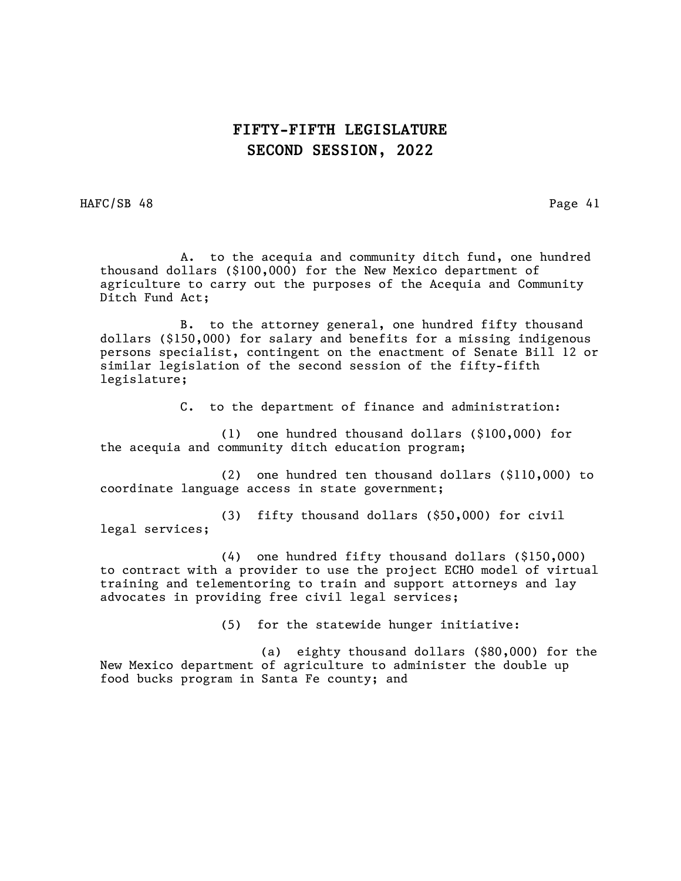A. to the acequia and community ditch fund, one hundred thousand dollars ($100,000) for the New Mexico department of agriculture to carry out the purposes of the Acequia and Community Ditch Fund Act;

B. to the attorney general, one hundred fifty thousand dollars ($150,000) for salary and benefits for a missing indigenous persons specialist, contingent on the enactment of Senate Bill 12 or similar legislation of the second session of the fifty-fifth legislature;

C. to the department of finance and administration:

(1) one hundred thousand dollars ($100,000) for the acequia and community ditch education program;

(2) one hundred ten thousand dollars ($110,000) to coordinate language access in state government;

(3) fifty thousand dollars ($50,000) for civil legal services;

(4) one hundred fifty thousand dollars ($150,000) to contract with a provider to use the project ECHO model of virtual training and telementoring to train and support attorneys and lay advocates in providing free civil legal services;

(5) for the statewide hunger initiative:

(a) eighty thousand dollars ($80,000) for the New Mexico department of agriculture to administer the double up food bucks program in Santa Fe county; and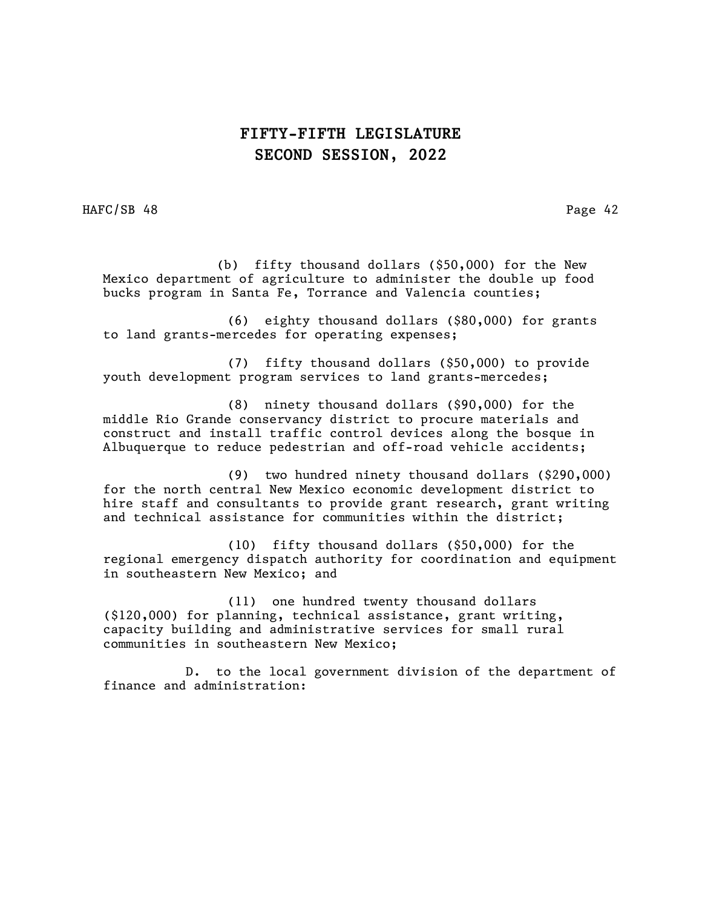(b) fifty thousand dollars ($50,000) for the New Mexico department of agriculture to administer the double up food bucks program in Santa Fe, Torrance and Valencia counties;

(6) eighty thousand dollars ($80,000) for grants to land grants-mercedes for operating expenses;

(7) fifty thousand dollars ($50,000) to provide youth development program services to land grants-mercedes;

(8) ninety thousand dollars ($90,000) for the middle Rio Grande conservancy district to procure materials and construct and install traffic control devices along the bosque in Albuquerque to reduce pedestrian and off-road vehicle accidents;

(9) two hundred ninety thousand dollars ($290,000) for the north central New Mexico economic development district to hire staff and consultants to provide grant research, grant writing and technical assistance for communities within the district;

(10) fifty thousand dollars ($50,000) for the regional emergency dispatch authority for coordination and equipment in southeastern New Mexico; and

(11) one hundred twenty thousand dollars ($120,000) for planning, technical assistance, grant writing, capacity building and administrative services for small rural communities in southeastern New Mexico;

D. to the local government division of the department of finance and administration: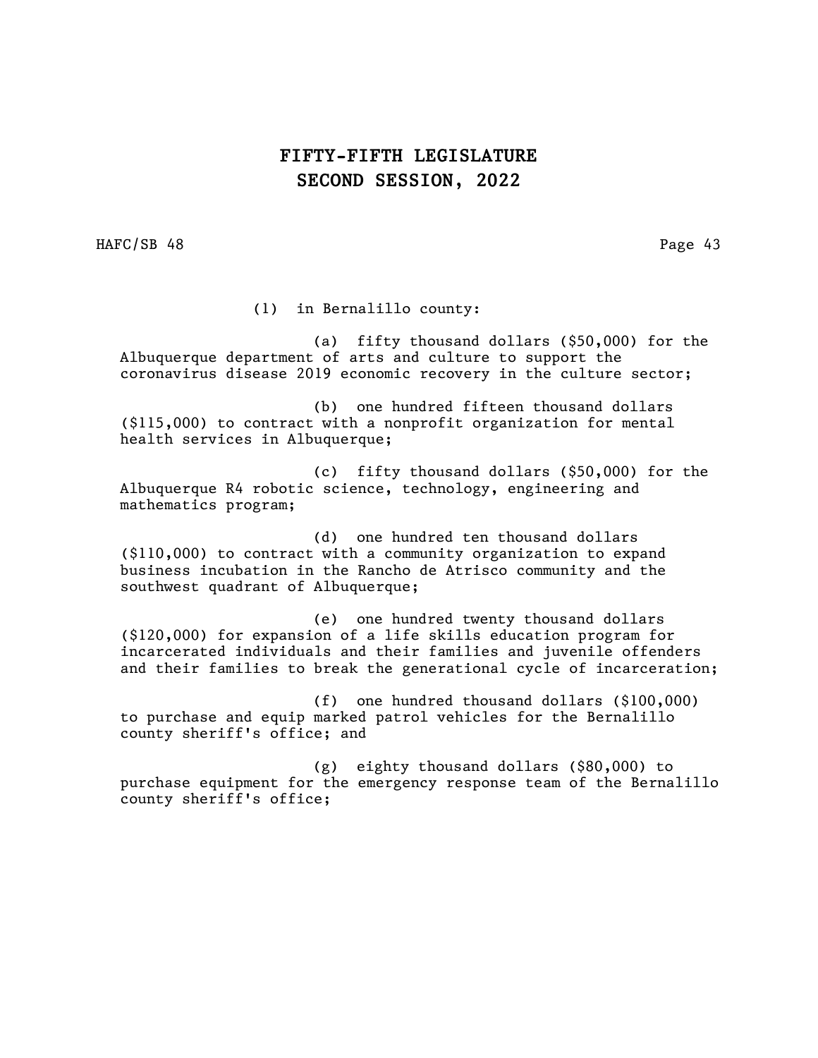(1) in Bernalillo county:

(a) fifty thousand dollars ($50,000) for the Albuquerque department of arts and culture to support the coronavirus disease 2019 economic recovery in the culture sector;

(b) one hundred fifteen thousand dollars ($115,000) to contract with a nonprofit organization for mental health services in Albuquerque;

(c) fifty thousand dollars ($50,000) for the Albuquerque R4 robotic science, technology, engineering and mathematics program;

(d) one hundred ten thousand dollars ($110,000) to contract with a community organization to expand business incubation in the Rancho de Atrisco community and the southwest quadrant of Albuquerque;

(e) one hundred twenty thousand dollars ($120,000) for expansion of a life skills education program for incarcerated individuals and their families and juvenile offenders and their families to break the generational cycle of incarceration;

(f) one hundred thousand dollars ($100,000) to purchase and equip marked patrol vehicles for the Bernalillo county sheriff's office; and

(g) eighty thousand dollars ($80,000) to purchase equipment for the emergency response team of the Bernalillo county sheriff's office;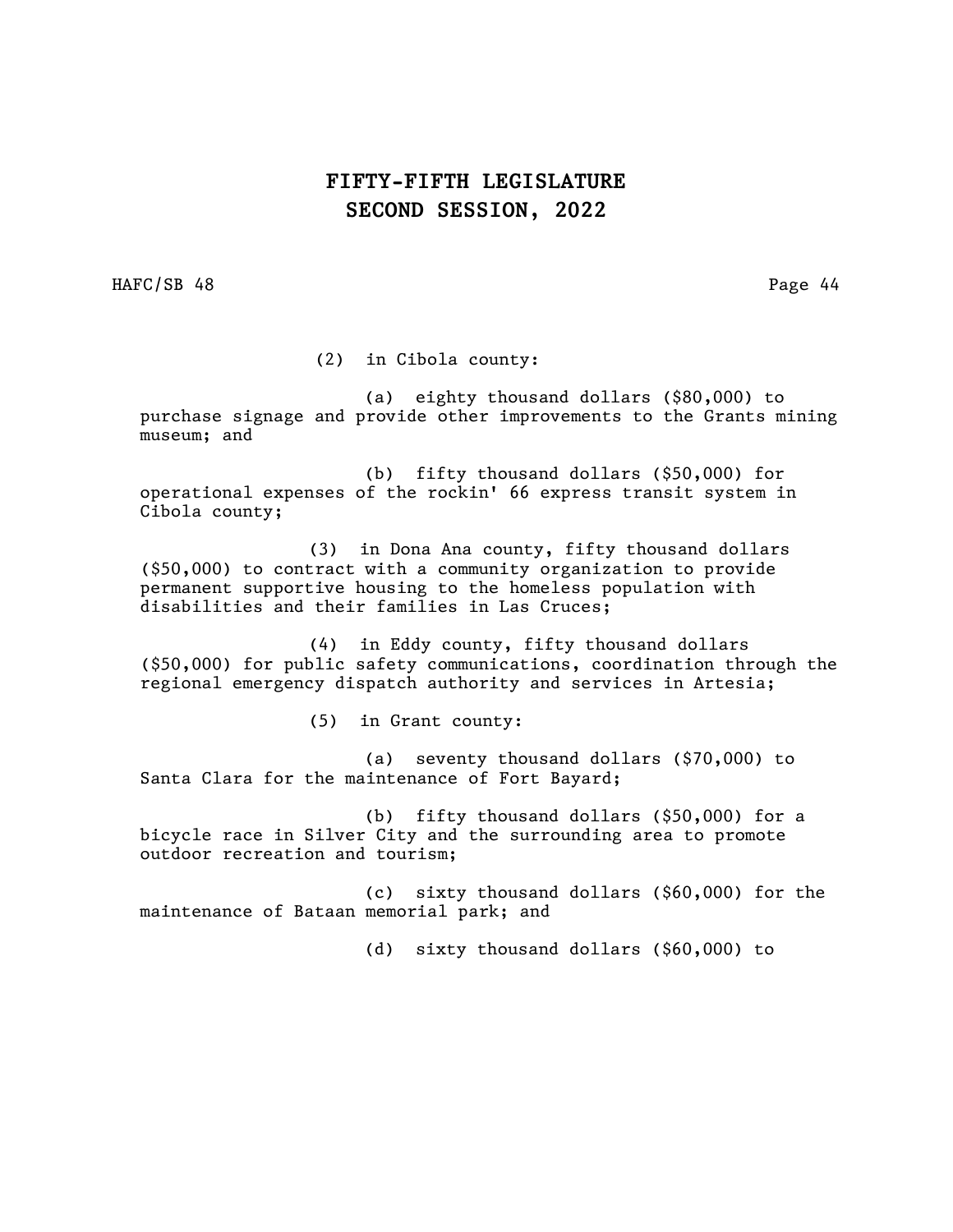(2) in Cibola county:

(a) eighty thousand dollars ($80,000) to purchase signage and provide other improvements to the Grants mining museum; and

(b) fifty thousand dollars ($50,000) for operational expenses of the rockin' 66 express transit system in Cibola county;

(3) in Dona Ana county, fifty thousand dollars ($50,000) to contract with a community organization to provide permanent supportive housing to the homeless population with disabilities and their families in Las Cruces;

(4) in Eddy county, fifty thousand dollars ($50,000) for public safety communications, coordination through the regional emergency dispatch authority and services in Artesia;

(5) in Grant county:

(a) seventy thousand dollars ($70,000) to Santa Clara for the maintenance of Fort Bayard;

(b) fifty thousand dollars ($50,000) for a bicycle race in Silver City and the surrounding area to promote outdoor recreation and tourism;

(c) sixty thousand dollars ($60,000) for the maintenance of Bataan memorial park; and

(d) sixty thousand dollars ($60,000) to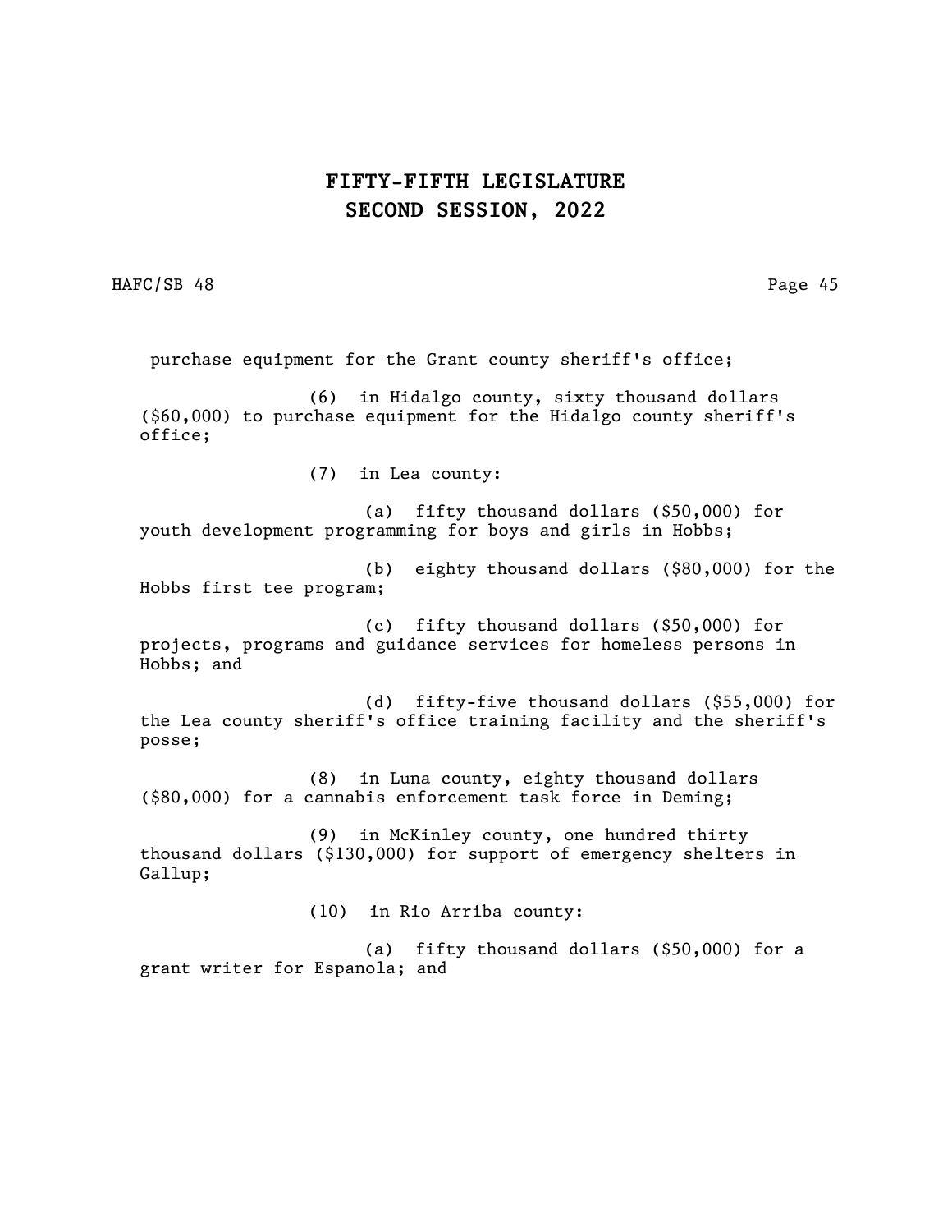purchase equipment for the Grant county sheriff's office;

(6) in Hidalgo county, sixty thousand dollars ($60,000) to purchase equipment for the Hidalgo county sheriff's office;

(7) in Lea county:

(a) fifty thousand dollars ($50,000) for youth development programming for boys and girls in Hobbs;

(b) eighty thousand dollars ($80,000) for the Hobbs first tee program;

(c) fifty thousand dollars ($50,000) for projects, programs and guidance services for homeless persons in Hobbs; and

(d) fifty-five thousand dollars ($55,000) for the Lea county sheriff's office training facility and the sheriff's posse;

(8) in Luna county, eighty thousand dollars ($80,000) for a cannabis enforcement task force in Deming;

(9) in McKinley county, one hundred thirty thousand dollars ($130,000) for support of emergency shelters in Gallup;

(10) in Rio Arriba county:

(a) fifty thousand dollars ($50,000) for a grant writer for Espanola; and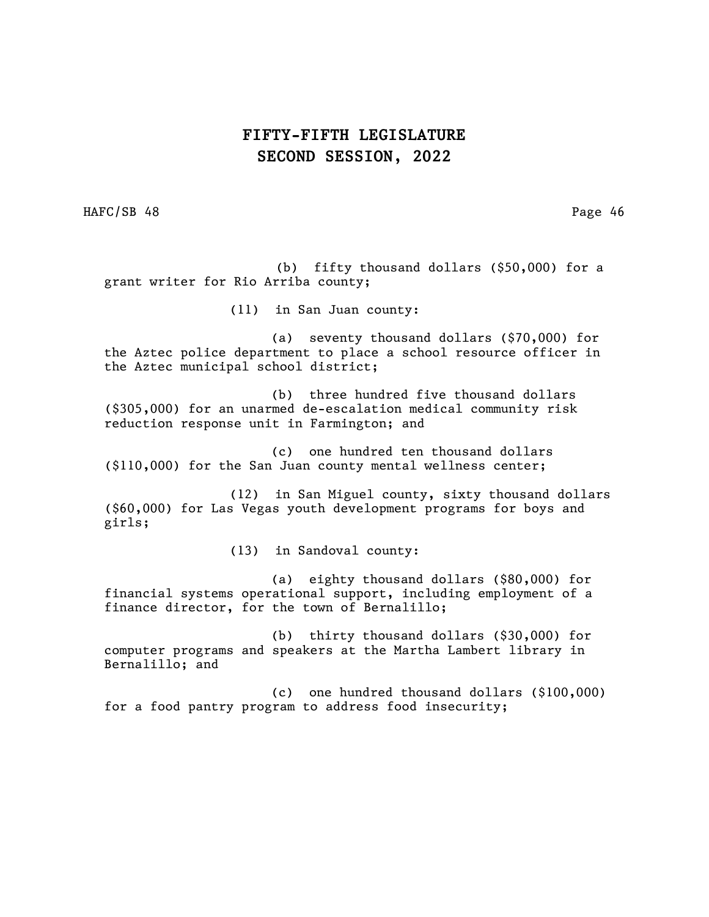(b) fifty thousand dollars ($50,000) for a grant writer for Rio Arriba county;

(11) in San Juan county:

(a) seventy thousand dollars ($70,000) for the Aztec police department to place a school resource officer in the Aztec municipal school district;

(b) three hundred five thousand dollars ($305,000) for an unarmed de-escalation medical community risk reduction response unit in Farmington; and

(c) one hundred ten thousand dollars ($110,000) for the San Juan county mental wellness center;

(12) in San Miguel county, sixty thousand dollars ($60,000) for Las Vegas youth development programs for boys and girls;

(13) in Sandoval county:

(a) eighty thousand dollars ($80,000) for financial systems operational support, including employment of a finance director, for the town of Bernalillo;

(b) thirty thousand dollars ($30,000) for computer programs and speakers at the Martha Lambert library in Bernalillo; and

(c) one hundred thousand dollars ($100,000) for a food pantry program to address food insecurity;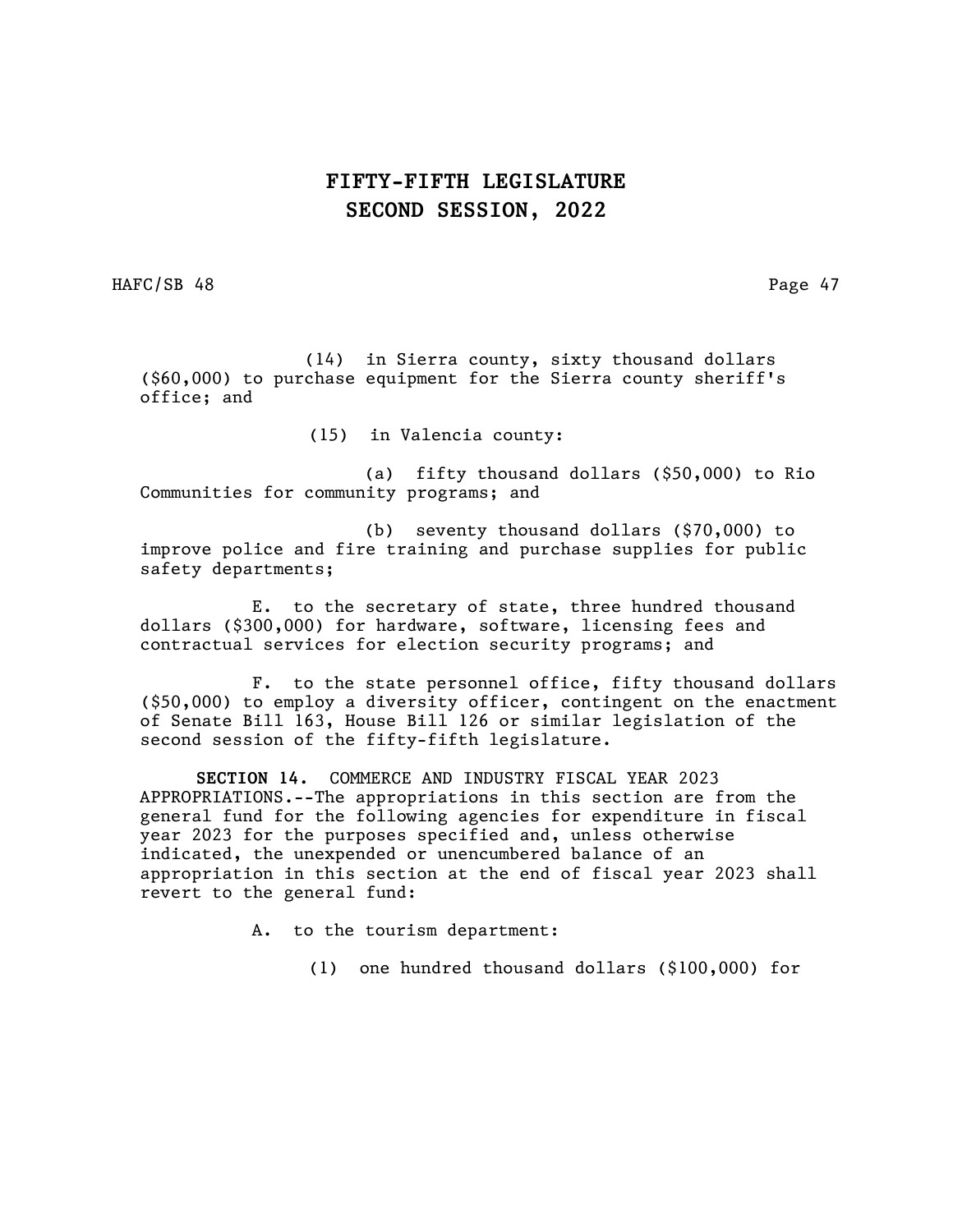(14) in Sierra county, sixty thousand dollars ($60,000) to purchase equipment for the Sierra county sheriff's office; and

(15) in Valencia county:

(a) fifty thousand dollars ($50,000) to Rio Communities for community programs; and

(b) seventy thousand dollars ($70,000) to improve police and fire training and purchase supplies for public safety departments;

E. to the secretary of state, three hundred thousand dollars ($300,000) for hardware, software, licensing fees and contractual services for election security programs; and

F. to the state personnel office, fifty thousand dollars ($50,000) to employ a diversity officer, contingent on the enactment of Senate Bill 163, House Bill 126 or similar legislation of the second session of the fifty-fifth legislature.

**SECTION 14.** COMMERCE AND INDUSTRY FISCAL YEAR 2023 APPROPRIATIONS.--The appropriations in this section are from the general fund for the following agencies for expenditure in fiscal year 2023 for the purposes specified and, unless otherwise indicated, the unexpended or unencumbered balance of an appropriation in this section at the end of fiscal year 2023 shall revert to the general fund:

A. to the tourism department:

(1) one hundred thousand dollars ($100,000) for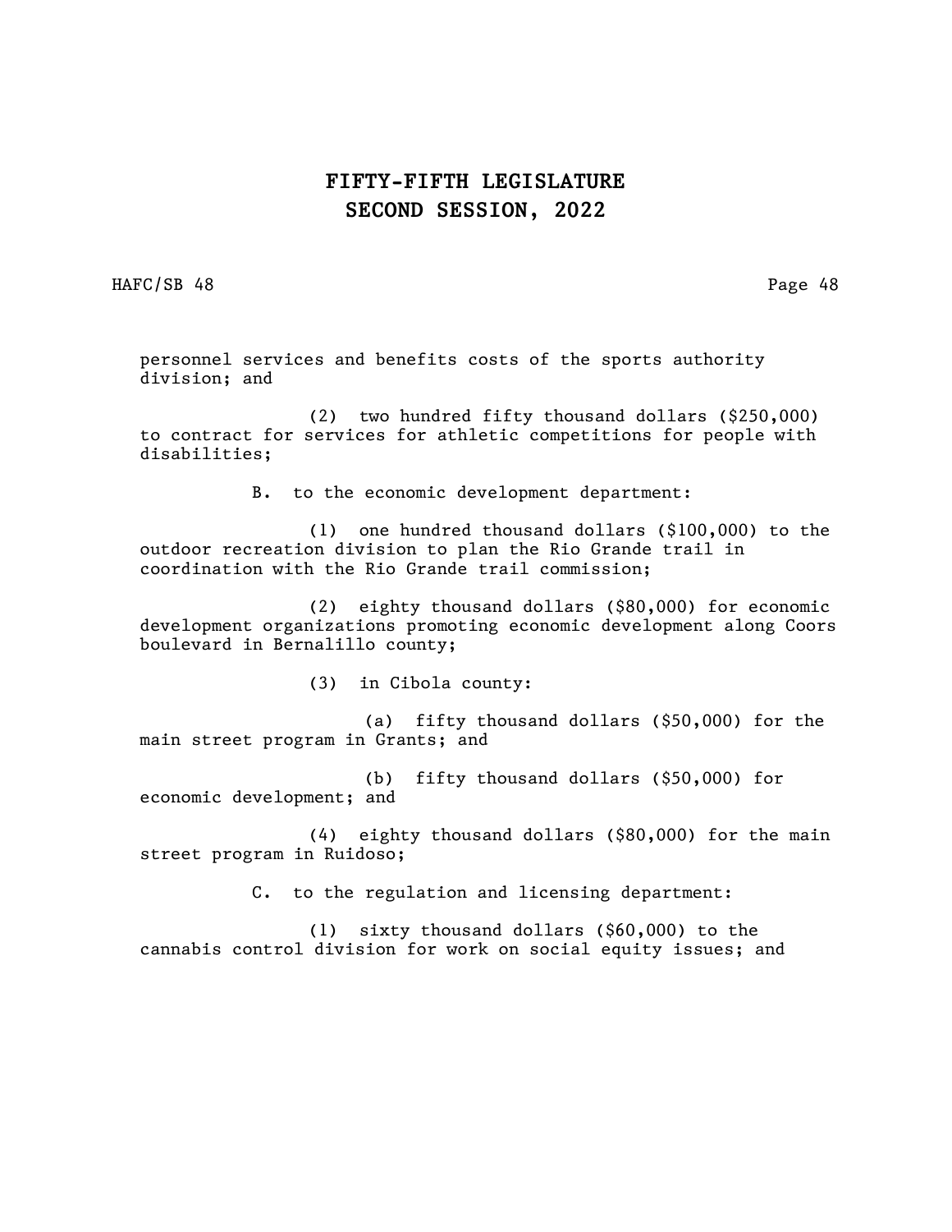personnel services and benefits costs of the sports authority division; and

(2) two hundred fifty thousand dollars ($250,000) to contract for services for athletic competitions for people with disabilities;

B. to the economic development department:

(1) one hundred thousand dollars ($100,000) to the outdoor recreation division to plan the Rio Grande trail in coordination with the Rio Grande trail commission;

(2) eighty thousand dollars ($80,000) for economic development organizations promoting economic development along Coors boulevard in Bernalillo county;

(3) in Cibola county:

(a) fifty thousand dollars ($50,000) for the main street program in Grants; and

(b) fifty thousand dollars ($50,000) for economic development; and

(4) eighty thousand dollars ($80,000) for the main street program in Ruidoso;

C. to the regulation and licensing department:

(1) sixty thousand dollars ($60,000) to the cannabis control division for work on social equity issues; and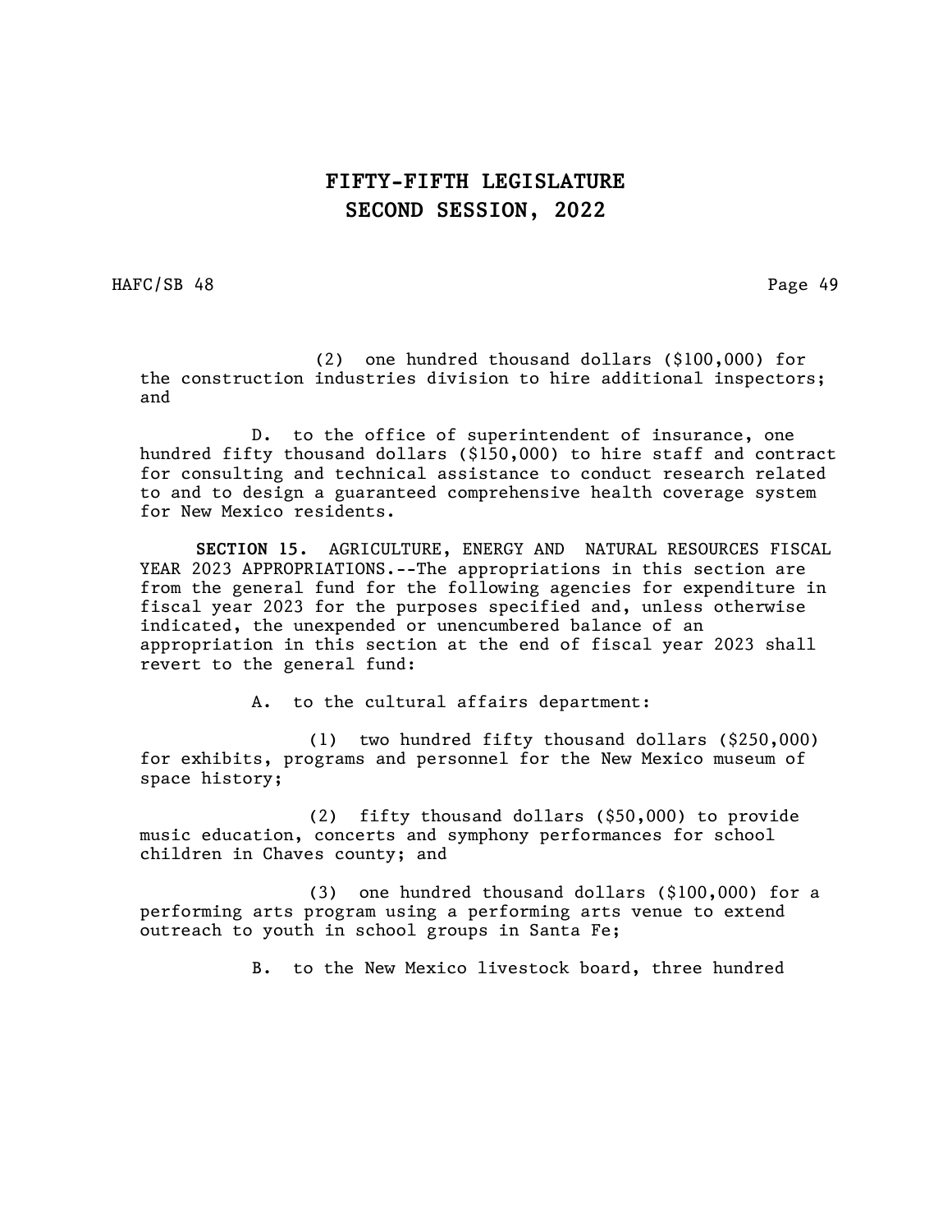(2) one hundred thousand dollars ($100,000) for the construction industries division to hire additional inspectors; and

D. to the office of superintendent of insurance, one hundred fifty thousand dollars ($150,000) to hire staff and contract for consulting and technical assistance to conduct research related to and to design a guaranteed comprehensive health coverage system for New Mexico residents.

**SECTION 15.** AGRICULTURE, ENERGY AND NATURAL RESOURCES FISCAL YEAR 2023 APPROPRIATIONS.--The appropriations in this section are from the general fund for the following agencies for expenditure in fiscal year 2023 for the purposes specified and, unless otherwise indicated, the unexpended or unencumbered balance of an appropriation in this section at the end of fiscal year 2023 shall revert to the general fund:

A. to the cultural affairs department:

(1) two hundred fifty thousand dollars ($250,000) for exhibits, programs and personnel for the New Mexico museum of space history;

(2) fifty thousand dollars ($50,000) to provide music education, concerts and symphony performances for school children in Chaves county; and

(3) one hundred thousand dollars ($100,000) for a performing arts program using a performing arts venue to extend outreach to youth in school groups in Santa Fe;

B. to the New Mexico livestock board, three hundred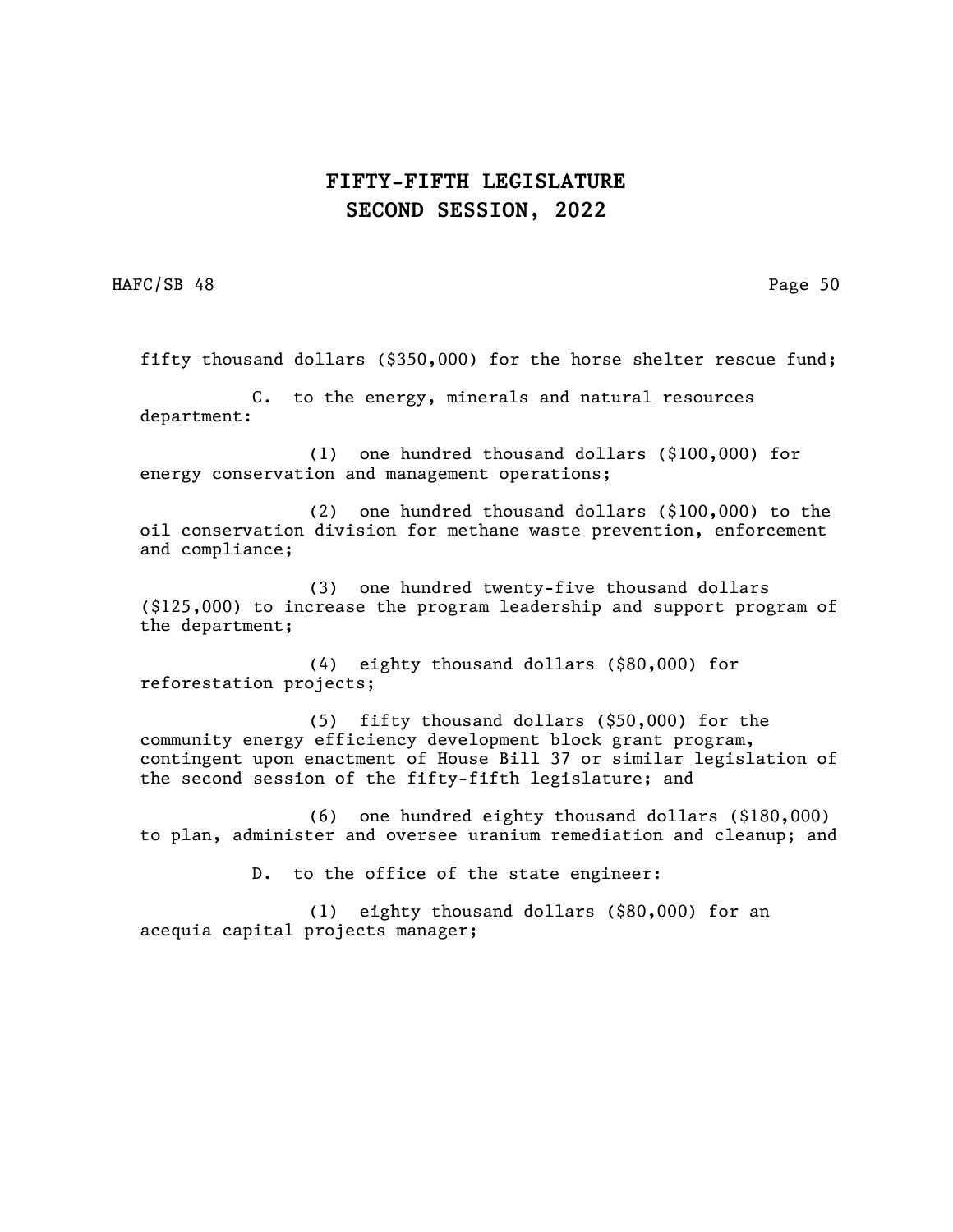fifty thousand dollars ($350,000) for the horse shelter rescue fund;

C. to the energy, minerals and natural resources department:

(1) one hundred thousand dollars ($100,000) for energy conservation and management operations;

(2) one hundred thousand dollars ($100,000) to the oil conservation division for methane waste prevention, enforcement and compliance;

(3) one hundred twenty-five thousand dollars ($125,000) to increase the program leadership and support program of the department;

(4) eighty thousand dollars ($80,000) for reforestation projects;

(5) fifty thousand dollars ($50,000) for the community energy efficiency development block grant program, contingent upon enactment of House Bill 37 or similar legislation of the second session of the fifty-fifth legislature; and

(6) one hundred eighty thousand dollars ($180,000) to plan, administer and oversee uranium remediation and cleanup; and

D. to the office of the state engineer:

(1) eighty thousand dollars ($80,000) for an acequia capital projects manager;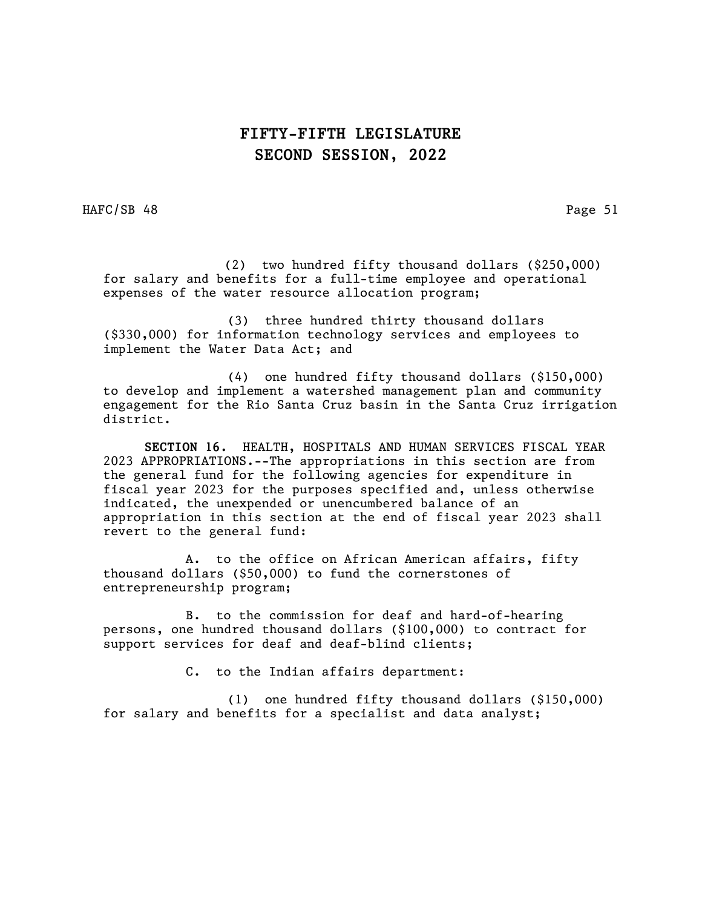(2) two hundred fifty thousand dollars ($250,000) for salary and benefits for a full-time employee and operational expenses of the water resource allocation program;

(3) three hundred thirty thousand dollars ($330,000) for information technology services and employees to implement the Water Data Act; and

(4) one hundred fifty thousand dollars ($150,000) to develop and implement a watershed management plan and community engagement for the Rio Santa Cruz basin in the Santa Cruz irrigation district.

**SECTION 16.** HEALTH, HOSPITALS AND HUMAN SERVICES FISCAL YEAR 2023 APPROPRIATIONS.--The appropriations in this section are from the general fund for the following agencies for expenditure in fiscal year 2023 for the purposes specified and, unless otherwise indicated, the unexpended or unencumbered balance of an appropriation in this section at the end of fiscal year 2023 shall revert to the general fund:

A. to the office on African American affairs, fifty thousand dollars ($50,000) to fund the cornerstones of entrepreneurship program;

B. to the commission for deaf and hard-of-hearing persons, one hundred thousand dollars ($100,000) to contract for support services for deaf and deaf-blind clients;

C. to the Indian affairs department:

(1) one hundred fifty thousand dollars ($150,000) for salary and benefits for a specialist and data analyst;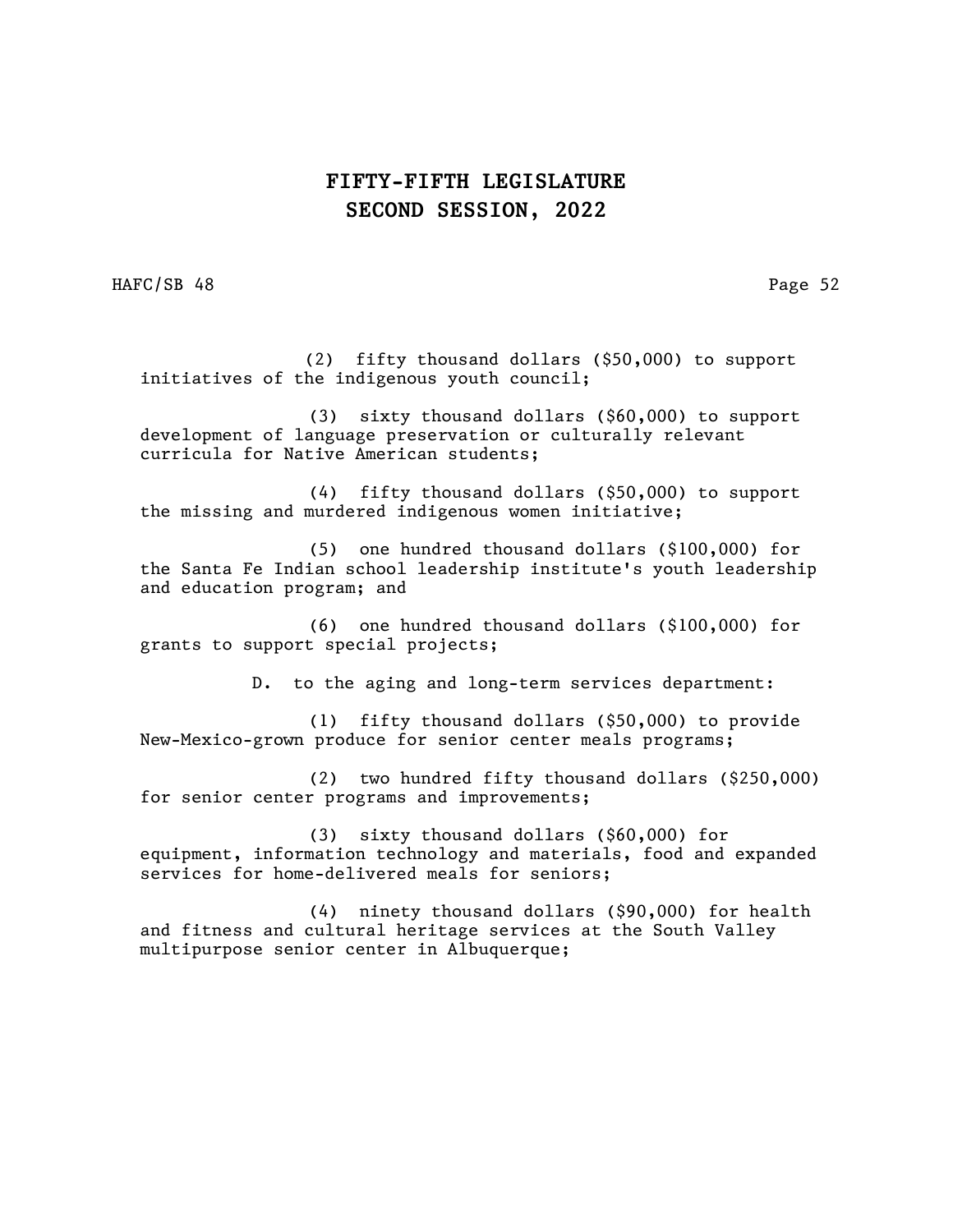(2) fifty thousand dollars ($50,000) to support initiatives of the indigenous youth council;

(3) sixty thousand dollars ($60,000) to support development of language preservation or culturally relevant curricula for Native American students;

(4) fifty thousand dollars ($50,000) to support the missing and murdered indigenous women initiative;

(5) one hundred thousand dollars ($100,000) for the Santa Fe Indian school leadership institute's youth leadership and education program; and

(6) one hundred thousand dollars ($100,000) for grants to support special projects;

D. to the aging and long-term services department:

(1) fifty thousand dollars ($50,000) to provide New-Mexico-grown produce for senior center meals programs;

(2) two hundred fifty thousand dollars ($250,000) for senior center programs and improvements;

(3) sixty thousand dollars ($60,000) for equipment, information technology and materials, food and expanded services for home-delivered meals for seniors;

(4) ninety thousand dollars ($90,000) for health and fitness and cultural heritage services at the South Valley multipurpose senior center in Albuquerque;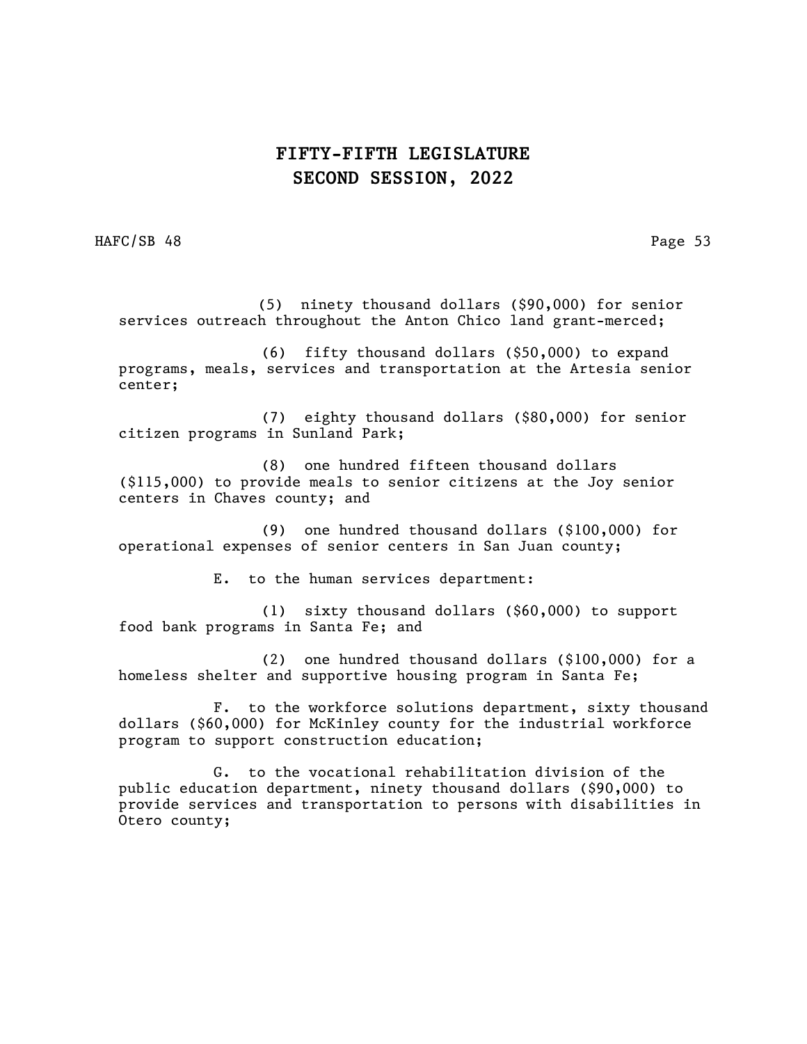(5) ninety thousand dollars ($90,000) for senior services outreach throughout the Anton Chico land grant-merced;

(6) fifty thousand dollars ($50,000) to expand programs, meals, services and transportation at the Artesia senior center;

(7) eighty thousand dollars ($80,000) for senior citizen programs in Sunland Park;

(8) one hundred fifteen thousand dollars ($115,000) to provide meals to senior citizens at the Joy senior centers in Chaves county; and

(9) one hundred thousand dollars ($100,000) for operational expenses of senior centers in San Juan county;

E. to the human services department:

(1) sixty thousand dollars ($60,000) to support food bank programs in Santa Fe; and

(2) one hundred thousand dollars ($100,000) for a homeless shelter and supportive housing program in Santa Fe;

F. to the workforce solutions department, sixty thousand dollars ($60,000) for McKinley county for the industrial workforce program to support construction education;

G. to the vocational rehabilitation division of the public education department, ninety thousand dollars ($90,000) to provide services and transportation to persons with disabilities in Otero county;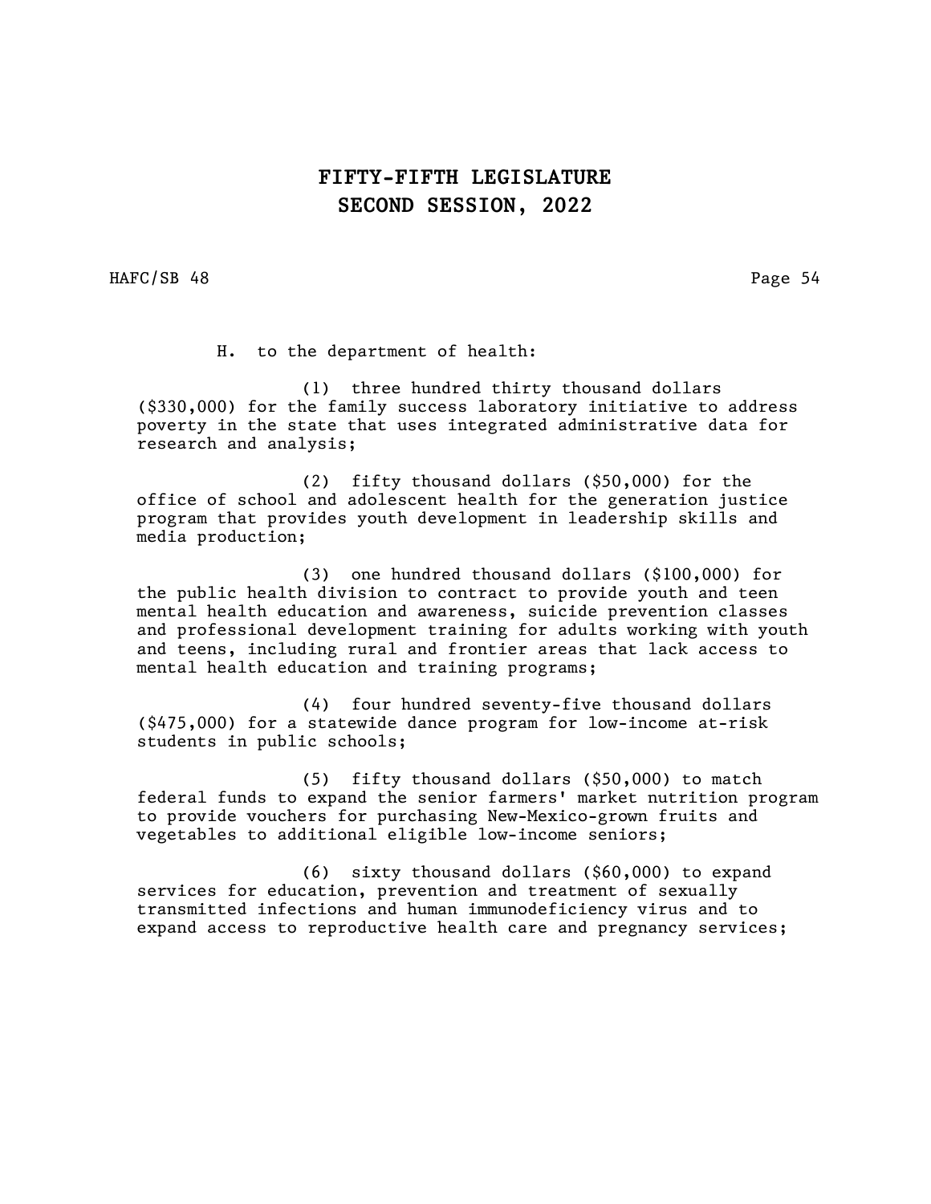H. to the department of health:

(1) three hundred thirty thousand dollars ($330,000) for the family success laboratory initiative to address poverty in the state that uses integrated administrative data for research and analysis;

(2) fifty thousand dollars ($50,000) for the office of school and adolescent health for the generation justice program that provides youth development in leadership skills and media production;

(3) one hundred thousand dollars ($100,000) for the public health division to contract to provide youth and teen mental health education and awareness, suicide prevention classes and professional development training for adults working with youth and teens, including rural and frontier areas that lack access to mental health education and training programs;

(4) four hundred seventy-five thousand dollars ($475,000) for a statewide dance program for low-income at-risk students in public schools;

(5) fifty thousand dollars ($50,000) to match federal funds to expand the senior farmers' market nutrition program to provide vouchers for purchasing New-Mexico-grown fruits and vegetables to additional eligible low-income seniors;

(6) sixty thousand dollars ($60,000) to expand services for education, prevention and treatment of sexually transmitted infections and human immunodeficiency virus and to expand access to reproductive health care and pregnancy services;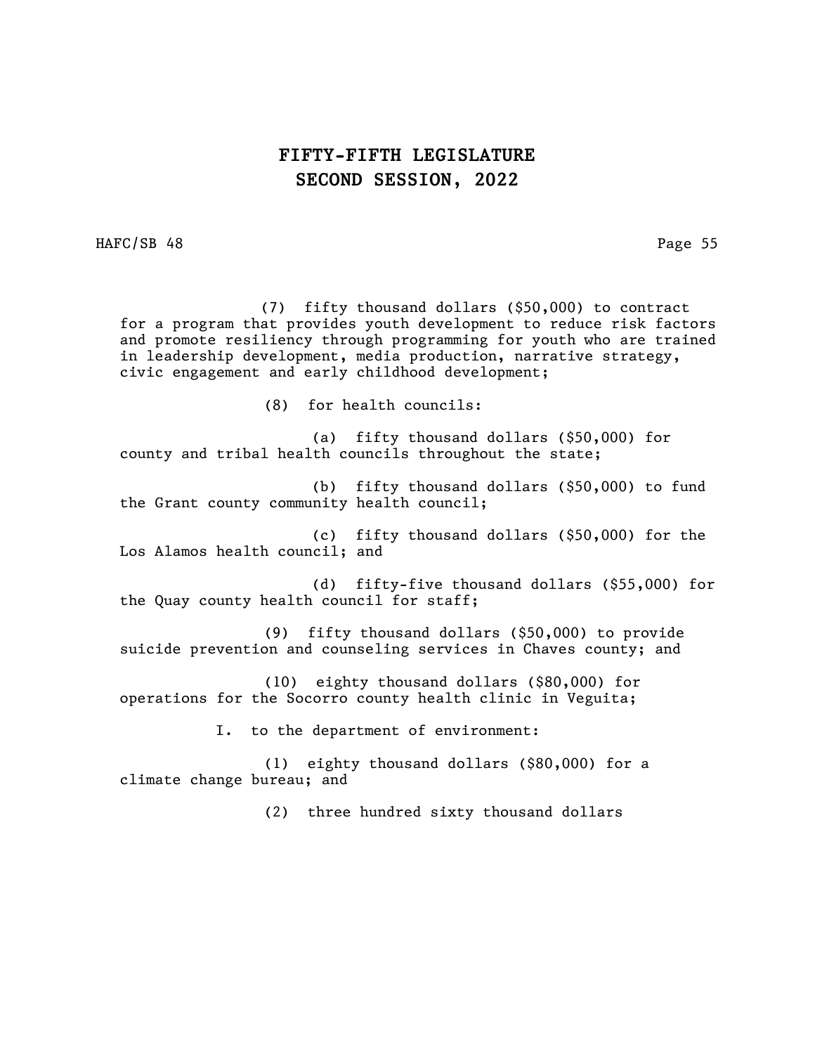(7) fifty thousand dollars ($50,000) to contract for a program that provides youth development to reduce risk factors and promote resiliency through programming for youth who are trained in leadership development, media production, narrative strategy, civic engagement and early childhood development;

(8) for health councils:

(a) fifty thousand dollars ($50,000) for county and tribal health councils throughout the state;

(b) fifty thousand dollars ($50,000) to fund the Grant county community health council;

(c) fifty thousand dollars ($50,000) for the Los Alamos health council; and

(d) fifty-five thousand dollars ($55,000) for the Quay county health council for staff;

(9) fifty thousand dollars ($50,000) to provide suicide prevention and counseling services in Chaves county; and

(10) eighty thousand dollars ($80,000) for operations for the Socorro county health clinic in Veguita;

I. to the department of environment:

(1) eighty thousand dollars ($80,000) for a climate change bureau; and

(2) three hundred sixty thousand dollars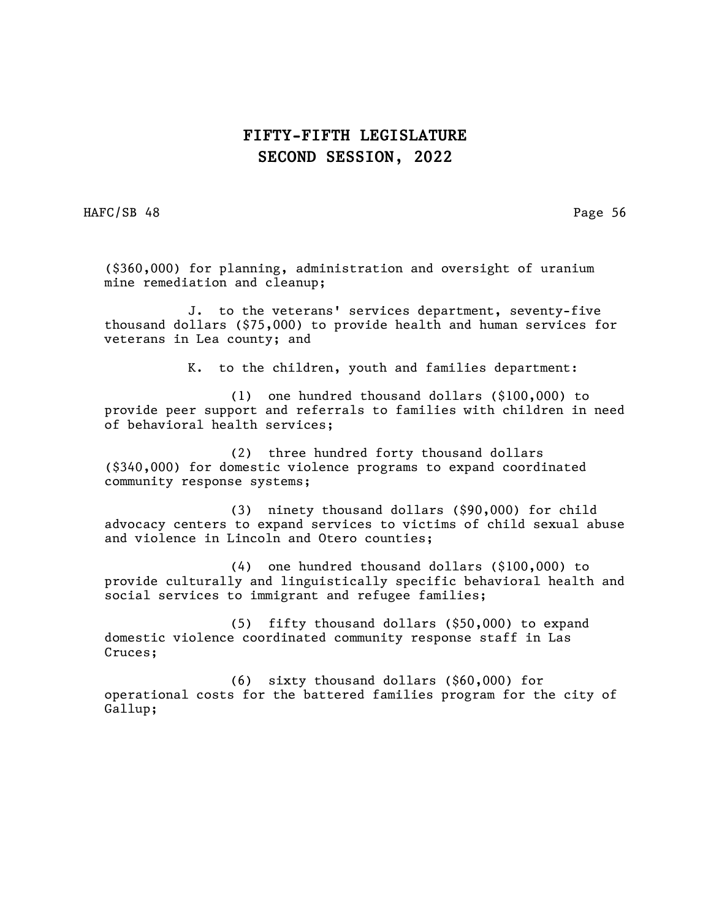($360,000) for planning, administration and oversight of uranium mine remediation and cleanup;

J. to the veterans' services department, seventy-five thousand dollars ($75,000) to provide health and human services for veterans in Lea county; and

K. to the children, youth and families department:

(1) one hundred thousand dollars ($100,000) to provide peer support and referrals to families with children in need of behavioral health services;

(2) three hundred forty thousand dollars ($340,000) for domestic violence programs to expand coordinated community response systems;

(3) ninety thousand dollars ($90,000) for child advocacy centers to expand services to victims of child sexual abuse and violence in Lincoln and Otero counties;

(4) one hundred thousand dollars ($100,000) to provide culturally and linguistically specific behavioral health and social services to immigrant and refugee families;

(5) fifty thousand dollars ($50,000) to expand domestic violence coordinated community response staff in Las Cruces;

(6) sixty thousand dollars ($60,000) for operational costs for the battered families program for the city of Gallup;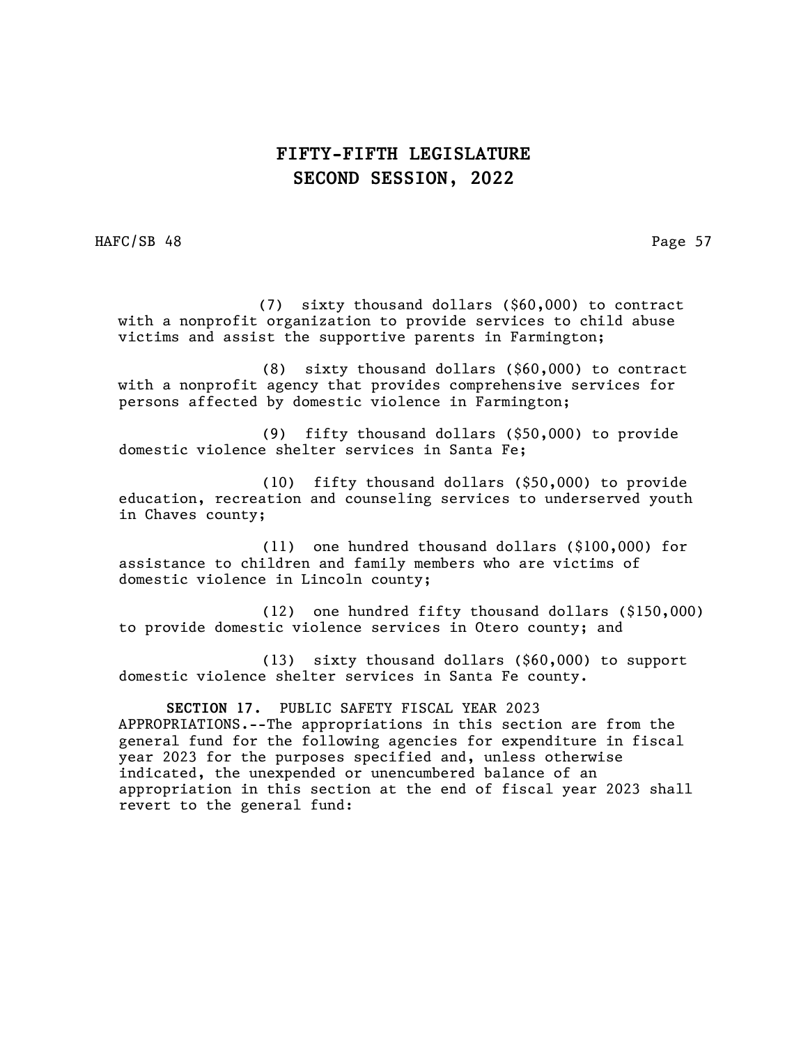(7) sixty thousand dollars ($60,000) to contract with a nonprofit organization to provide services to child abuse victims and assist the supportive parents in Farmington;

(8) sixty thousand dollars ($60,000) to contract with a nonprofit agency that provides comprehensive services for persons affected by domestic violence in Farmington;

(9) fifty thousand dollars ($50,000) to provide domestic violence shelter services in Santa Fe;

(10) fifty thousand dollars ($50,000) to provide education, recreation and counseling services to underserved youth in Chaves county;

(11) one hundred thousand dollars ($100,000) for assistance to children and family members who are victims of domestic violence in Lincoln county;

(12) one hundred fifty thousand dollars ($150,000) to provide domestic violence services in Otero county; and

(13) sixty thousand dollars ($60,000) to support domestic violence shelter services in Santa Fe county.

**SECTION 17.** PUBLIC SAFETY FISCAL YEAR 2023 APPROPRIATIONS.--The appropriations in this section are from the general fund for the following agencies for expenditure in fiscal year 2023 for the purposes specified and, unless otherwise indicated, the unexpended or unencumbered balance of an appropriation in this section at the end of fiscal year 2023 shall revert to the general fund: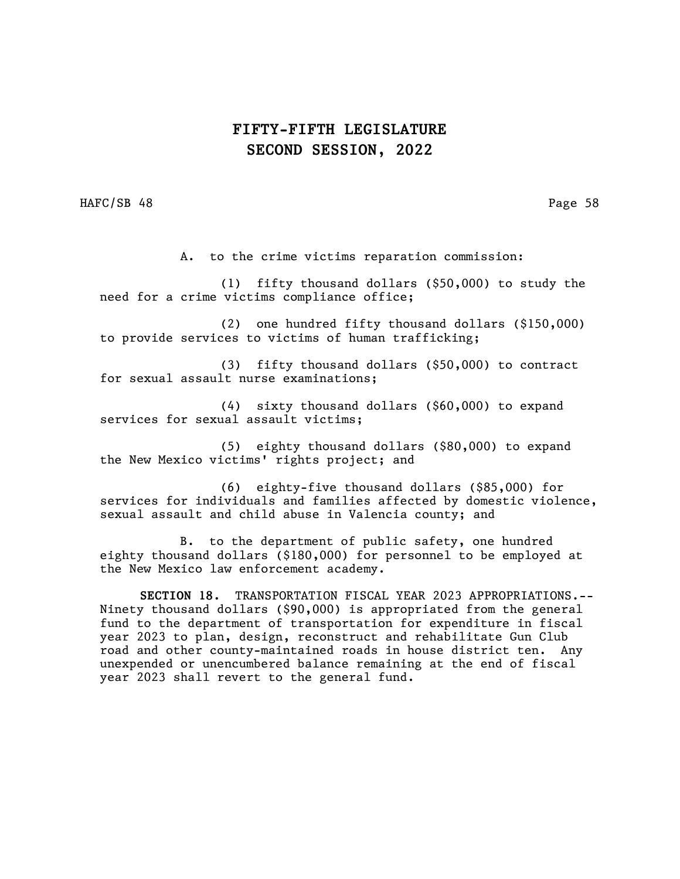A. to the crime victims reparation commission:

(1) fifty thousand dollars ($50,000) to study the need for a crime victims compliance office;

(2) one hundred fifty thousand dollars ($150,000) to provide services to victims of human trafficking;

(3) fifty thousand dollars ($50,000) to contract for sexual assault nurse examinations;

(4) sixty thousand dollars ($60,000) to expand services for sexual assault victims;

(5) eighty thousand dollars ($80,000) to expand the New Mexico victims' rights project; and

(6) eighty-five thousand dollars ($85,000) for services for individuals and families affected by domestic violence, sexual assault and child abuse in Valencia county; and

B. to the department of public safety, one hundred eighty thousand dollars ($180,000) for personnel to be employed at the New Mexico law enforcement academy.

**SECTION 18.** TRANSPORTATION FISCAL YEAR 2023 APPROPRIATIONS.--Ninety thousand dollars ($90,000) is appropriated from the general fund to the department of transportation for expenditure in fiscal year 2023 to plan, design, reconstruct and rehabilitate Gun Club road and other county-maintained roads in house district ten. Any unexpended or unencumbered balance remaining at the end of fiscal year 2023 shall revert to the general fund.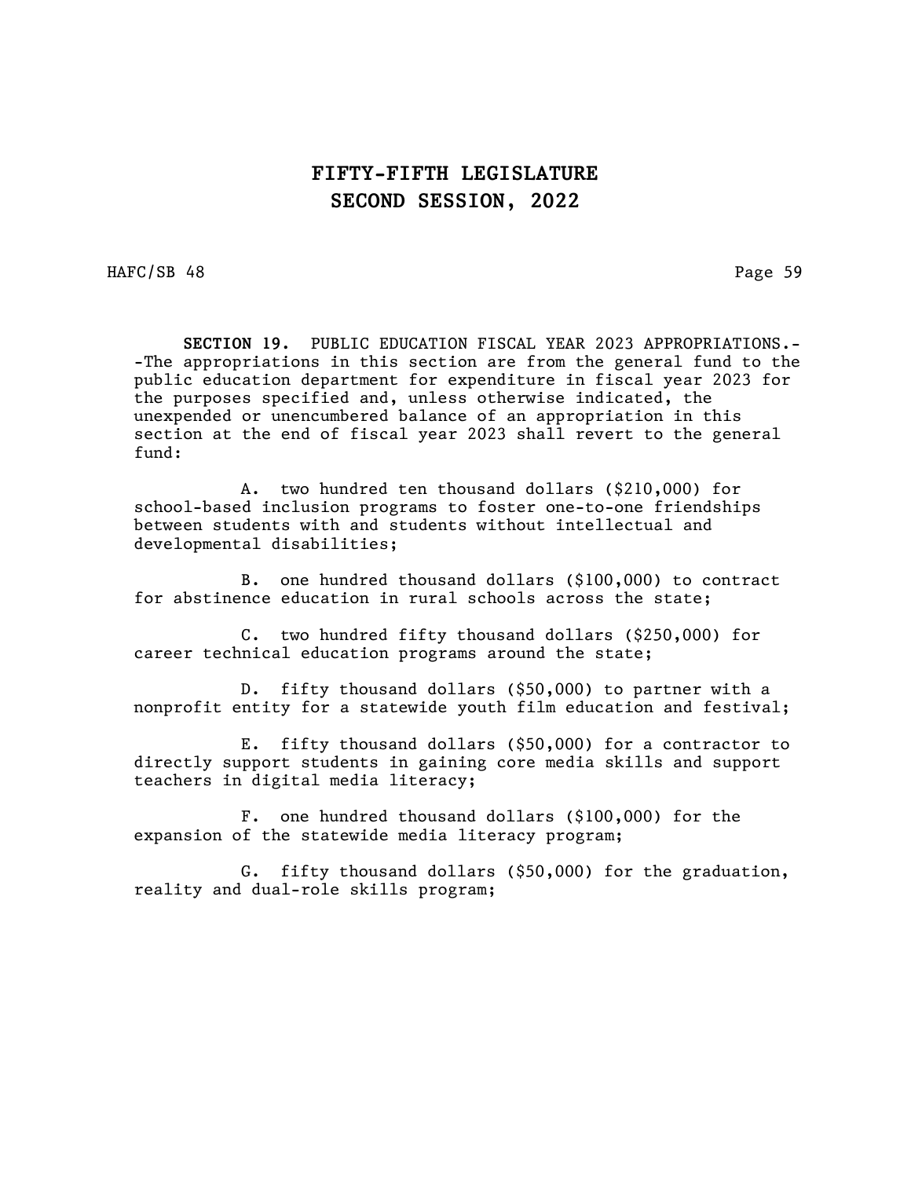**SECTION 19.** PUBLIC EDUCATION FISCAL YEAR 2023 APPROPRIATIONS.--The appropriations in this section are from the general fund to the public education department for expenditure in fiscal year 2023 for the purposes specified and, unless otherwise indicated, the unexpended or unencumbered balance of an appropriation in this section at the end of fiscal year 2023 shall revert to the general fund:

A. two hundred ten thousand dollars ($210,000) for school-based inclusion programs to foster one-to-one friendships between students with and students without intellectual and developmental disabilities;

B. one hundred thousand dollars ($100,000) to contract for abstinence education in rural schools across the state;

C. two hundred fifty thousand dollars ($250,000) for career technical education programs around the state;

D. fifty thousand dollars ($50,000) to partner with a nonprofit entity for a statewide youth film education and festival;

E. fifty thousand dollars ($50,000) for a contractor to directly support students in gaining core media skills and support teachers in digital media literacy;

F. one hundred thousand dollars ($100,000) for the expansion of the statewide media literacy program;

G. fifty thousand dollars ($50,000) for the graduation, reality and dual-role skills program;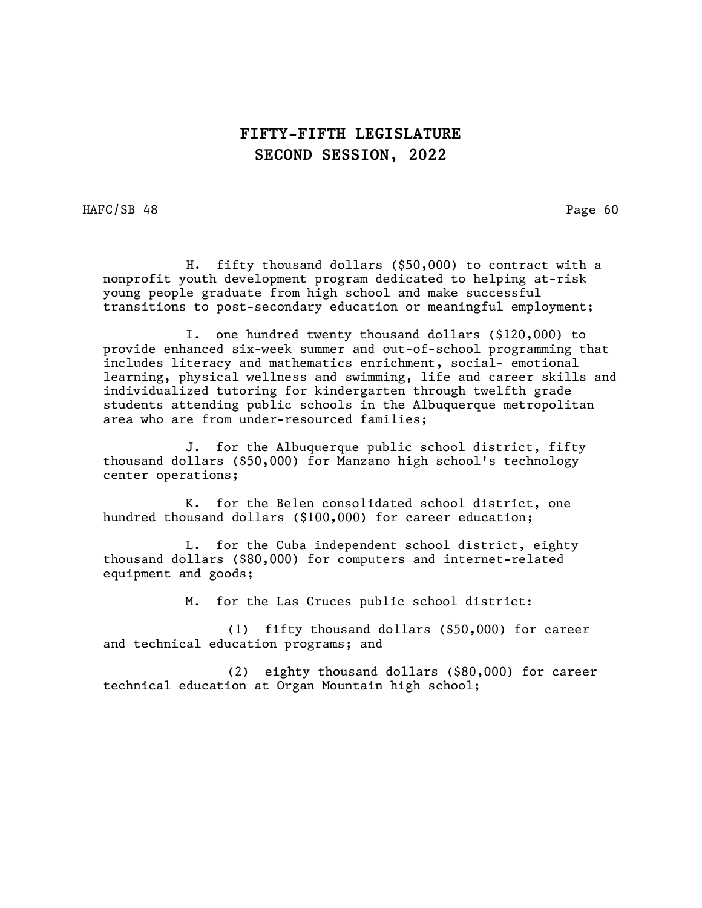H. fifty thousand dollars ($50,000) to contract with a nonprofit youth development program dedicated to helping at-risk young people graduate from high school and make successful transitions to post-secondary education or meaningful employment;

I. one hundred twenty thousand dollars ($120,000) to provide enhanced six-week summer and out-of-school programming that includes literacy and mathematics enrichment, social- emotional learning, physical wellness and swimming, life and career skills and individualized tutoring for kindergarten through twelfth grade students attending public schools in the Albuquerque metropolitan area who are from under-resourced families;

J. for the Albuquerque public school district, fifty thousand dollars ($50,000) for Manzano high school's technology center operations;

K. for the Belen consolidated school district, one hundred thousand dollars ($100,000) for career education;

L. for the Cuba independent school district, eighty thousand dollars ($80,000) for computers and internet-related equipment and goods;

M. for the Las Cruces public school district:

(1) fifty thousand dollars ($50,000) for career and technical education programs; and

(2) eighty thousand dollars ($80,000) for career technical education at Organ Mountain high school;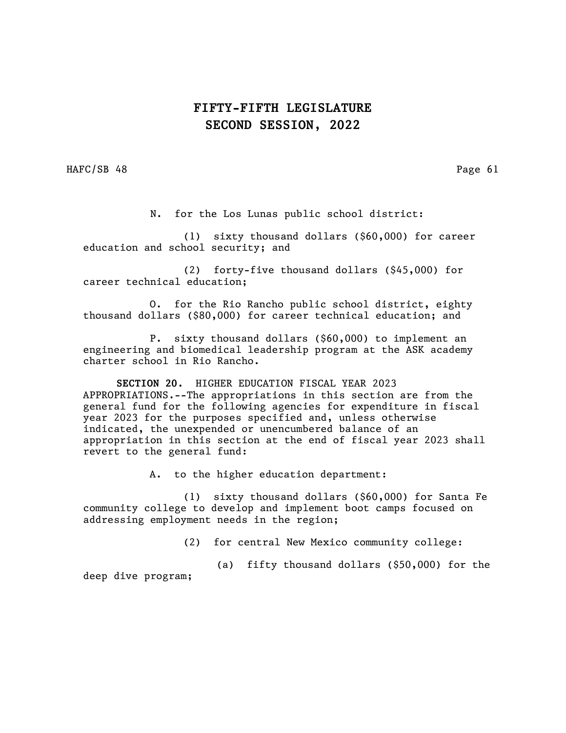N. for the Los Lunas public school district:

(1) sixty thousand dollars ($60,000) for career education and school security; and

(2) forty-five thousand dollars ($45,000) for career technical education;

O. for the Rio Rancho public school district, eighty thousand dollars ($80,000) for career technical education; and

P. sixty thousand dollars ($60,000) to implement an engineering and biomedical leadership program at the ASK academy charter school in Rio Rancho.

**SECTION 20.** HIGHER EDUCATION FISCAL YEAR 2023 APPROPRIATIONS.--The appropriations in this section are from the general fund for the following agencies for expenditure in fiscal year 2023 for the purposes specified and, unless otherwise indicated, the unexpended or unencumbered balance of an appropriation in this section at the end of fiscal year 2023 shall revert to the general fund:

A. to the higher education department:

(1) sixty thousand dollars ($60,000) for Santa Fe community college to develop and implement boot camps focused on addressing employment needs in the region;

(2) for central New Mexico community college:

(a) fifty thousand dollars ($50,000) for the deep dive program;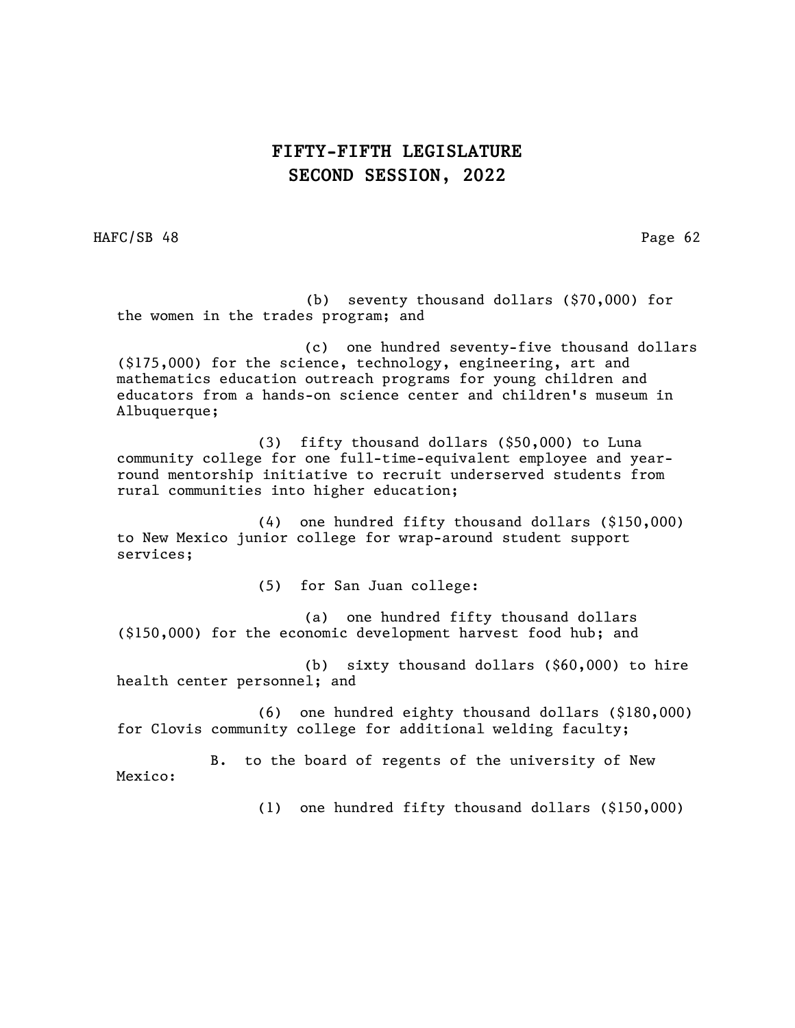(b) seventy thousand dollars ($70,000) for the women in the trades program; and

(c) one hundred seventy-five thousand dollars ($175,000) for the science, technology, engineering, art and mathematics education outreach programs for young children and educators from a hands-on science center and children's museum in Albuquerque;

(3) fifty thousand dollars ($50,000) to Luna community college for one full-time-equivalent employee and year-round mentorship initiative to recruit underserved students from rural communities into higher education;

(4) one hundred fifty thousand dollars ($150,000) to New Mexico junior college for wrap-around student support services;

(5) for San Juan college:

(a) one hundred fifty thousand dollars ($150,000) for the economic development harvest food hub; and

(b) sixty thousand dollars ($60,000) to hire health center personnel; and

(6) one hundred eighty thousand dollars ($180,000) for Clovis community college for additional welding faculty;

B. to the board of regents of the university of New Mexico:

(1) one hundred fifty thousand dollars ($150,000)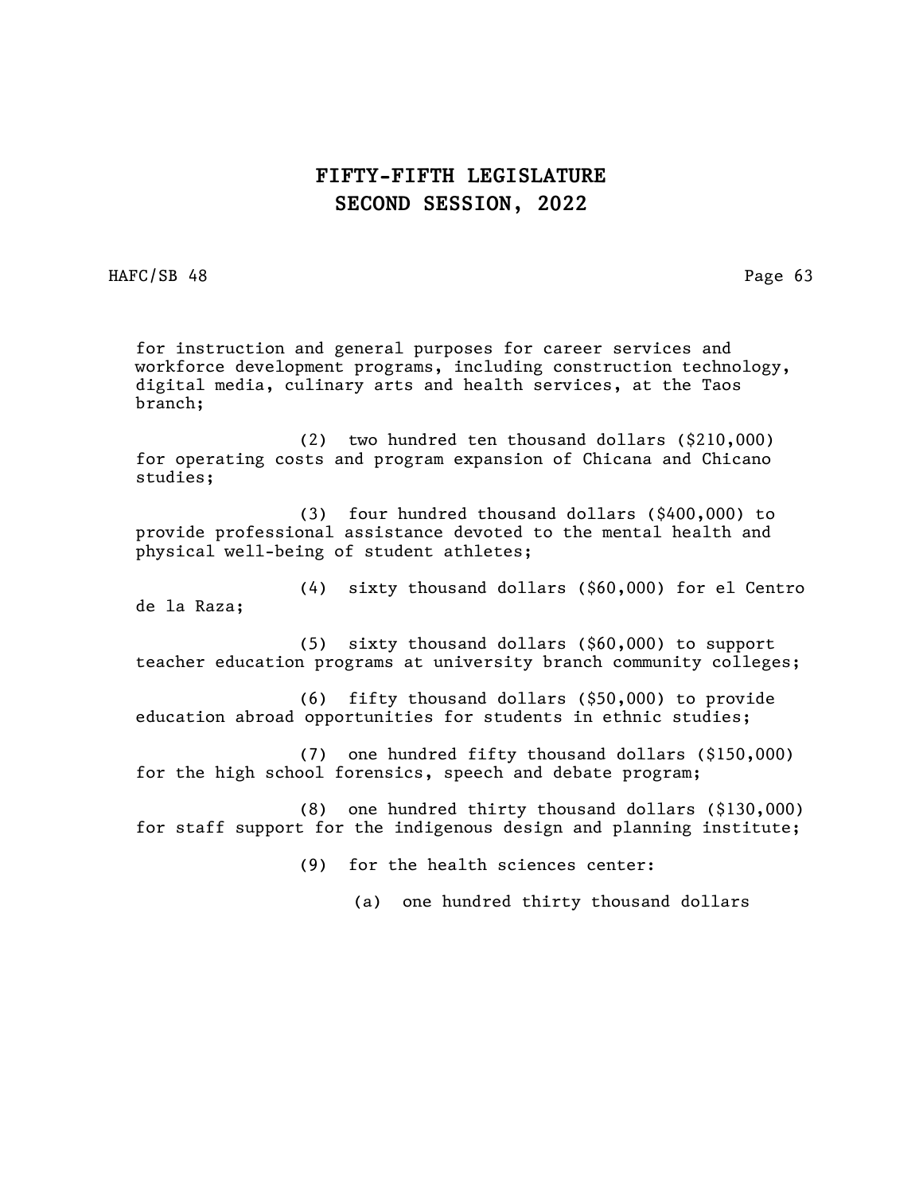for instruction and general purposes for career services and workforce development programs, including construction technology, digital media, culinary arts and health services, at the Taos branch;

(2) two hundred ten thousand dollars ($210,000) for operating costs and program expansion of Chicana and Chicano studies;

(3) four hundred thousand dollars ($400,000) to provide professional assistance devoted to the mental health and physical well-being of student athletes;

(4) sixty thousand dollars ($60,000) for el Centro de la Raza;

(5) sixty thousand dollars ($60,000) to support teacher education programs at university branch community colleges;

(6) fifty thousand dollars ($50,000) to provide education abroad opportunities for students in ethnic studies;

(7) one hundred fifty thousand dollars ($150,000) for the high school forensics, speech and debate program;

(8) one hundred thirty thousand dollars ($130,000) for staff support for the indigenous design and planning institute;

(9) for the health sciences center:

(a) one hundred thirty thousand dollars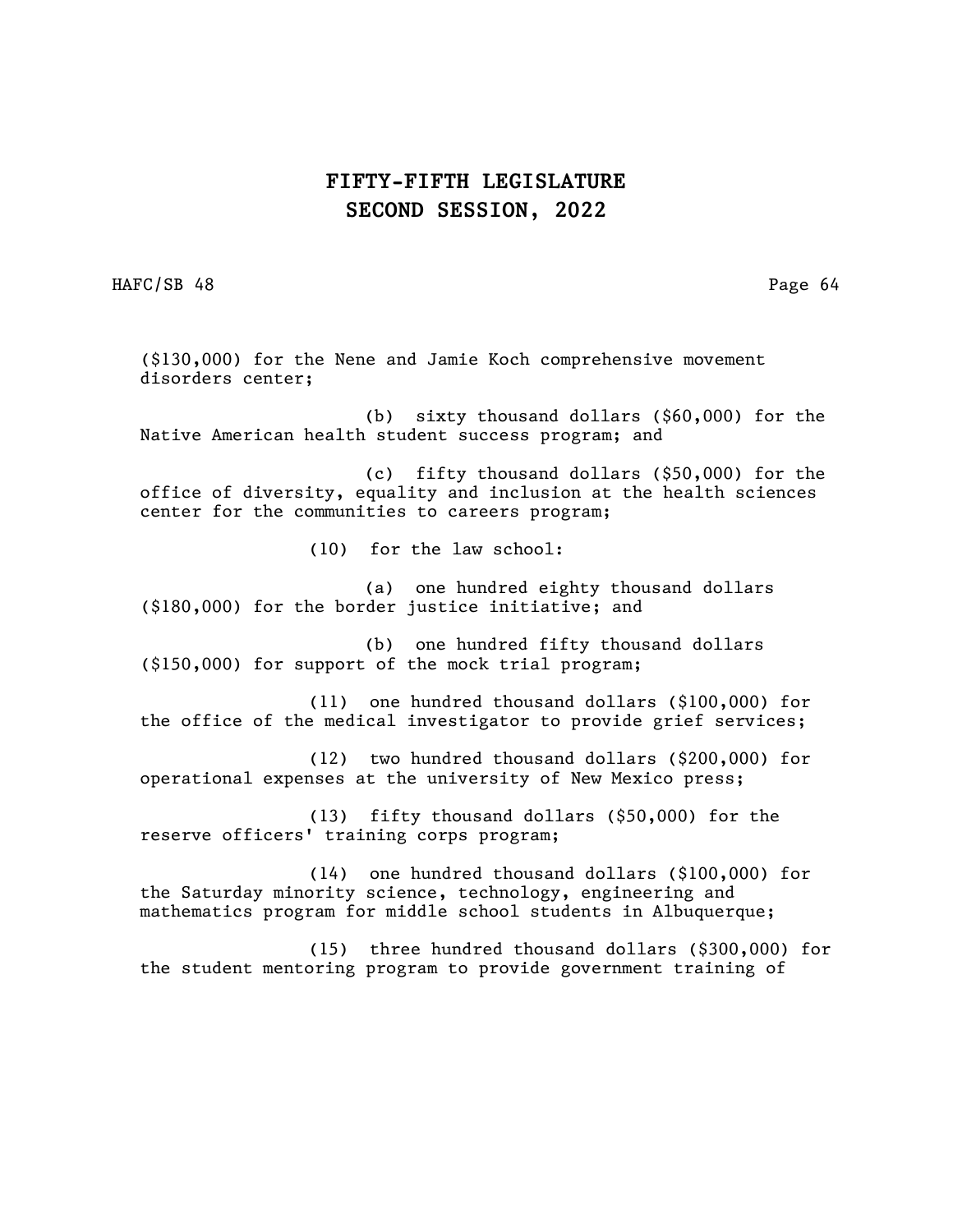($130,000) for the Nene and Jamie Koch comprehensive movement disorders center;

(b) sixty thousand dollars ($60,000) for the Native American health student success program; and

(c) fifty thousand dollars ($50,000) for the office of diversity, equality and inclusion at the health sciences center for the communities to careers program;

(10) for the law school:

(a) one hundred eighty thousand dollars ($180,000) for the border justice initiative; and

(b) one hundred fifty thousand dollars ($150,000) for support of the mock trial program;

(11) one hundred thousand dollars ($100,000) for the office of the medical investigator to provide grief services;

(12) two hundred thousand dollars ($200,000) for operational expenses at the university of New Mexico press;

(13) fifty thousand dollars ($50,000) for the reserve officers' training corps program;

(14) one hundred thousand dollars ($100,000) for the Saturday minority science, technology, engineering and mathematics program for middle school students in Albuquerque;

(15) three hundred thousand dollars ($300,000) for the student mentoring program to provide government training of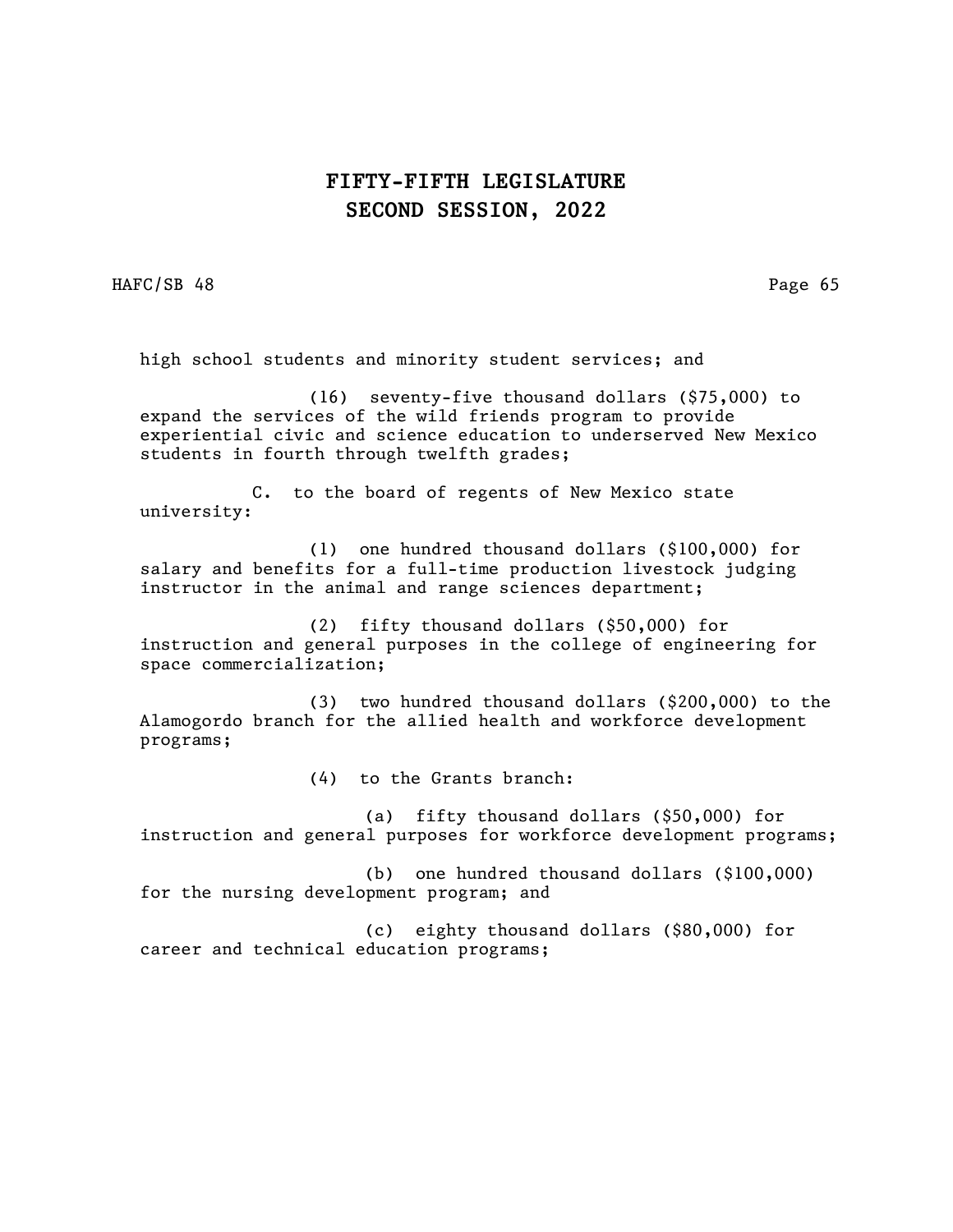high school students and minority student services; and

(16) seventy-five thousand dollars ($75,000) to expand the services of the wild friends program to provide experiential civic and science education to underserved New Mexico students in fourth through twelfth grades;

C. to the board of regents of New Mexico state university:

(1) one hundred thousand dollars ($100,000) for salary and benefits for a full-time production livestock judging instructor in the animal and range sciences department;

(2) fifty thousand dollars ($50,000) for instruction and general purposes in the college of engineering for space commercialization;

(3) two hundred thousand dollars ($200,000) to the Alamogordo branch for the allied health and workforce development programs;

(4) to the Grants branch:

(a) fifty thousand dollars ($50,000) for instruction and general purposes for workforce development programs;

(b) one hundred thousand dollars ($100,000) for the nursing development program; and

(c) eighty thousand dollars ($80,000) for career and technical education programs;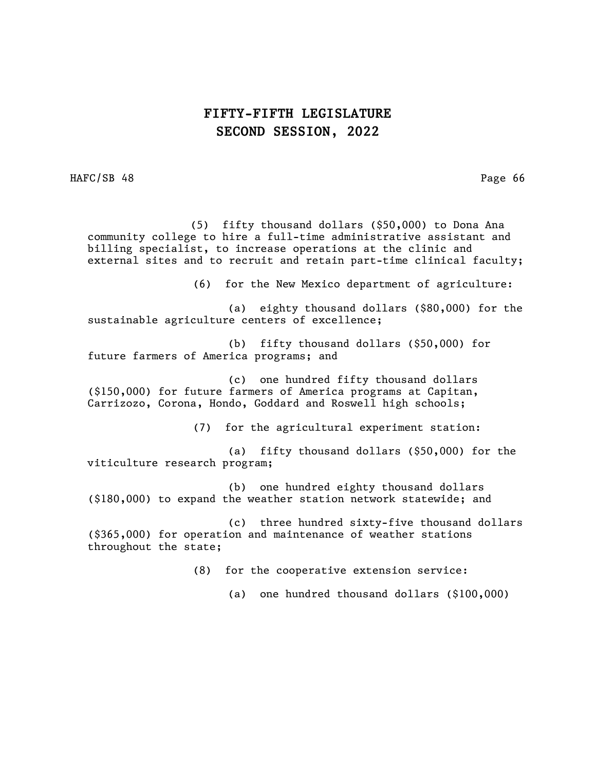(5) fifty thousand dollars ($50,000) to Dona Ana community college to hire a full-time administrative assistant and billing specialist, to increase operations at the clinic and external sites and to recruit and retain part-time clinical faculty;

(6) for the New Mexico department of agriculture:

(a) eighty thousand dollars ($80,000) for the sustainable agriculture centers of excellence;

(b) fifty thousand dollars ($50,000) for future farmers of America programs; and

(c) one hundred fifty thousand dollars ($150,000) for future farmers of America programs at Capitan, Carrizozo, Corona, Hondo, Goddard and Roswell high schools;

(7) for the agricultural experiment station:

(a) fifty thousand dollars ($50,000) for the viticulture research program;

(b) one hundred eighty thousand dollars ($180,000) to expand the weather station network statewide; and

(c) three hundred sixty-five thousand dollars ($365,000) for operation and maintenance of weather stations throughout the state;

(8) for the cooperative extension service:

(a) one hundred thousand dollars ($100,000)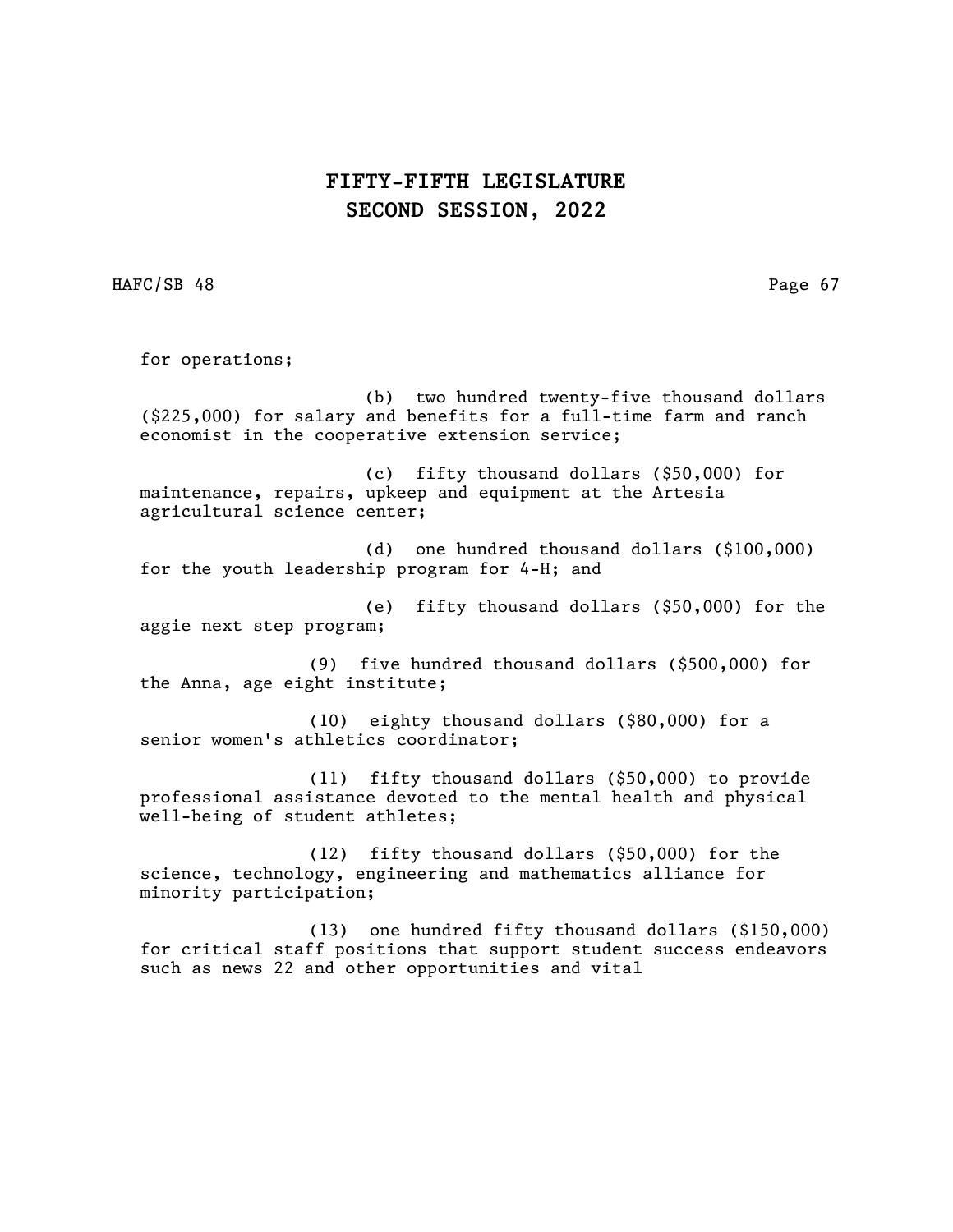for operations;

(b) two hundred twenty-five thousand dollars ($225,000) for salary and benefits for a full-time farm and ranch economist in the cooperative extension service;

(c) fifty thousand dollars ($50,000) for maintenance, repairs, upkeep and equipment at the Artesia agricultural science center;

(d) one hundred thousand dollars ($100,000) for the youth leadership program for 4-H; and

(e) fifty thousand dollars ($50,000) for the aggie next step program;

(9) five hundred thousand dollars ($500,000) for the Anna, age eight institute;

(10) eighty thousand dollars ($80,000) for a senior women's athletics coordinator;

(11) fifty thousand dollars ($50,000) to provide professional assistance devoted to the mental health and physical well-being of student athletes;

(12) fifty thousand dollars ($50,000) for the science, technology, engineering and mathematics alliance for minority participation;

(13) one hundred fifty thousand dollars ($150,000) for critical staff positions that support student success endeavors such as news 22 and other opportunities and vital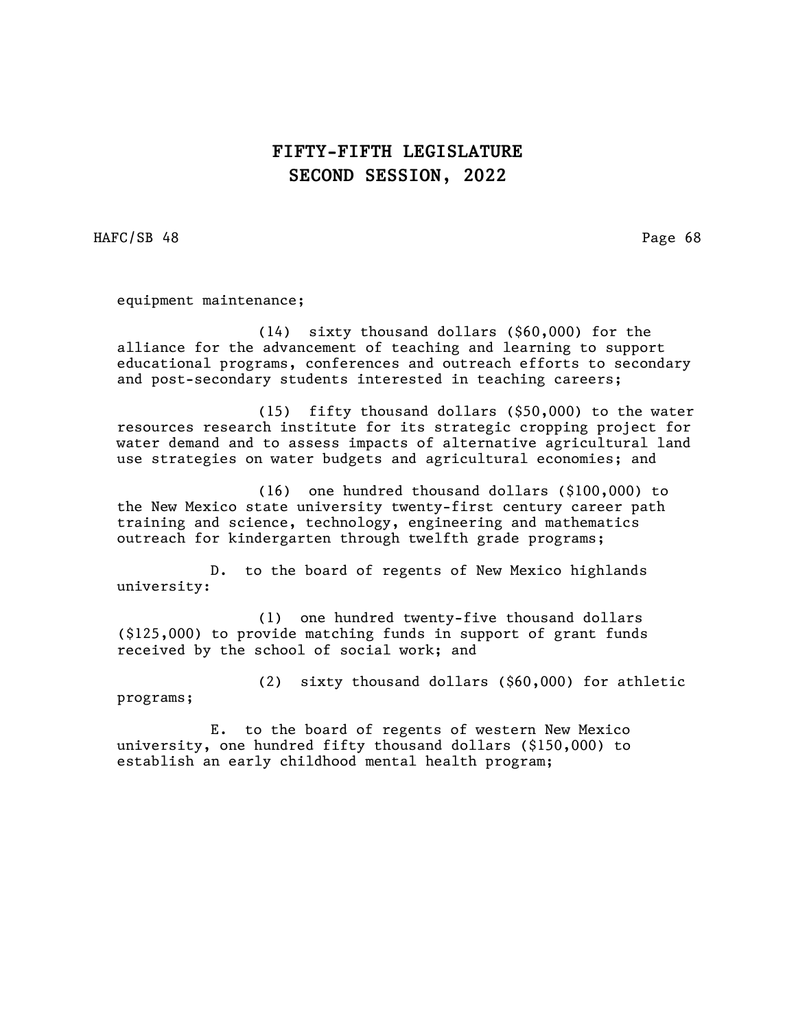equipment maintenance;

(14) sixty thousand dollars ($60,000) for the alliance for the advancement of teaching and learning to support educational programs, conferences and outreach efforts to secondary and post-secondary students interested in teaching careers;

(15) fifty thousand dollars ($50,000) to the water resources research institute for its strategic cropping project for water demand and to assess impacts of alternative agricultural land use strategies on water budgets and agricultural economies; and

(16) one hundred thousand dollars ($100,000) to the New Mexico state university twenty-first century career path training and science, technology, engineering and mathematics outreach for kindergarten through twelfth grade programs;

D. to the board of regents of New Mexico highlands university:

(1) one hundred twenty-five thousand dollars ($125,000) to provide matching funds in support of grant funds received by the school of social work; and

(2) sixty thousand dollars ($60,000) for athletic programs;

E. to the board of regents of western New Mexico university, one hundred fifty thousand dollars ($150,000) to establish an early childhood mental health program;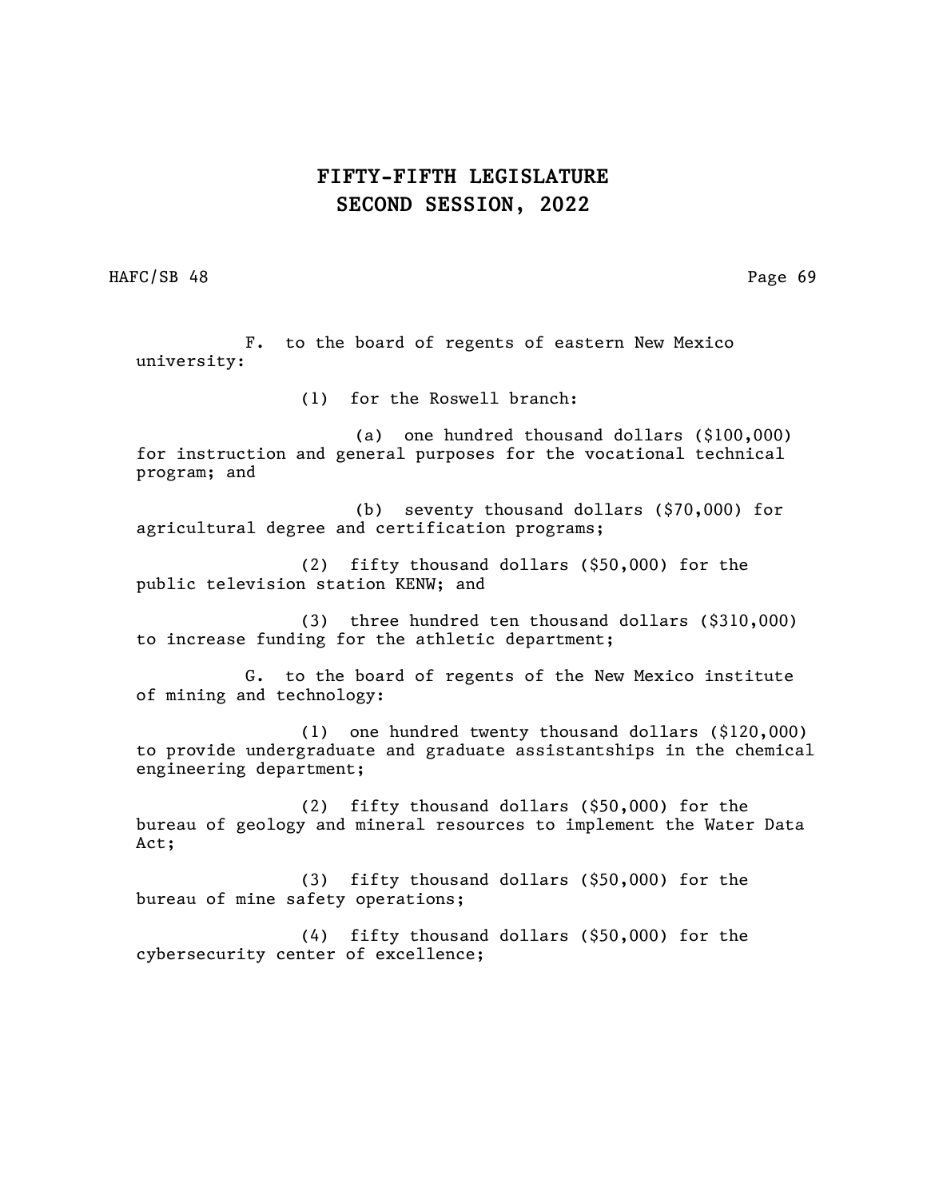F. to the board of regents of eastern New Mexico university:

(1) for the Roswell branch:

(a) one hundred thousand dollars ($100,000) for instruction and general purposes for the vocational technical program; and

(b) seventy thousand dollars ($70,000) for agricultural degree and certification programs;

(2) fifty thousand dollars ($50,000) for the public television station KENW; and

(3) three hundred ten thousand dollars ($310,000) to increase funding for the athletic department;

G. to the board of regents of the New Mexico institute of mining and technology:

(1) one hundred twenty thousand dollars ($120,000) to provide undergraduate and graduate assistantships in the chemical engineering department;

(2) fifty thousand dollars ($50,000) for the bureau of geology and mineral resources to implement the Water Data Act;

(3) fifty thousand dollars ($50,000) for the bureau of mine safety operations;

(4) fifty thousand dollars ($50,000) for the cybersecurity center of excellence;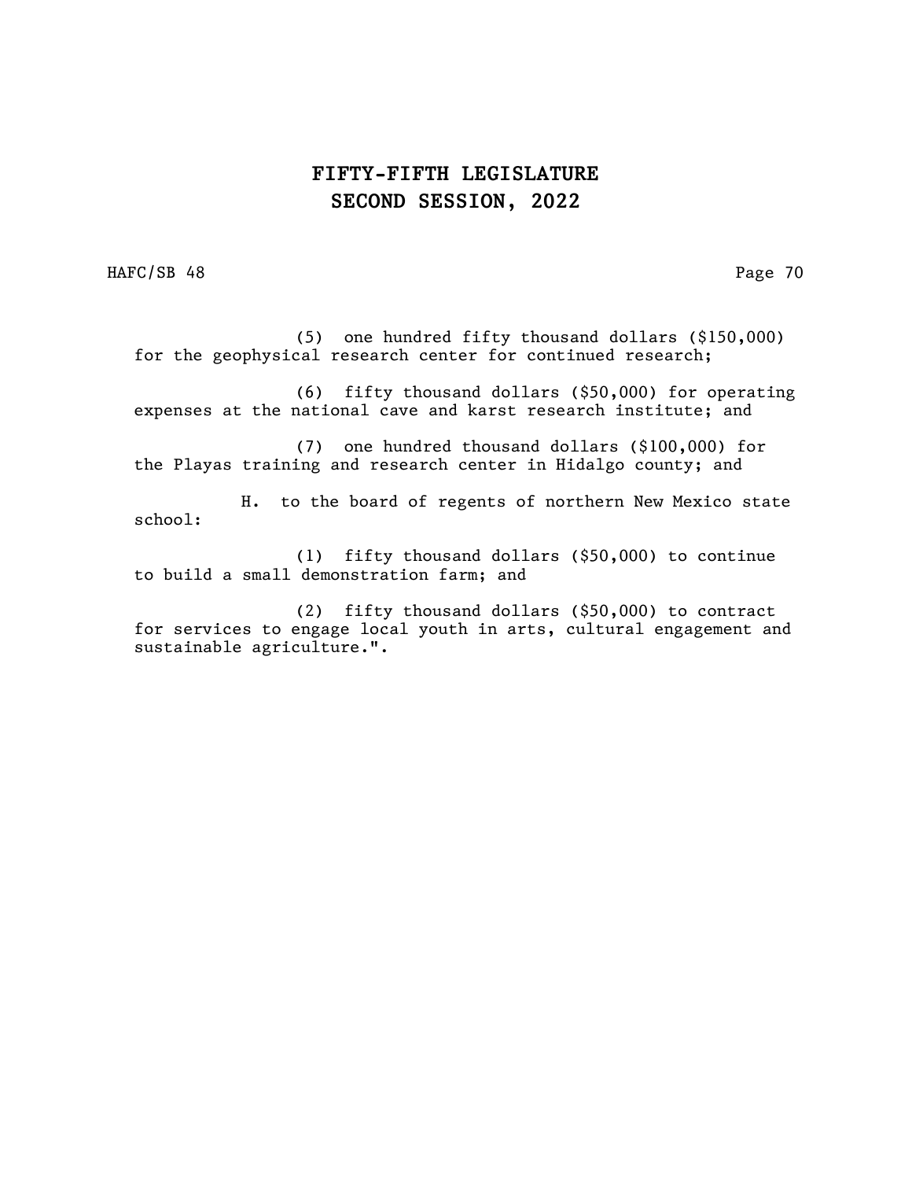(5) one hundred fifty thousand dollars ($150,000) for the geophysical research center for continued research;

(6) fifty thousand dollars ($50,000) for operating expenses at the national cave and karst research institute; and

(7) one hundred thousand dollars ($100,000) for the Playas training and research center in Hidalgo county; and

H. to the board of regents of northern New Mexico state school:

(1) fifty thousand dollars ($50,000) to continue to build a small demonstration farm; and

(2) fifty thousand dollars ($50,000) to contract for services to engage local youth in arts, cultural engagement and sustainable agriculture.".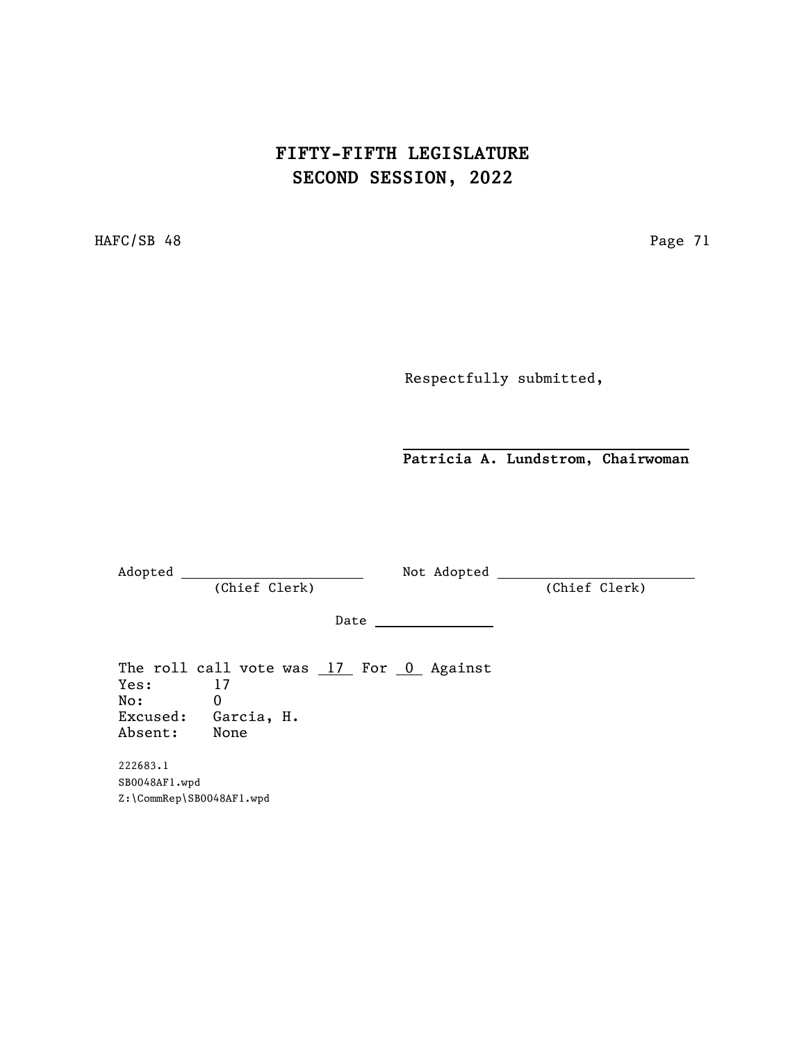# FIFTY-FIFTH LEGISLATURE
# SECOND SESSION, 2022

HAFC/SB 48

Respectfully submitted,

______________________________
**Patricia A. Lundstrom, Chairwoman**

Adopted ______________________ (Chief Clerk)

Not Adopted ______________________ (Chief Clerk)

Date ______________

The roll call vote was 17 For 0 Against

Yes: 17
No: 0
Excused: Garcia, H.
Absent: None

222683.1
SB0048AF1.wpd
Z:\CommRep\SB0048AF1.wpd